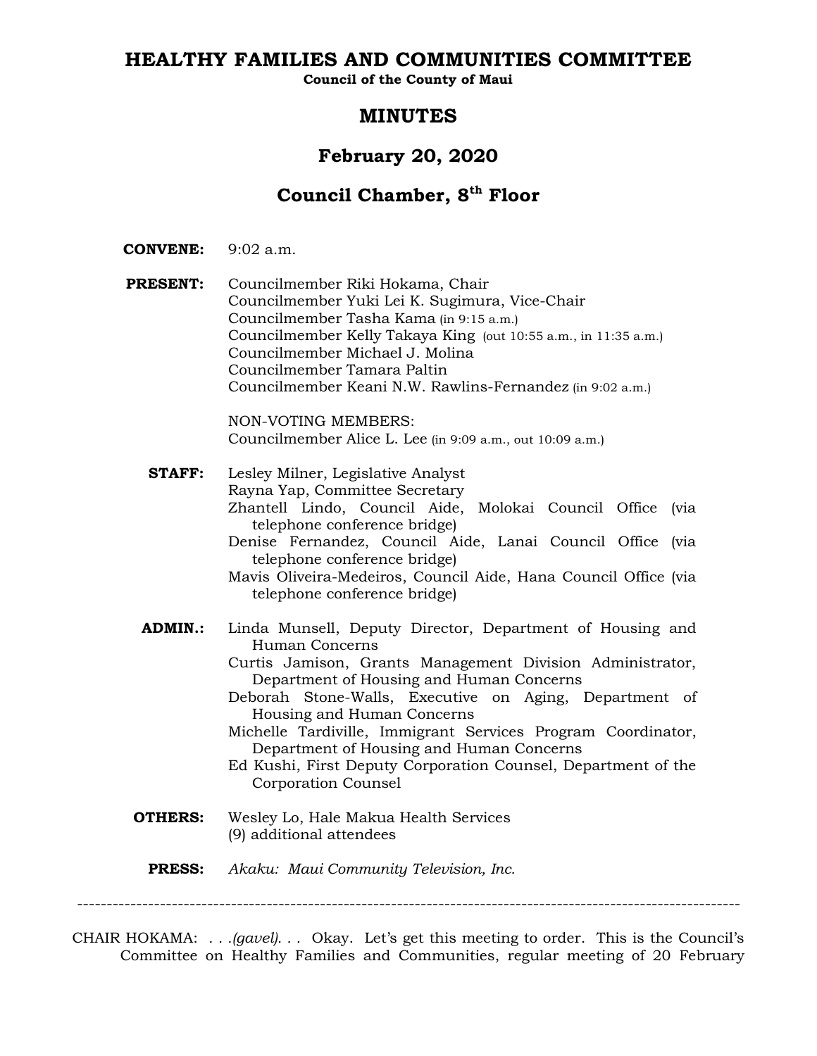# HEALTHY FAMILIES AND COMMUNITIES COMMITTEE

**Council of the County of Maui**

## MINUTES

## February 20, 2020

## Council Chamber, 8th Floor

**CONVENE:** 9:02 a.m.

**PRESENT:** Councilmember Riki Hokama, Chair
Councilmember Yuki Lei K. Sugimura, Vice-Chair
Councilmember Tasha Kama (in 9:15 a.m.)
Councilmember Kelly Takaya King (out 10:55 a.m., in 11:35 a.m.)
Councilmember Michael J. Molina
Councilmember Tamara Paltin
Councilmember Keani N.W. Rawlins-Fernandez (in 9:02 a.m.)

NON-VOTING MEMBERS:
Councilmember Alice L. Lee (in 9:09 a.m., out 10:09 a.m.)

**STAFF:** Lesley Milner, Legislative Analyst
Rayna Yap, Committee Secretary
Zhantell Lindo, Council Aide, Molokai Council Office (via telephone conference bridge)
Denise Fernandez, Council Aide, Lanai Council Office (via telephone conference bridge)
Mavis Oliveira-Medeiros, Council Aide, Hana Council Office (via telephone conference bridge)

**ADMIN.:** Linda Munsell, Deputy Director, Department of Housing and Human Concerns
Curtis Jamison, Grants Management Division Administrator, Department of Housing and Human Concerns
Deborah Stone-Walls, Executive on Aging, Department of Housing and Human Concerns
Michelle Tardiville, Immigrant Services Program Coordinator, Department of Housing and Human Concerns
Ed Kushi, First Deputy Corporation Counsel, Department of the Corporation Counsel

**OTHERS:** Wesley Lo, Hale Makua Health Services
(9) additional attendees

**PRESS:** *Akaku: Maui Community Television, Inc.*

---

CHAIR HOKAMA: . . .*(gavel)*. . . Okay. Let's get this meeting to order. This is the Council's Committee on Healthy Families and Communities, regular meeting of 20 February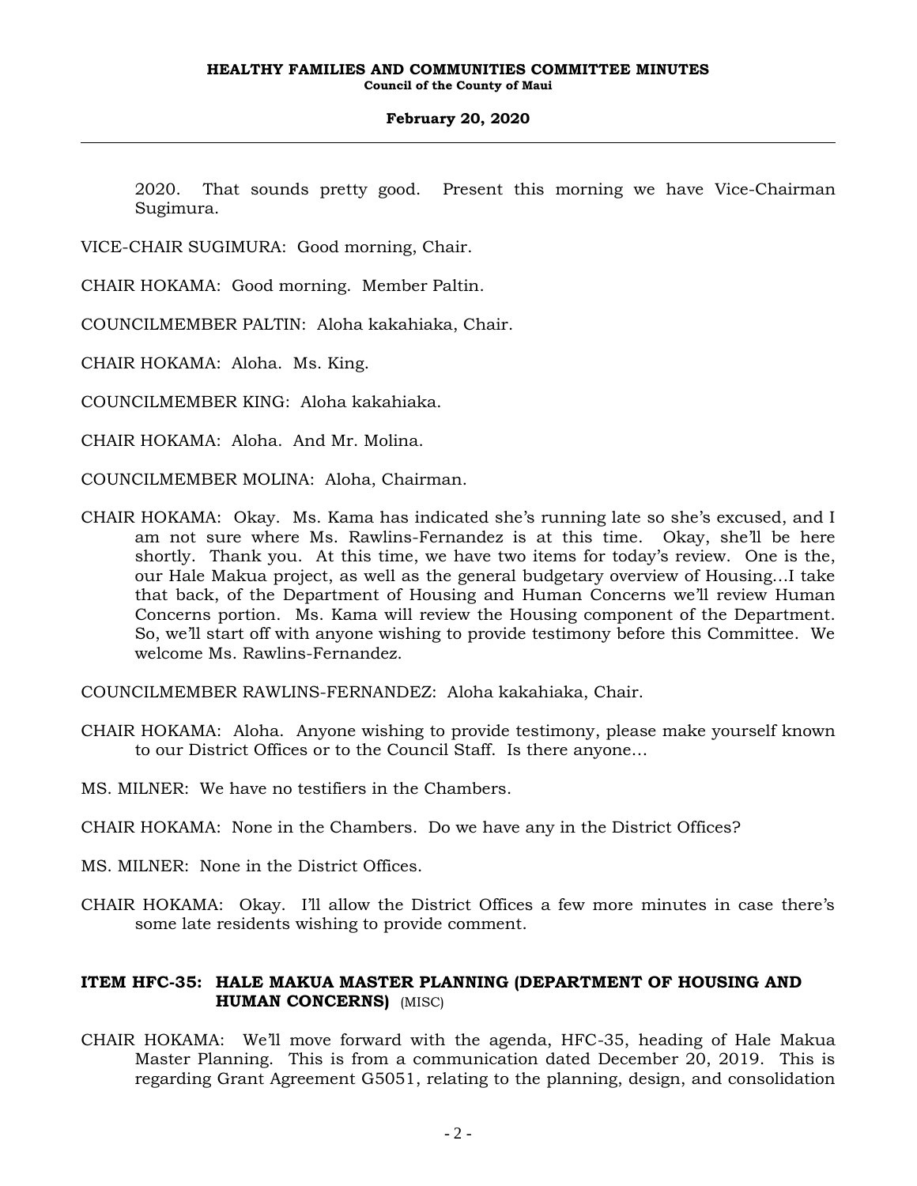2020. That sounds pretty good. Present this morning we have Vice-Chairman Sugimura.

VICE-CHAIR SUGIMURA: Good morning, Chair.

CHAIR HOKAMA: Good morning. Member Paltin.

COUNCILMEMBER PALTIN: Aloha kakahiaka, Chair.

CHAIR HOKAMA: Aloha. Ms. King.

COUNCILMEMBER KING: Aloha kakahiaka.

CHAIR HOKAMA: Aloha. And Mr. Molina.

COUNCILMEMBER MOLINA: Aloha, Chairman.

CHAIR HOKAMA: Okay. Ms. Kama has indicated she's running late so she's excused, and I am not sure where Ms. Rawlins-Fernandez is at this time. Okay, she'll be here shortly. Thank you. At this time, we have two items for today's review. One is the, our Hale Makua project, as well as the general budgetary overview of Housing...I take that back, of the Department of Housing and Human Concerns we'll review Human Concerns portion. Ms. Kama will review the Housing component of the Department. So, we'll start off with anyone wishing to provide testimony before this Committee. We welcome Ms. Rawlins-Fernandez.

COUNCILMEMBER RAWLINS-FERNANDEZ: Aloha kakahiaka, Chair.

CHAIR HOKAMA: Aloha. Anyone wishing to provide testimony, please make yourself known to our District Offices or to the Council Staff. Is there anyone...

MS. MILNER: We have no testifiers in the Chambers.

CHAIR HOKAMA: None in the Chambers. Do we have any in the District Offices?

MS. MILNER: None in the District Offices.

CHAIR HOKAMA: Okay. I'll allow the District Offices a few more minutes in case there's some late residents wishing to provide comment.

**ITEM HFC-35: HALE MAKUA MASTER PLANNING (DEPARTMENT OF HOUSING AND HUMAN CONCERNS)** (MISC)

CHAIR HOKAMA: We'll move forward with the agenda, HFC-35, heading of Hale Makua Master Planning. This is from a communication dated December 20, 2019. This is regarding Grant Agreement G5051, relating to the planning, design, and consolidation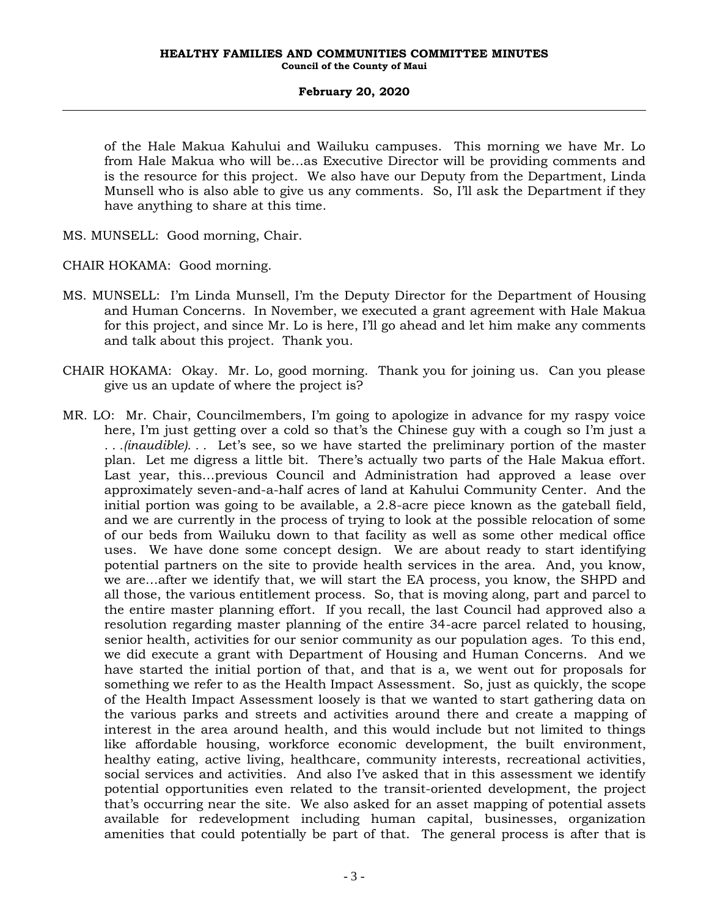of the Hale Makua Kahului and Wailuku campuses. This morning we have Mr. Lo from Hale Makua who will be...as Executive Director will be providing comments and is the resource for this project. We also have our Deputy from the Department, Linda Munsell who is also able to give us any comments. So, I'll ask the Department if they have anything to share at this time.

MS. MUNSELL: Good morning, Chair.

CHAIR HOKAMA: Good morning.

MS. MUNSELL: I'm Linda Munsell, I'm the Deputy Director for the Department of Housing and Human Concerns. In November, we executed a grant agreement with Hale Makua for this project, and since Mr. Lo is here, I'll go ahead and let him make any comments and talk about this project. Thank you.

CHAIR HOKAMA: Okay. Mr. Lo, good morning. Thank you for joining us. Can you please give us an update of where the project is?

MR. LO: Mr. Chair, Councilmembers, I'm going to apologize in advance for my raspy voice here, I'm just getting over a cold so that's the Chinese guy with a cough so I'm just a *. . .(inaudible). . .* Let's see, so we have started the preliminary portion of the master plan. Let me digress a little bit. There's actually two parts of the Hale Makua effort. Last year, this...previous Council and Administration had approved a lease over approximately seven-and-a-half acres of land at Kahului Community Center. And the initial portion was going to be available, a 2.8-acre piece known as the gateball field, and we are currently in the process of trying to look at the possible relocation of some of our beds from Wailuku down to that facility as well as some other medical office uses. We have done some concept design. We are about ready to start identifying potential partners on the site to provide health services in the area. And, you know, we are...after we identify that, we will start the EA process, you know, the SHPD and all those, the various entitlement process. So, that is moving along, part and parcel to the entire master planning effort. If you recall, the last Council had approved also a resolution regarding master planning of the entire 34-acre parcel related to housing, senior health, activities for our senior community as our population ages. To this end, we did execute a grant with Department of Housing and Human Concerns. And we have started the initial portion of that, and that is a, we went out for proposals for something we refer to as the Health Impact Assessment. So, just as quickly, the scope of the Health Impact Assessment loosely is that we wanted to start gathering data on the various parks and streets and activities around there and create a mapping of interest in the area around health, and this would include but not limited to things like affordable housing, workforce economic development, the built environment, healthy eating, active living, healthcare, community interests, recreational activities, social services and activities. And also I've asked that in this assessment we identify potential opportunities even related to the transit-oriented development, the project that's occurring near the site. We also asked for an asset mapping of potential assets available for redevelopment including human capital, businesses, organization amenities that could potentially be part of that. The general process is after that is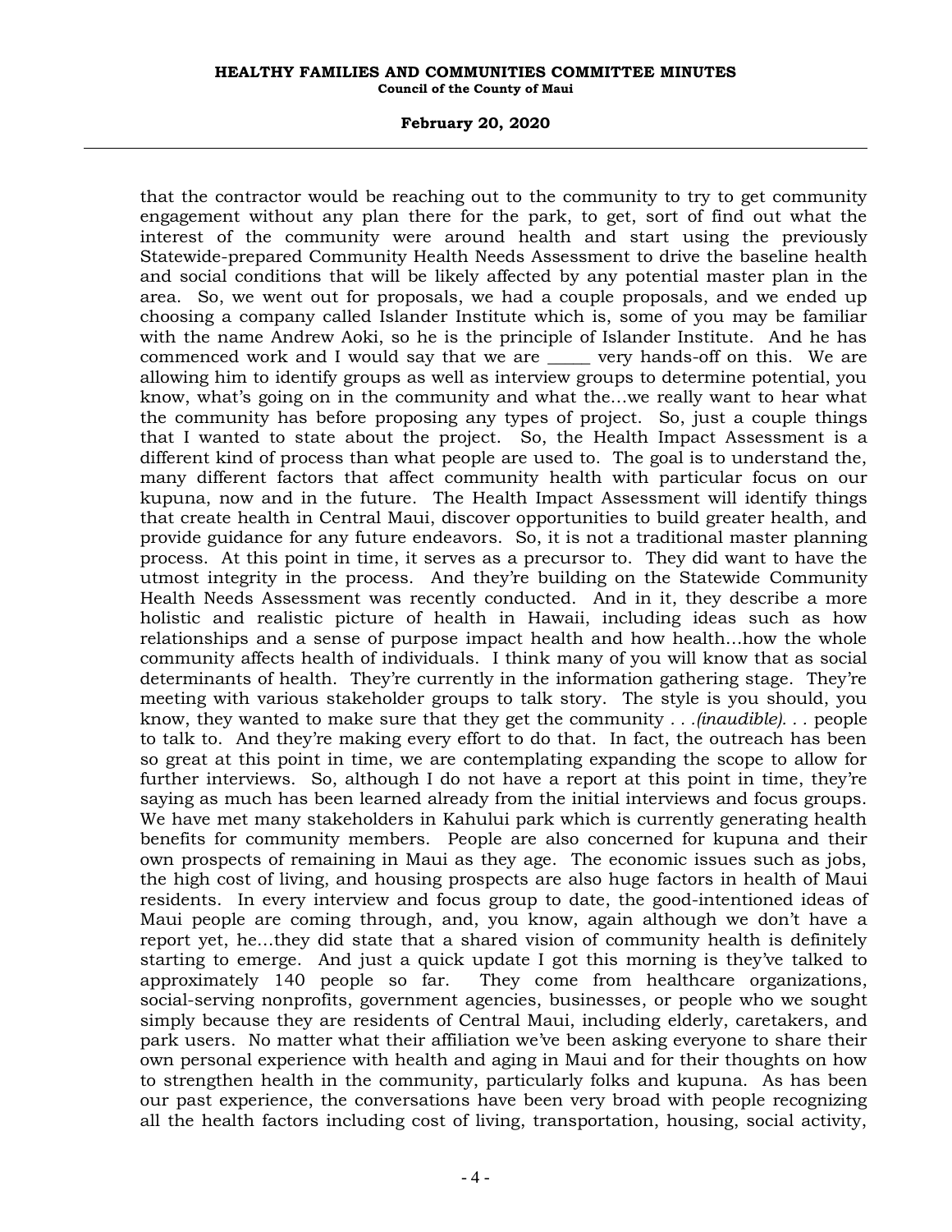that the contractor would be reaching out to the community to try to get community engagement without any plan there for the park, to get, sort of find out what the interest of the community were around health and start using the previously Statewide-prepared Community Health Needs Assessment to drive the baseline health and social conditions that will be likely affected by any potential master plan in the area. So, we went out for proposals, we had a couple proposals, and we ended up choosing a company called Islander Institute which is, some of you may be familiar with the name Andrew Aoki, so he is the principle of Islander Institute. And he has commenced work and I would say that we are _____ very hands-off on this. We are allowing him to identify groups as well as interview groups to determine potential, you know, what's going on in the community and what the...we really want to hear what the community has before proposing any types of project. So, just a couple things that I wanted to state about the project. So, the Health Impact Assessment is a different kind of process than what people are used to. The goal is to understand the, many different factors that affect community health with particular focus on our kupuna, now and in the future. The Health Impact Assessment will identify things that create health in Central Maui, discover opportunities to build greater health, and provide guidance for any future endeavors. So, it is not a traditional master planning process. At this point in time, it serves as a precursor to. They did want to have the utmost integrity in the process. And they're building on the Statewide Community Health Needs Assessment was recently conducted. And in it, they describe a more holistic and realistic picture of health in Hawaii, including ideas such as how relationships and a sense of purpose impact health and how health...how the whole community affects health of individuals. I think many of you will know that as social determinants of health. They're currently in the information gathering stage. They're meeting with various stakeholder groups to talk story. The style is you should, you know, they wanted to make sure that they get the community *. . .(inaudible). . .* people to talk to. And they're making every effort to do that. In fact, the outreach has been so great at this point in time, we are contemplating expanding the scope to allow for further interviews. So, although I do not have a report at this point in time, they're saying as much has been learned already from the initial interviews and focus groups. We have met many stakeholders in Kahului park which is currently generating health benefits for community members. People are also concerned for kupuna and their own prospects of remaining in Maui as they age. The economic issues such as jobs, the high cost of living, and housing prospects are also huge factors in health of Maui residents. In every interview and focus group to date, the good-intentioned ideas of Maui people are coming through, and, you know, again although we don't have a report yet, he...they did state that a shared vision of community health is definitely starting to emerge. And just a quick update I got this morning is they've talked to approximately 140 people so far. They come from healthcare organizations, social-serving nonprofits, government agencies, businesses, or people who we sought simply because they are residents of Central Maui, including elderly, caretakers, and park users. No matter what their affiliation we've been asking everyone to share their own personal experience with health and aging in Maui and for their thoughts on how to strengthen health in the community, particularly folks and kupuna. As has been our past experience, the conversations have been very broad with people recognizing all the health factors including cost of living, transportation, housing, social activity,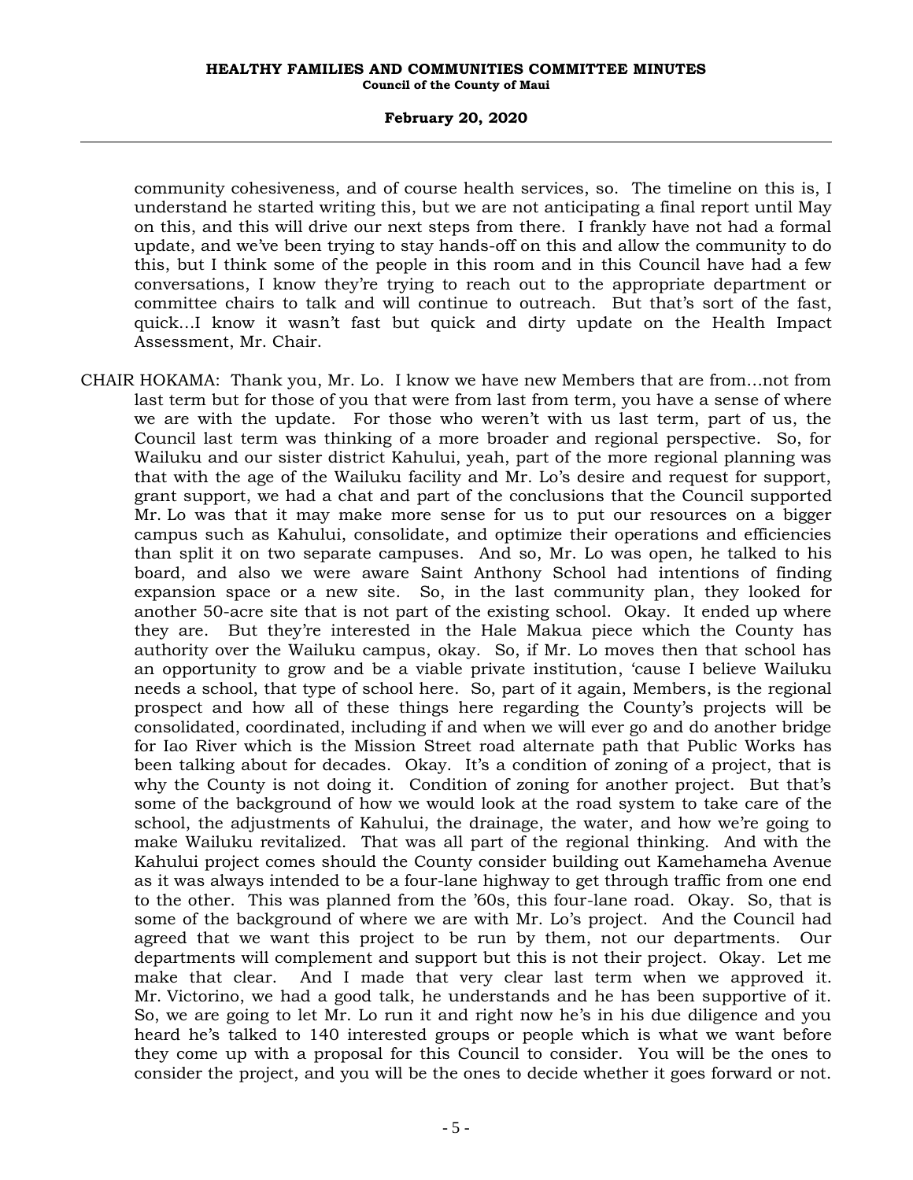community cohesiveness, and of course health services, so. The timeline on this is, I understand he started writing this, but we are not anticipating a final report until May on this, and this will drive our next steps from there. I frankly have not had a formal update, and we've been trying to stay hands-off on this and allow the community to do this, but I think some of the people in this room and in this Council have had a few conversations, I know they're trying to reach out to the appropriate department or committee chairs to talk and will continue to outreach. But that's sort of the fast, quick...I know it wasn't fast but quick and dirty update on the Health Impact Assessment, Mr. Chair.

CHAIR HOKAMA: Thank you, Mr. Lo. I know we have new Members that are from...not from last term but for those of you that were from last from term, you have a sense of where we are with the update. For those who weren't with us last term, part of us, the Council last term was thinking of a more broader and regional perspective. So, for Wailuku and our sister district Kahului, yeah, part of the more regional planning was that with the age of the Wailuku facility and Mr. Lo's desire and request for support, grant support, we had a chat and part of the conclusions that the Council supported Mr. Lo was that it may make more sense for us to put our resources on a bigger campus such as Kahului, consolidate, and optimize their operations and efficiencies than split it on two separate campuses. And so, Mr. Lo was open, he talked to his board, and also we were aware Saint Anthony School had intentions of finding expansion space or a new site. So, in the last community plan, they looked for another 50-acre site that is not part of the existing school. Okay. It ended up where they are. But they're interested in the Hale Makua piece which the County has authority over the Wailuku campus, okay. So, if Mr. Lo moves then that school has an opportunity to grow and be a viable private institution, 'cause I believe Wailuku needs a school, that type of school here. So, part of it again, Members, is the regional prospect and how all of these things here regarding the County's projects will be consolidated, coordinated, including if and when we will ever go and do another bridge for Iao River which is the Mission Street road alternate path that Public Works has been talking about for decades. Okay. It's a condition of zoning of a project, that is why the County is not doing it. Condition of zoning for another project. But that's some of the background of how we would look at the road system to take care of the school, the adjustments of Kahului, the drainage, the water, and how we're going to make Wailuku revitalized. That was all part of the regional thinking. And with the Kahului project comes should the County consider building out Kamehameha Avenue as it was always intended to be a four-lane highway to get through traffic from one end to the other. This was planned from the '60s, this four-lane road. Okay. So, that is some of the background of where we are with Mr. Lo's project. And the Council had agreed that we want this project to be run by them, not our departments. Our departments will complement and support but this is not their project. Okay. Let me make that clear. And I made that very clear last term when we approved it. Mr. Victorino, we had a good talk, he understands and he has been supportive of it. So, we are going to let Mr. Lo run it and right now he's in his due diligence and you heard he's talked to 140 interested groups or people which is what we want before they come up with a proposal for this Council to consider. You will be the ones to consider the project, and you will be the ones to decide whether it goes forward or not.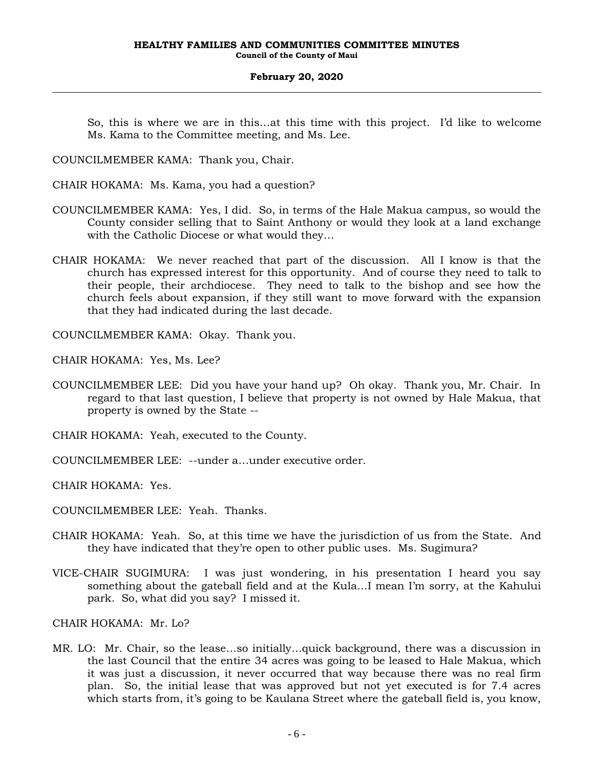So, this is where we are in this...at this time with this project. I'd like to welcome Ms. Kama to the Committee meeting, and Ms. Lee.

COUNCILMEMBER KAMA: Thank you, Chair.

CHAIR HOKAMA: Ms. Kama, you had a question?

COUNCILMEMBER KAMA: Yes, I did. So, in terms of the Hale Makua campus, so would the County consider selling that to Saint Anthony or would they look at a land exchange with the Catholic Diocese or what would they...

CHAIR HOKAMA: We never reached that part of the discussion. All I know is that the church has expressed interest for this opportunity. And of course they need to talk to their people, their archdiocese. They need to talk to the bishop and see how the church feels about expansion, if they still want to move forward with the expansion that they had indicated during the last decade.

COUNCILMEMBER KAMA: Okay. Thank you.

CHAIR HOKAMA: Yes, Ms. Lee?

COUNCILMEMBER LEE: Did you have your hand up? Oh okay. Thank you, Mr. Chair. In regard to that last question, I believe that property is not owned by Hale Makua, that property is owned by the State --

CHAIR HOKAMA: Yeah, executed to the County.

COUNCILMEMBER LEE: --under a...under executive order.

CHAIR HOKAMA: Yes.

COUNCILMEMBER LEE: Yeah. Thanks.

CHAIR HOKAMA: Yeah. So, at this time we have the jurisdiction of us from the State. And they have indicated that they're open to other public uses. Ms. Sugimura?

VICE-CHAIR SUGIMURA: I was just wondering, in his presentation I heard you say something about the gateball field and at the Kula...I mean I'm sorry, at the Kahului park. So, what did you say? I missed it.

CHAIR HOKAMA: Mr. Lo?

MR. LO: Mr. Chair, so the lease...so initially...quick background, there was a discussion in the last Council that the entire 34 acres was going to be leased to Hale Makua, which it was just a discussion, it never occurred that way because there was no real firm plan. So, the initial lease that was approved but not yet executed is for 7.4 acres which starts from, it's going to be Kaulana Street where the gateball field is, you know,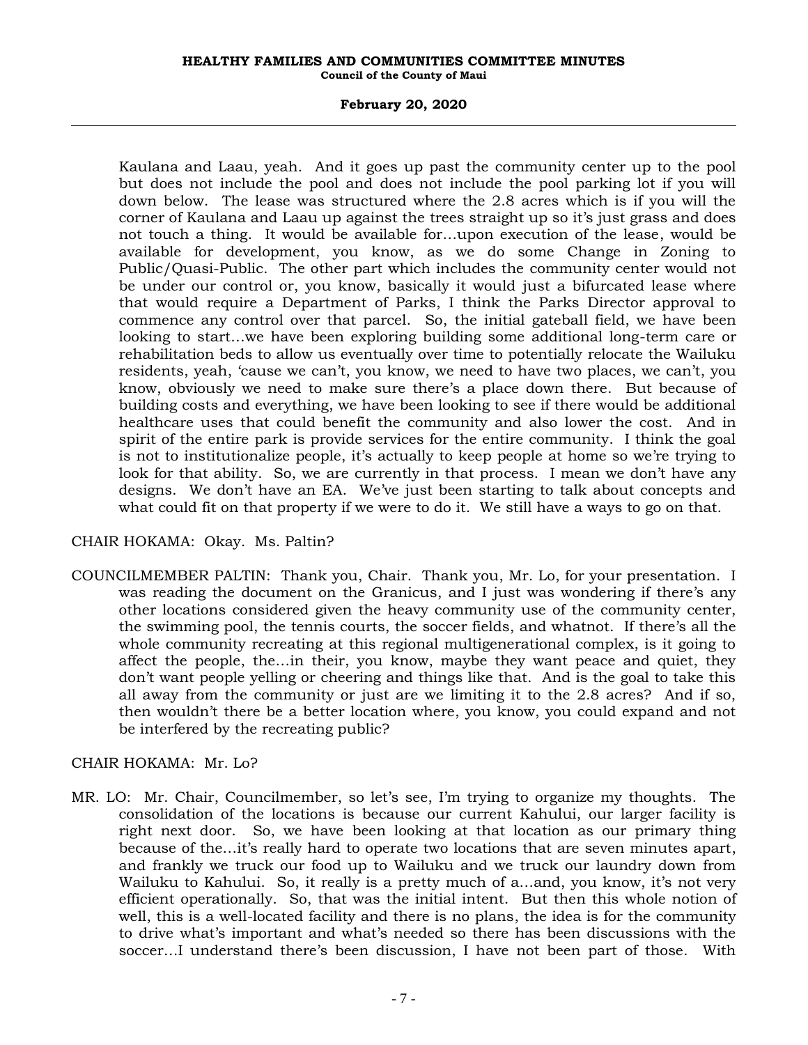Kaulana and Laau, yeah. And it goes up past the community center up to the pool but does not include the pool and does not include the pool parking lot if you will down below. The lease was structured where the 2.8 acres which is if you will the corner of Kaulana and Laau up against the trees straight up so it's just grass and does not touch a thing. It would be available for…upon execution of the lease, would be available for development, you know, as we do some Change in Zoning to Public/Quasi-Public. The other part which includes the community center would not be under our control or, you know, basically it would just a bifurcated lease where that would require a Department of Parks, I think the Parks Director approval to commence any control over that parcel. So, the initial gateball field, we have been looking to start…we have been exploring building some additional long-term care or rehabilitation beds to allow us eventually over time to potentially relocate the Wailuku residents, yeah, 'cause we can't, you know, we need to have two places, we can't, you know, obviously we need to make sure there's a place down there. But because of building costs and everything, we have been looking to see if there would be additional healthcare uses that could benefit the community and also lower the cost. And in spirit of the entire park is provide services for the entire community. I think the goal is not to institutionalize people, it's actually to keep people at home so we're trying to look for that ability. So, we are currently in that process. I mean we don't have any designs. We don't have an EA. We've just been starting to talk about concepts and what could fit on that property if we were to do it. We still have a ways to go on that.

CHAIR HOKAMA: Okay. Ms. Paltin?

COUNCILMEMBER PALTIN: Thank you, Chair. Thank you, Mr. Lo, for your presentation. I was reading the document on the Granicus, and I just was wondering if there's any other locations considered given the heavy community use of the community center, the swimming pool, the tennis courts, the soccer fields, and whatnot. If there's all the whole community recreating at this regional multigenerational complex, is it going to affect the people, the…in their, you know, maybe they want peace and quiet, they don't want people yelling or cheering and things like that. And is the goal to take this all away from the community or just are we limiting it to the 2.8 acres? And if so, then wouldn't there be a better location where, you know, you could expand and not be interfered by the recreating public?

CHAIR HOKAMA: Mr. Lo?

MR. LO: Mr. Chair, Councilmember, so let's see, I'm trying to organize my thoughts. The consolidation of the locations is because our current Kahului, our larger facility is right next door. So, we have been looking at that location as our primary thing because of the…it's really hard to operate two locations that are seven minutes apart, and frankly we truck our food up to Wailuku and we truck our laundry down from Wailuku to Kahului. So, it really is a pretty much of a…and, you know, it's not very efficient operationally. So, that was the initial intent. But then this whole notion of well, this is a well-located facility and there is no plans, the idea is for the community to drive what's important and what's needed so there has been discussions with the soccer…I understand there's been discussion, I have not been part of those. With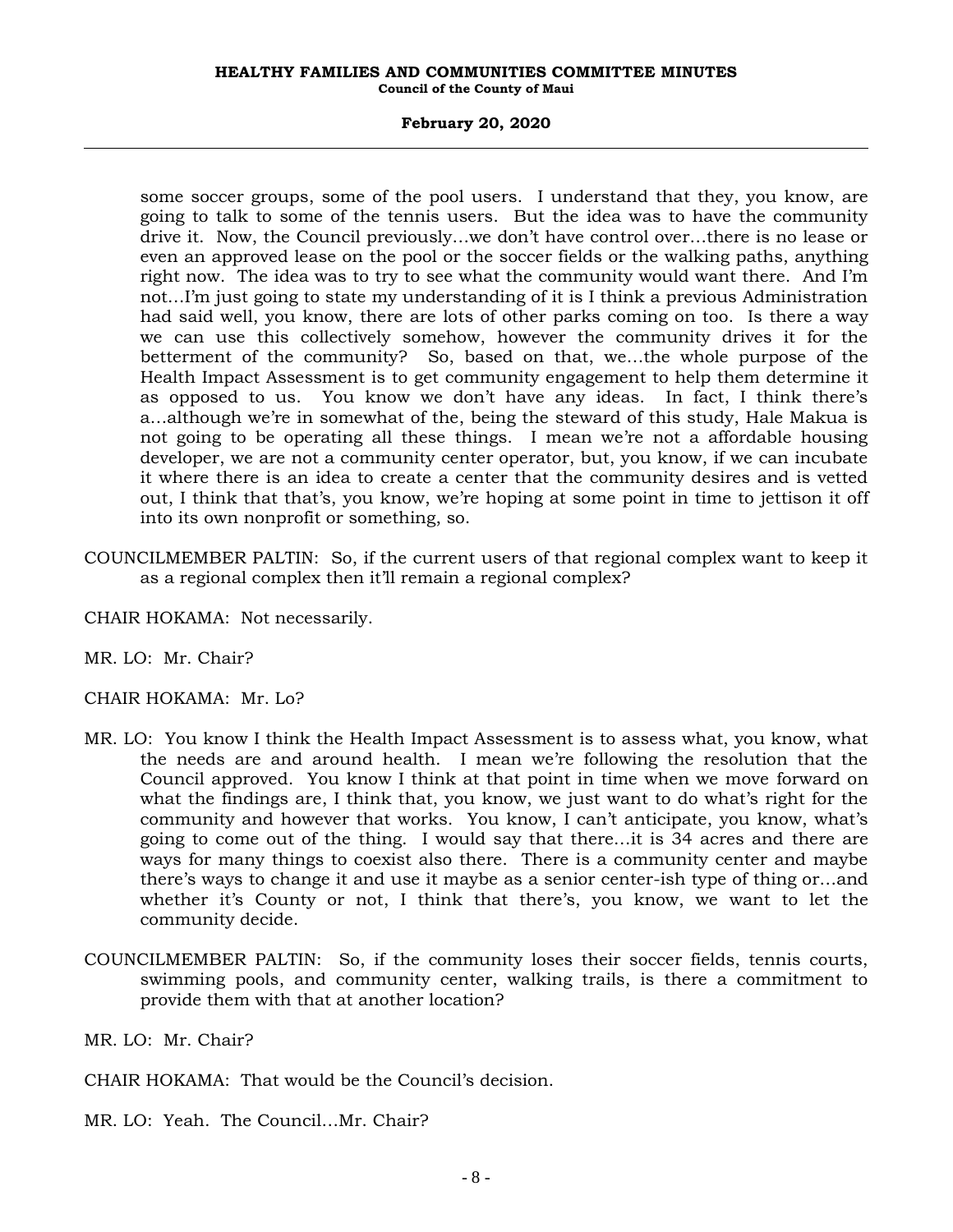some soccer groups, some of the pool users. I understand that they, you know, are going to talk to some of the tennis users. But the idea was to have the community drive it. Now, the Council previously…we don't have control over…there is no lease or even an approved lease on the pool or the soccer fields or the walking paths, anything right now. The idea was to try to see what the community would want there. And I'm not…I'm just going to state my understanding of it is I think a previous Administration had said well, you know, there are lots of other parks coming on too. Is there a way we can use this collectively somehow, however the community drives it for the betterment of the community? So, based on that, we…the whole purpose of the Health Impact Assessment is to get community engagement to help them determine it as opposed to us. You know we don't have any ideas. In fact, I think there's a…although we're in somewhat of the, being the steward of this study, Hale Makua is not going to be operating all these things. I mean we're not a affordable housing developer, we are not a community center operator, but, you know, if we can incubate it where there is an idea to create a center that the community desires and is vetted out, I think that that's, you know, we're hoping at some point in time to jettison it off into its own nonprofit or something, so.

COUNCILMEMBER PALTIN: So, if the current users of that regional complex want to keep it as a regional complex then it'll remain a regional complex?

CHAIR HOKAMA: Not necessarily.

MR. LO: Mr. Chair?

CHAIR HOKAMA: Mr. Lo?

MR. LO: You know I think the Health Impact Assessment is to assess what, you know, what the needs are and around health. I mean we're following the resolution that the Council approved. You know I think at that point in time when we move forward on what the findings are, I think that, you know, we just want to do what's right for the community and however that works. You know, I can't anticipate, you know, what's going to come out of the thing. I would say that there…it is 34 acres and there are ways for many things to coexist also there. There is a community center and maybe there's ways to change it and use it maybe as a senior center-ish type of thing or…and whether it's County or not, I think that there's, you know, we want to let the community decide.

COUNCILMEMBER PALTIN: So, if the community loses their soccer fields, tennis courts, swimming pools, and community center, walking trails, is there a commitment to provide them with that at another location?

MR. LO: Mr. Chair?

CHAIR HOKAMA: That would be the Council's decision.

MR. LO: Yeah. The Council…Mr. Chair?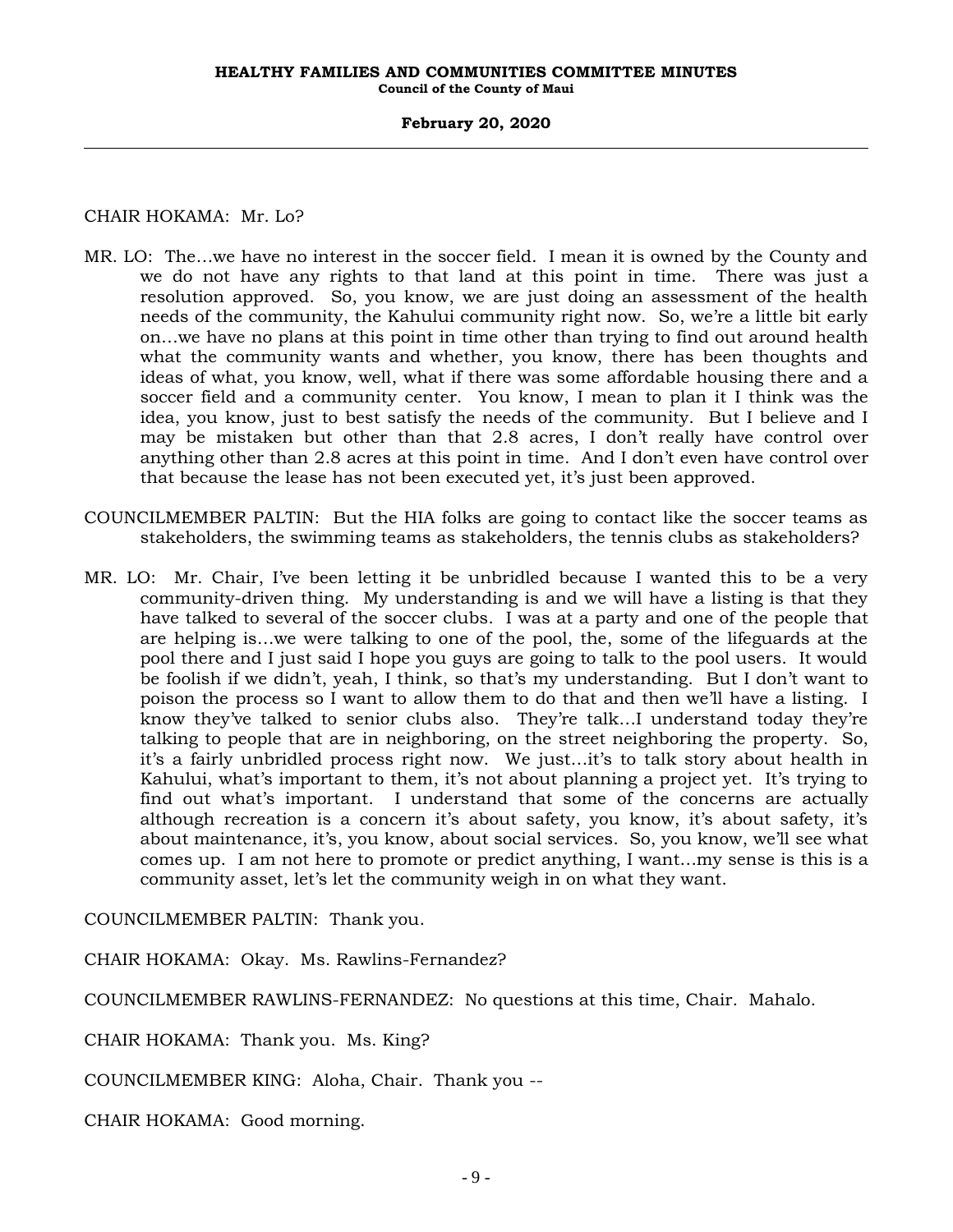CHAIR HOKAMA: Mr. Lo?

MR. LO: The…we have no interest in the soccer field. I mean it is owned by the County and we do not have any rights to that land at this point in time. There was just a resolution approved. So, you know, we are just doing an assessment of the health needs of the community, the Kahului community right now. So, we're a little bit early on…we have no plans at this point in time other than trying to find out around health what the community wants and whether, you know, there has been thoughts and ideas of what, you know, well, what if there was some affordable housing there and a soccer field and a community center. You know, I mean to plan it I think was the idea, you know, just to best satisfy the needs of the community. But I believe and I may be mistaken but other than that 2.8 acres, I don't really have control over anything other than 2.8 acres at this point in time. And I don't even have control over that because the lease has not been executed yet, it's just been approved.

COUNCILMEMBER PALTIN: But the HIA folks are going to contact like the soccer teams as stakeholders, the swimming teams as stakeholders, the tennis clubs as stakeholders?

MR. LO: Mr. Chair, I've been letting it be unbridled because I wanted this to be a very community-driven thing. My understanding is and we will have a listing is that they have talked to several of the soccer clubs. I was at a party and one of the people that are helping is…we were talking to one of the pool, the, some of the lifeguards at the pool there and I just said I hope you guys are going to talk to the pool users. It would be foolish if we didn't, yeah, I think, so that's my understanding. But I don't want to poison the process so I want to allow them to do that and then we'll have a listing. I know they've talked to senior clubs also. They're talk…I understand today they're talking to people that are in neighboring, on the street neighboring the property. So, it's a fairly unbridled process right now. We just…it's to talk story about health in Kahului, what's important to them, it's not about planning a project yet. It's trying to find out what's important. I understand that some of the concerns are actually although recreation is a concern it's about safety, you know, it's about safety, it's about maintenance, it's, you know, about social services. So, you know, we'll see what comes up. I am not here to promote or predict anything, I want…my sense is this is a community asset, let's let the community weigh in on what they want.

COUNCILMEMBER PALTIN: Thank you.

CHAIR HOKAMA: Okay. Ms. Rawlins-Fernandez?

COUNCILMEMBER RAWLINS-FERNANDEZ: No questions at this time, Chair. Mahalo.

CHAIR HOKAMA: Thank you. Ms. King?

COUNCILMEMBER KING: Aloha, Chair. Thank you --

CHAIR HOKAMA: Good morning.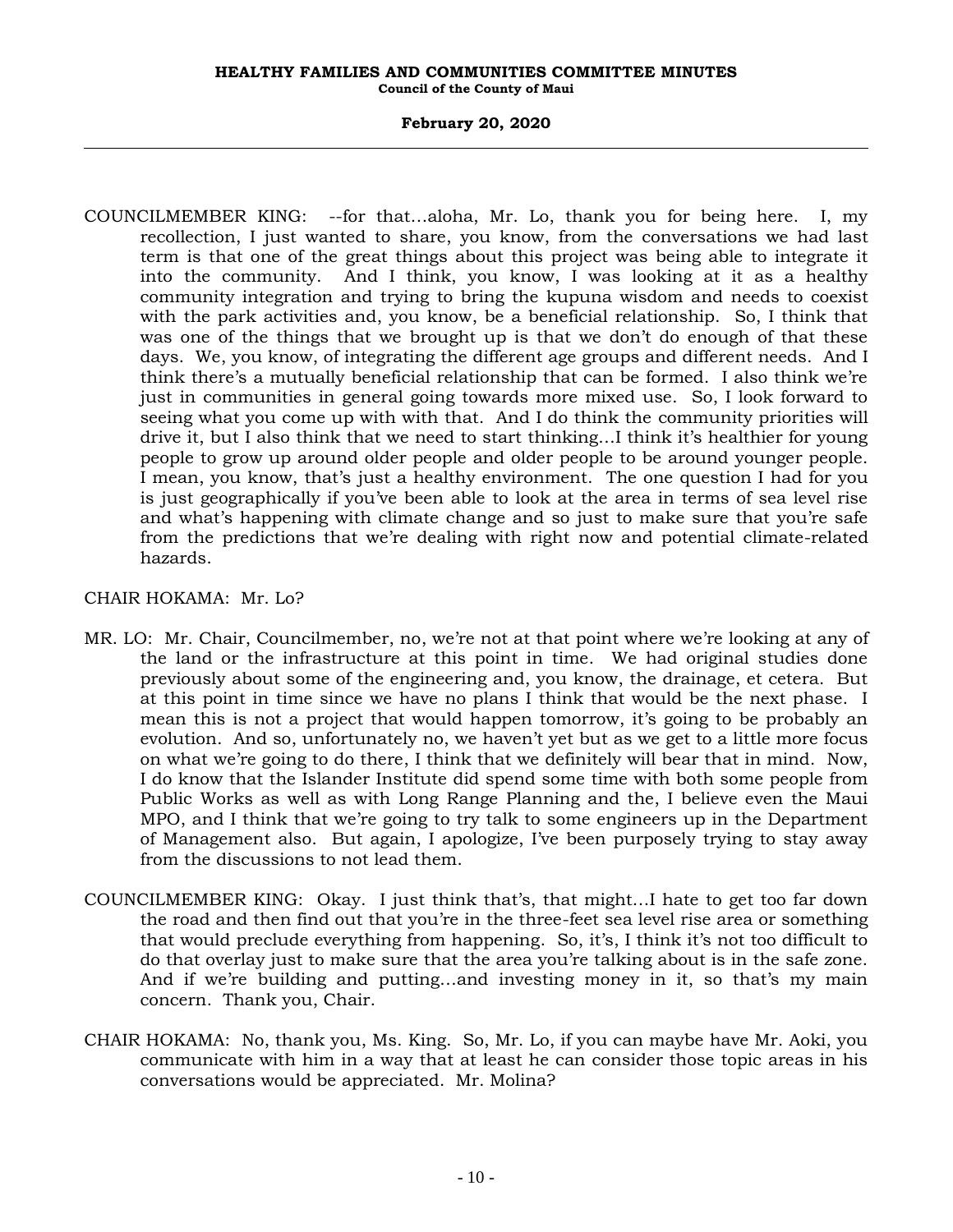COUNCILMEMBER KING: --for that...aloha, Mr. Lo, thank you for being here. I, my recollection, I just wanted to share, you know, from the conversations we had last term is that one of the great things about this project was being able to integrate it into the community. And I think, you know, I was looking at it as a healthy community integration and trying to bring the kupuna wisdom and needs to coexist with the park activities and, you know, be a beneficial relationship. So, I think that was one of the things that we brought up is that we don't do enough of that these days. We, you know, of integrating the different age groups and different needs. And I think there's a mutually beneficial relationship that can be formed. I also think we're just in communities in general going towards more mixed use. So, I look forward to seeing what you come up with with that. And I do think the community priorities will drive it, but I also think that we need to start thinking...I think it's healthier for young people to grow up around older people and older people to be around younger people. I mean, you know, that's just a healthy environment. The one question I had for you is just geographically if you've been able to look at the area in terms of sea level rise and what's happening with climate change and so just to make sure that you're safe from the predictions that we're dealing with right now and potential climate-related hazards.

CHAIR HOKAMA: Mr. Lo?

MR. LO: Mr. Chair, Councilmember, no, we're not at that point where we're looking at any of the land or the infrastructure at this point in time. We had original studies done previously about some of the engineering and, you know, the drainage, et cetera. But at this point in time since we have no plans I think that would be the next phase. I mean this is not a project that would happen tomorrow, it's going to be probably an evolution. And so, unfortunately no, we haven't yet but as we get to a little more focus on what we're going to do there, I think that we definitely will bear that in mind. Now, I do know that the Islander Institute did spend some time with both some people from Public Works as well as with Long Range Planning and the, I believe even the Maui MPO, and I think that we're going to try talk to some engineers up in the Department of Management also. But again, I apologize, I've been purposely trying to stay away from the discussions to not lead them.

COUNCILMEMBER KING: Okay. I just think that's, that might...I hate to get too far down the road and then find out that you're in the three-feet sea level rise area or something that would preclude everything from happening. So, it's, I think it's not too difficult to do that overlay just to make sure that the area you're talking about is in the safe zone. And if we're building and putting...and investing money in it, so that's my main concern. Thank you, Chair.

CHAIR HOKAMA: No, thank you, Ms. King. So, Mr. Lo, if you can maybe have Mr. Aoki, you communicate with him in a way that at least he can consider those topic areas in his conversations would be appreciated. Mr. Molina?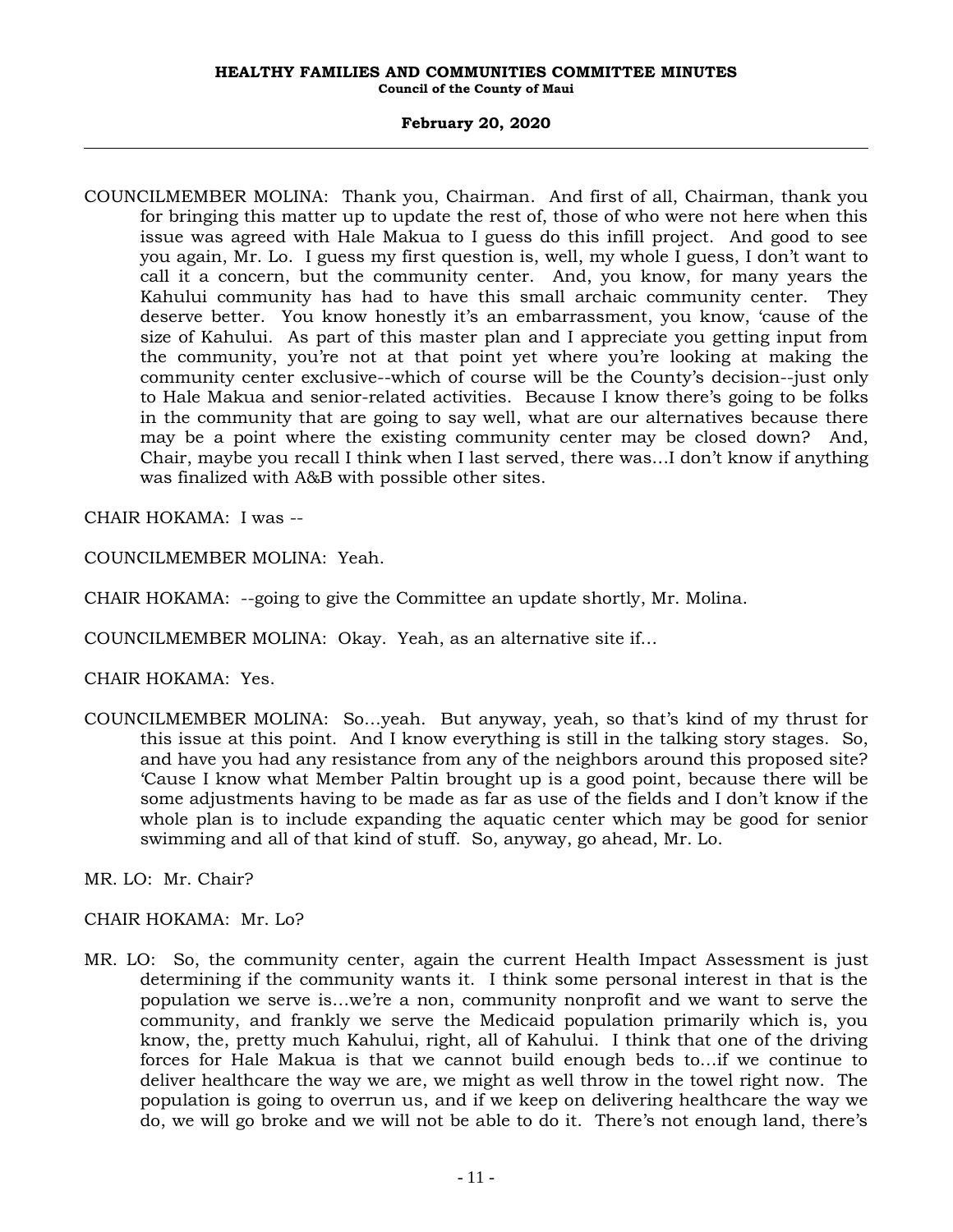COUNCILMEMBER MOLINA: Thank you, Chairman. And first of all, Chairman, thank you for bringing this matter up to update the rest of, those of who were not here when this issue was agreed with Hale Makua to I guess do this infill project. And good to see you again, Mr. Lo. I guess my first question is, well, my whole I guess, I don't want to call it a concern, but the community center. And, you know, for many years the Kahului community has had to have this small archaic community center. They deserve better. You know honestly it's an embarrassment, you know, 'cause of the size of Kahului. As part of this master plan and I appreciate you getting input from the community, you're not at that point yet where you're looking at making the community center exclusive--which of course will be the County's decision--just only to Hale Makua and senior-related activities. Because I know there's going to be folks in the community that are going to say well, what are our alternatives because there may be a point where the existing community center may be closed down? And, Chair, maybe you recall I think when I last served, there was...I don't know if anything was finalized with A&B with possible other sites.

CHAIR HOKAMA: I was --

COUNCILMEMBER MOLINA: Yeah.

CHAIR HOKAMA: --going to give the Committee an update shortly, Mr. Molina.

COUNCILMEMBER MOLINA: Okay. Yeah, as an alternative site if...

CHAIR HOKAMA: Yes.

COUNCILMEMBER MOLINA: So...yeah. But anyway, yeah, so that's kind of my thrust for this issue at this point. And I know everything is still in the talking story stages. So, and have you had any resistance from any of the neighbors around this proposed site? 'Cause I know what Member Paltin brought up is a good point, because there will be some adjustments having to be made as far as use of the fields and I don't know if the whole plan is to include expanding the aquatic center which may be good for senior swimming and all of that kind of stuff. So, anyway, go ahead, Mr. Lo.

MR. LO: Mr. Chair?

CHAIR HOKAMA: Mr. Lo?

MR. LO: So, the community center, again the current Health Impact Assessment is just determining if the community wants it. I think some personal interest in that is the population we serve is...we're a non, community nonprofit and we want to serve the community, and frankly we serve the Medicaid population primarily which is, you know, the, pretty much Kahului, right, all of Kahului. I think that one of the driving forces for Hale Makua is that we cannot build enough beds to...if we continue to deliver healthcare the way we are, we might as well throw in the towel right now. The population is going to overrun us, and if we keep on delivering healthcare the way we do, we will go broke and we will not be able to do it. There's not enough land, there's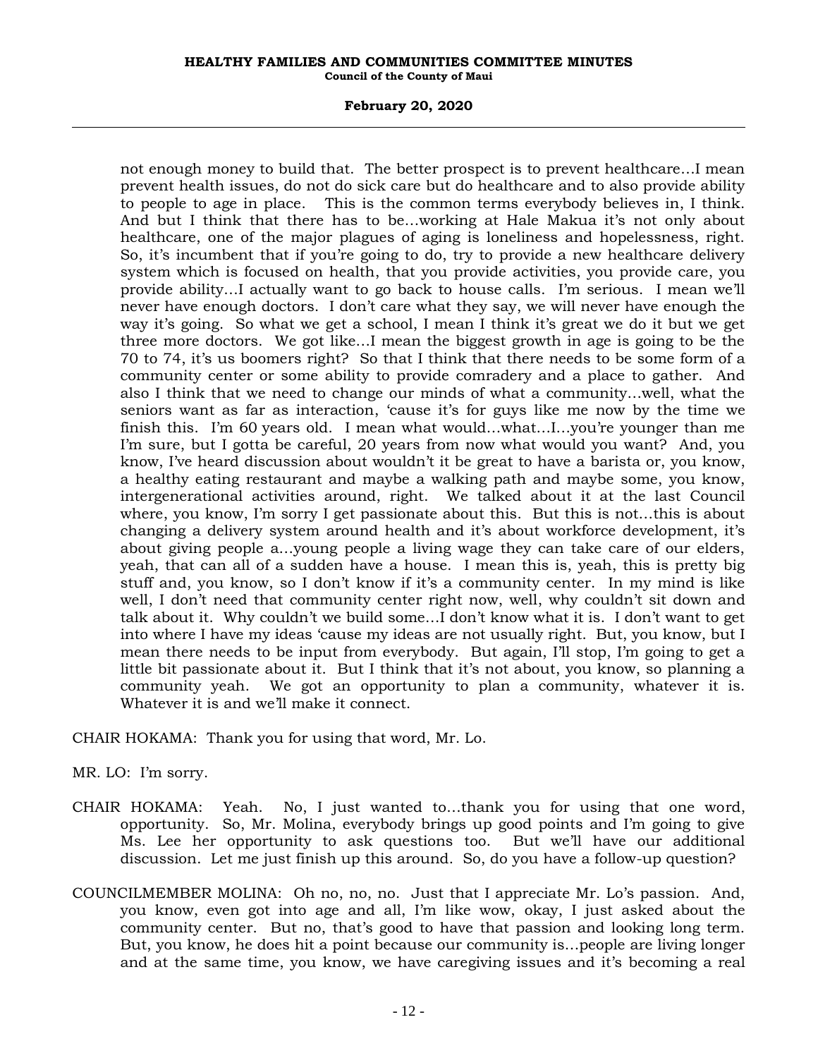not enough money to build that. The better prospect is to prevent healthcare…I mean prevent health issues, do not do sick care but do healthcare and to also provide ability to people to age in place. This is the common terms everybody believes in, I think. And but I think that there has to be…working at Hale Makua it's not only about healthcare, one of the major plagues of aging is loneliness and hopelessness, right. So, it's incumbent that if you're going to do, try to provide a new healthcare delivery system which is focused on health, that you provide activities, you provide care, you provide ability…I actually want to go back to house calls. I'm serious. I mean we'll never have enough doctors. I don't care what they say, we will never have enough the way it's going. So what we get a school, I mean I think it's great we do it but we get three more doctors. We got like…I mean the biggest growth in age is going to be the 70 to 74, it's us boomers right? So that I think that there needs to be some form of a community center or some ability to provide comradery and a place to gather. And also I think that we need to change our minds of what a community…well, what the seniors want as far as interaction, 'cause it's for guys like me now by the time we finish this. I'm 60 years old. I mean what would…what…I…you're younger than me I'm sure, but I gotta be careful, 20 years from now what would you want? And, you know, I've heard discussion about wouldn't it be great to have a barista or, you know, a healthy eating restaurant and maybe a walking path and maybe some, you know, intergenerational activities around, right. We talked about it at the last Council where, you know, I'm sorry I get passionate about this. But this is not…this is about changing a delivery system around health and it's about workforce development, it's about giving people a…young people a living wage they can take care of our elders, yeah, that can all of a sudden have a house. I mean this is, yeah, this is pretty big stuff and, you know, so I don't know if it's a community center. In my mind is like well, I don't need that community center right now, well, why couldn't sit down and talk about it. Why couldn't we build some…I don't know what it is. I don't want to get into where I have my ideas 'cause my ideas are not usually right. But, you know, but I mean there needs to be input from everybody. But again, I'll stop, I'm going to get a little bit passionate about it. But I think that it's not about, you know, so planning a community yeah. We got an opportunity to plan a community, whatever it is. Whatever it is and we'll make it connect.

CHAIR HOKAMA: Thank you for using that word, Mr. Lo.

MR. LO: I'm sorry.

CHAIR HOKAMA: Yeah. No, I just wanted to…thank you for using that one word, opportunity. So, Mr. Molina, everybody brings up good points and I'm going to give Ms. Lee her opportunity to ask questions too. But we'll have our additional discussion. Let me just finish up this around. So, do you have a follow-up question?

COUNCILMEMBER MOLINA: Oh no, no, no. Just that I appreciate Mr. Lo's passion. And, you know, even got into age and all, I'm like wow, okay, I just asked about the community center. But no, that's good to have that passion and looking long term. But, you know, he does hit a point because our community is…people are living longer and at the same time, you know, we have caregiving issues and it's becoming a real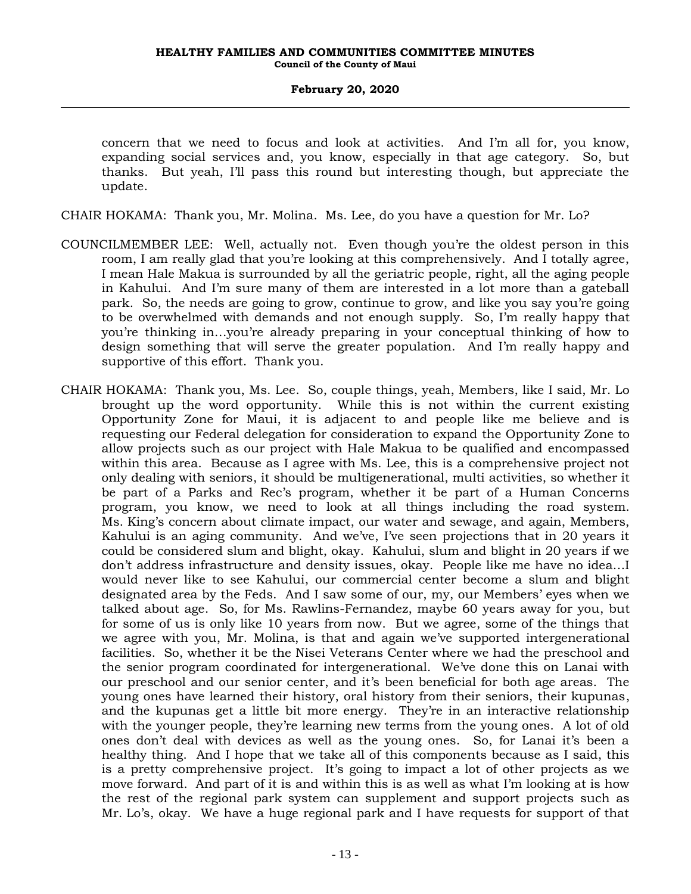concern that we need to focus and look at activities. And I'm all for, you know, expanding social services and, you know, especially in that age category. So, but thanks. But yeah, I'll pass this round but interesting though, but appreciate the update.

CHAIR HOKAMA: Thank you, Mr. Molina. Ms. Lee, do you have a question for Mr. Lo?

COUNCILMEMBER LEE: Well, actually not. Even though you're the oldest person in this room, I am really glad that you're looking at this comprehensively. And I totally agree, I mean Hale Makua is surrounded by all the geriatric people, right, all the aging people in Kahului. And I'm sure many of them are interested in a lot more than a gateball park. So, the needs are going to grow, continue to grow, and like you say you're going to be overwhelmed with demands and not enough supply. So, I'm really happy that you're thinking in...you're already preparing in your conceptual thinking of how to design something that will serve the greater population. And I'm really happy and supportive of this effort. Thank you.

CHAIR HOKAMA: Thank you, Ms. Lee. So, couple things, yeah, Members, like I said, Mr. Lo brought up the word opportunity. While this is not within the current existing Opportunity Zone for Maui, it is adjacent to and people like me believe and is requesting our Federal delegation for consideration to expand the Opportunity Zone to allow projects such as our project with Hale Makua to be qualified and encompassed within this area. Because as I agree with Ms. Lee, this is a comprehensive project not only dealing with seniors, it should be multigenerational, multi activities, so whether it be part of a Parks and Rec's program, whether it be part of a Human Concerns program, you know, we need to look at all things including the road system. Ms. King's concern about climate impact, our water and sewage, and again, Members, Kahului is an aging community. And we've, I've seen projections that in 20 years it could be considered slum and blight, okay. Kahului, slum and blight in 20 years if we don't address infrastructure and density issues, okay. People like me have no idea...I would never like to see Kahului, our commercial center become a slum and blight designated area by the Feds. And I saw some of our, my, our Members' eyes when we talked about age. So, for Ms. Rawlins-Fernandez, maybe 60 years away for you, but for some of us is only like 10 years from now. But we agree, some of the things that we agree with you, Mr. Molina, is that and again we've supported intergenerational facilities. So, whether it be the Nisei Veterans Center where we had the preschool and the senior program coordinated for intergenerational. We've done this on Lanai with our preschool and our senior center, and it's been beneficial for both age areas. The young ones have learned their history, oral history from their seniors, their kupunas, and the kupunas get a little bit more energy. They're in an interactive relationship with the younger people, they're learning new terms from the young ones. A lot of old ones don't deal with devices as well as the young ones. So, for Lanai it's been a healthy thing. And I hope that we take all of this components because as I said, this is a pretty comprehensive project. It's going to impact a lot of other projects as we move forward. And part of it is and within this is as well as what I'm looking at is how the rest of the regional park system can supplement and support projects such as Mr. Lo's, okay. We have a huge regional park and I have requests for support of that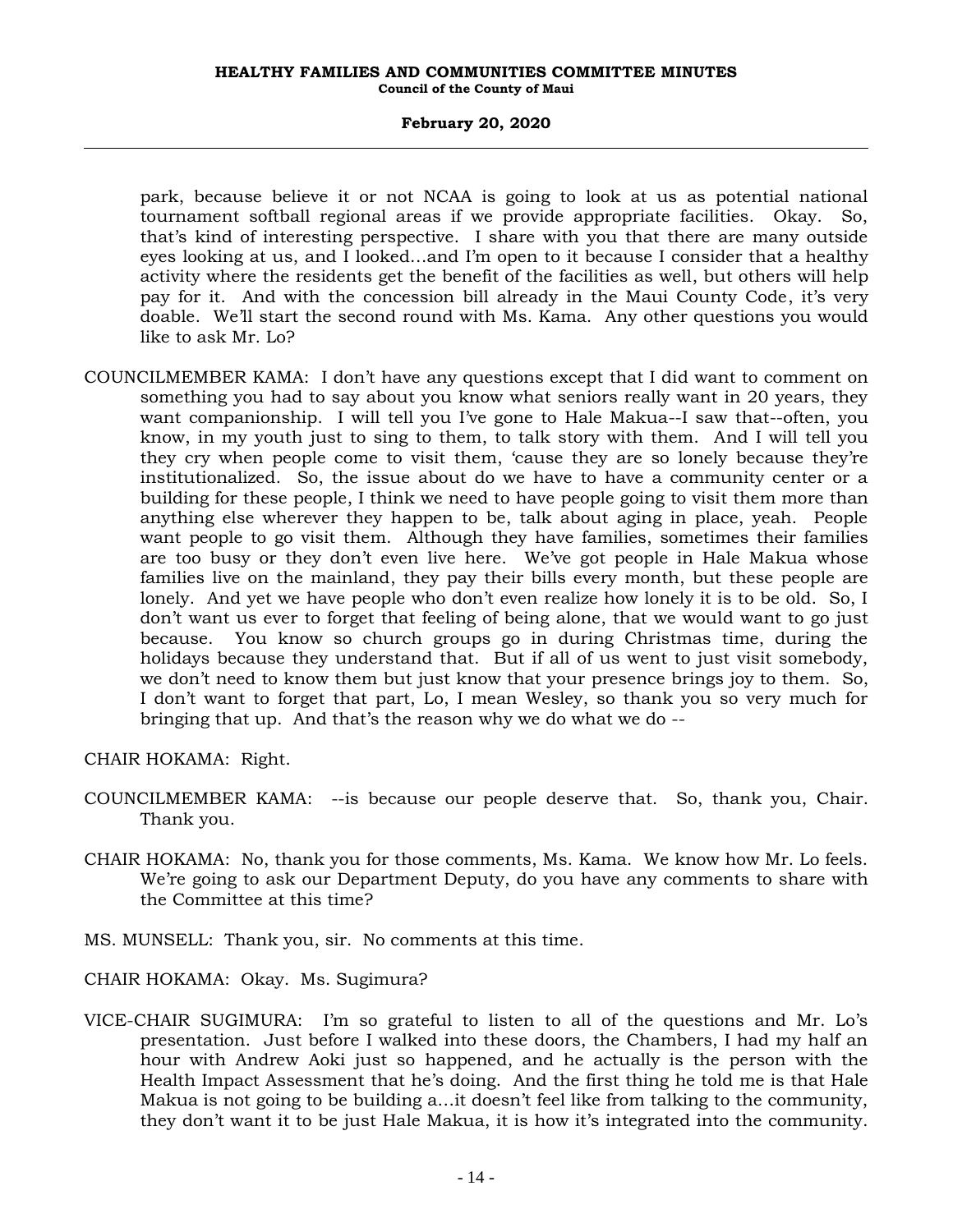park, because believe it or not NCAA is going to look at us as potential national tournament softball regional areas if we provide appropriate facilities. Okay. So, that's kind of interesting perspective. I share with you that there are many outside eyes looking at us, and I looked…and I'm open to it because I consider that a healthy activity where the residents get the benefit of the facilities as well, but others will help pay for it. And with the concession bill already in the Maui County Code, it's very doable. We'll start the second round with Ms. Kama. Any other questions you would like to ask Mr. Lo?

COUNCILMEMBER KAMA: I don't have any questions except that I did want to comment on something you had to say about you know what seniors really want in 20 years, they want companionship. I will tell you I've gone to Hale Makua--I saw that--often, you know, in my youth just to sing to them, to talk story with them. And I will tell you they cry when people come to visit them, 'cause they are so lonely because they're institutionalized. So, the issue about do we have to have a community center or a building for these people, I think we need to have people going to visit them more than anything else wherever they happen to be, talk about aging in place, yeah. People want people to go visit them. Although they have families, sometimes their families are too busy or they don't even live here. We've got people in Hale Makua whose families live on the mainland, they pay their bills every month, but these people are lonely. And yet we have people who don't even realize how lonely it is to be old. So, I don't want us ever to forget that feeling of being alone, that we would want to go just because. You know so church groups go in during Christmas time, during the holidays because they understand that. But if all of us went to just visit somebody, we don't need to know them but just know that your presence brings joy to them. So, I don't want to forget that part, Lo, I mean Wesley, so thank you so very much for bringing that up. And that's the reason why we do what we do --

CHAIR HOKAMA: Right.

COUNCILMEMBER KAMA: --is because our people deserve that. So, thank you, Chair. Thank you.

CHAIR HOKAMA: No, thank you for those comments, Ms. Kama. We know how Mr. Lo feels. We're going to ask our Department Deputy, do you have any comments to share with the Committee at this time?

MS. MUNSELL: Thank you, sir. No comments at this time.

CHAIR HOKAMA: Okay. Ms. Sugimura?

VICE-CHAIR SUGIMURA: I'm so grateful to listen to all of the questions and Mr. Lo's presentation. Just before I walked into these doors, the Chambers, I had my half an hour with Andrew Aoki just so happened, and he actually is the person with the Health Impact Assessment that he's doing. And the first thing he told me is that Hale Makua is not going to be building a…it doesn't feel like from talking to the community, they don't want it to be just Hale Makua, it is how it's integrated into the community.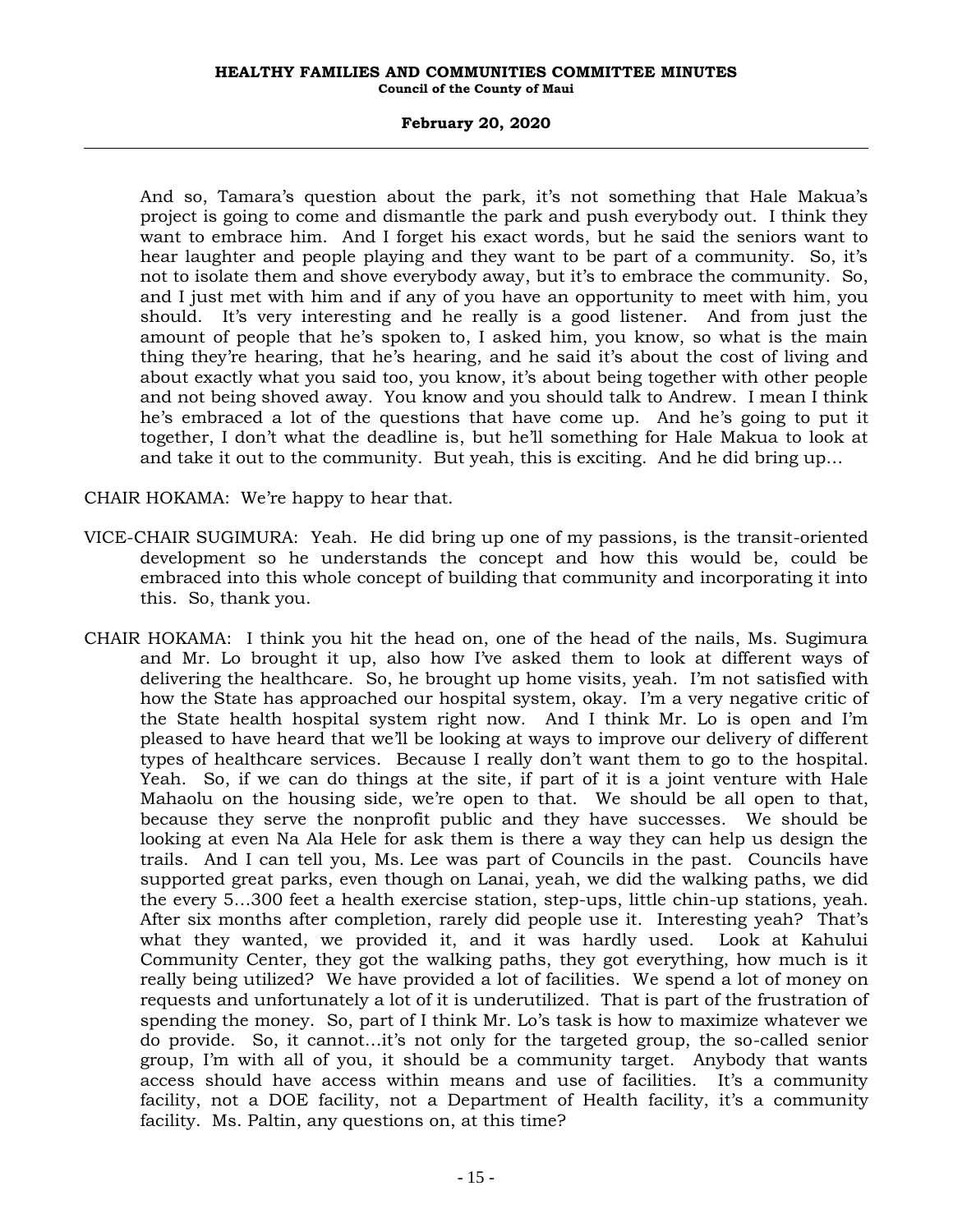And so, Tamara's question about the park, it's not something that Hale Makua's project is going to come and dismantle the park and push everybody out. I think they want to embrace him. And I forget his exact words, but he said the seniors want to hear laughter and people playing and they want to be part of a community. So, it's not to isolate them and shove everybody away, but it's to embrace the community. So, and I just met with him and if any of you have an opportunity to meet with him, you should. It's very interesting and he really is a good listener. And from just the amount of people that he's spoken to, I asked him, you know, so what is the main thing they're hearing, that he's hearing, and he said it's about the cost of living and about exactly what you said too, you know, it's about being together with other people and not being shoved away. You know and you should talk to Andrew. I mean I think he's embraced a lot of the questions that have come up. And he's going to put it together, I don't what the deadline is, but he'll something for Hale Makua to look at and take it out to the community. But yeah, this is exciting. And he did bring up…

CHAIR HOKAMA: We're happy to hear that.

VICE-CHAIR SUGIMURA: Yeah. He did bring up one of my passions, is the transit-oriented development so he understands the concept and how this would be, could be embraced into this whole concept of building that community and incorporating it into this. So, thank you.

CHAIR HOKAMA: I think you hit the head on, one of the head of the nails, Ms. Sugimura and Mr. Lo brought it up, also how I've asked them to look at different ways of delivering the healthcare. So, he brought up home visits, yeah. I'm not satisfied with how the State has approached our hospital system, okay. I'm a very negative critic of the State health hospital system right now. And I think Mr. Lo is open and I'm pleased to have heard that we'll be looking at ways to improve our delivery of different types of healthcare services. Because I really don't want them to go to the hospital. Yeah. So, if we can do things at the site, if part of it is a joint venture with Hale Mahaolu on the housing side, we're open to that. We should be all open to that, because they serve the nonprofit public and they have successes. We should be looking at even Na Ala Hele for ask them is there a way they can help us design the trails. And I can tell you, Ms. Lee was part of Councils in the past. Councils have supported great parks, even though on Lanai, yeah, we did the walking paths, we did the every 5…300 feet a health exercise station, step-ups, little chin-up stations, yeah. After six months after completion, rarely did people use it. Interesting yeah? That's what they wanted, we provided it, and it was hardly used. Look at Kahului Community Center, they got the walking paths, they got everything, how much is it really being utilized? We have provided a lot of facilities. We spend a lot of money on requests and unfortunately a lot of it is underutilized. That is part of the frustration of spending the money. So, part of I think Mr. Lo's task is how to maximize whatever we do provide. So, it cannot…it's not only for the targeted group, the so-called senior group, I'm with all of you, it should be a community target. Anybody that wants access should have access within means and use of facilities. It's a community facility, not a DOE facility, not a Department of Health facility, it's a community facility. Ms. Paltin, any questions on, at this time?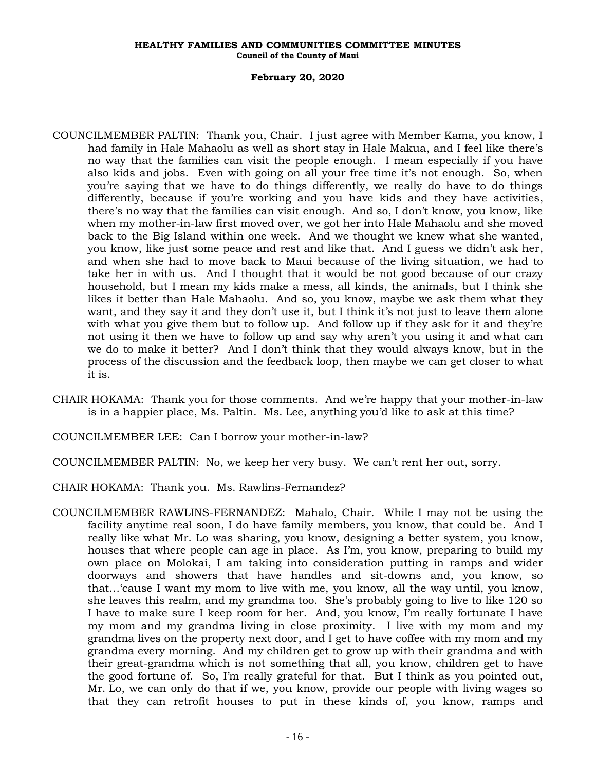COUNCILMEMBER PALTIN: Thank you, Chair. I just agree with Member Kama, you know, I had family in Hale Mahaolu as well as short stay in Hale Makua, and I feel like there's no way that the families can visit the people enough. I mean especially if you have also kids and jobs. Even with going on all your free time it's not enough. So, when you're saying that we have to do things differently, we really do have to do things differently, because if you're working and you have kids and they have activities, there's no way that the families can visit enough. And so, I don't know, you know, like when my mother-in-law first moved over, we got her into Hale Mahaolu and she moved back to the Big Island within one week. And we thought we knew what she wanted, you know, like just some peace and rest and like that. And I guess we didn't ask her, and when she had to move back to Maui because of the living situation, we had to take her in with us. And I thought that it would be not good because of our crazy household, but I mean my kids make a mess, all kinds, the animals, but I think she likes it better than Hale Mahaolu. And so, you know, maybe we ask them what they want, and they say it and they don't use it, but I think it's not just to leave them alone with what you give them but to follow up. And follow up if they ask for it and they're not using it then we have to follow up and say why aren't you using it and what can we do to make it better? And I don't think that they would always know, but in the process of the discussion and the feedback loop, then maybe we can get closer to what it is.

CHAIR HOKAMA: Thank you for those comments. And we're happy that your mother-in-law is in a happier place, Ms. Paltin. Ms. Lee, anything you'd like to ask at this time?

COUNCILMEMBER LEE: Can I borrow your mother-in-law?

COUNCILMEMBER PALTIN: No, we keep her very busy. We can't rent her out, sorry.

CHAIR HOKAMA: Thank you. Ms. Rawlins-Fernandez?

COUNCILMEMBER RAWLINS-FERNANDEZ: Mahalo, Chair. While I may not be using the facility anytime real soon, I do have family members, you know, that could be. And I really like what Mr. Lo was sharing, you know, designing a better system, you know, houses that where people can age in place. As I'm, you know, preparing to build my own place on Molokai, I am taking into consideration putting in ramps and wider doorways and showers that have handles and sit-downs and, you know, so that...'cause I want my mom to live with me, you know, all the way until, you know, she leaves this realm, and my grandma too. She's probably going to live to like 120 so I have to make sure I keep room for her. And, you know, I'm really fortunate I have my mom and my grandma living in close proximity. I live with my mom and my grandma lives on the property next door, and I get to have coffee with my mom and my grandma every morning. And my children get to grow up with their grandma and with their great-grandma which is not something that all, you know, children get to have the good fortune of. So, I'm really grateful for that. But I think as you pointed out, Mr. Lo, we can only do that if we, you know, provide our people with living wages so that they can retrofit houses to put in these kinds of, you know, ramps and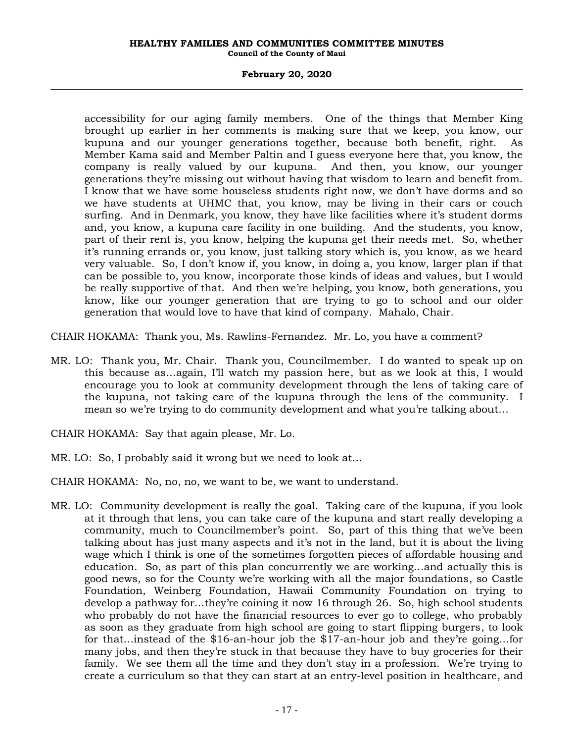accessibility for our aging family members. One of the things that Member King brought up earlier in her comments is making sure that we keep, you know, our kupuna and our younger generations together, because both benefit, right. As Member Kama said and Member Paltin and I guess everyone here that, you know, the company is really valued by our kupuna. And then, you know, our younger generations they're missing out without having that wisdom to learn and benefit from. I know that we have some houseless students right now, we don't have dorms and so we have students at UHMC that, you know, may be living in their cars or couch surfing. And in Denmark, you know, they have like facilities where it's student dorms and, you know, a kupuna care facility in one building. And the students, you know, part of their rent is, you know, helping the kupuna get their needs met. So, whether it's running errands or, you know, just talking story which is, you know, as we heard very valuable. So, I don't know if, you know, in doing a, you know, larger plan if that can be possible to, you know, incorporate those kinds of ideas and values, but I would be really supportive of that. And then we're helping, you know, both generations, you know, like our younger generation that are trying to go to school and our older generation that would love to have that kind of company. Mahalo, Chair.

CHAIR HOKAMA: Thank you, Ms. Rawlins-Fernandez. Mr. Lo, you have a comment?

MR. LO: Thank you, Mr. Chair. Thank you, Councilmember. I do wanted to speak up on this because as...again, I'll watch my passion here, but as we look at this, I would encourage you to look at community development through the lens of taking care of the kupuna, not taking care of the kupuna through the lens of the community. I mean so we're trying to do community development and what you're talking about...

CHAIR HOKAMA: Say that again please, Mr. Lo.

MR. LO: So, I probably said it wrong but we need to look at...

CHAIR HOKAMA: No, no, no, we want to be, we want to understand.

MR. LO: Community development is really the goal. Taking care of the kupuna, if you look at it through that lens, you can take care of the kupuna and start really developing a community, much to Councilmember's point. So, part of this thing that we've been talking about has just many aspects and it's not in the land, but it is about the living wage which I think is one of the sometimes forgotten pieces of affordable housing and education. So, as part of this plan concurrently we are working...and actually this is good news, so for the County we're working with all the major foundations, so Castle Foundation, Weinberg Foundation, Hawaii Community Foundation on trying to develop a pathway for...they're coining it now 16 through 26. So, high school students who probably do not have the financial resources to ever go to college, who probably as soon as they graduate from high school are going to start flipping burgers, to look for that...instead of the $16-an-hour job the $17-an-hour job and they're going...for many jobs, and then they're stuck in that because they have to buy groceries for their family. We see them all the time and they don't stay in a profession. We're trying to create a curriculum so that they can start at an entry-level position in healthcare, and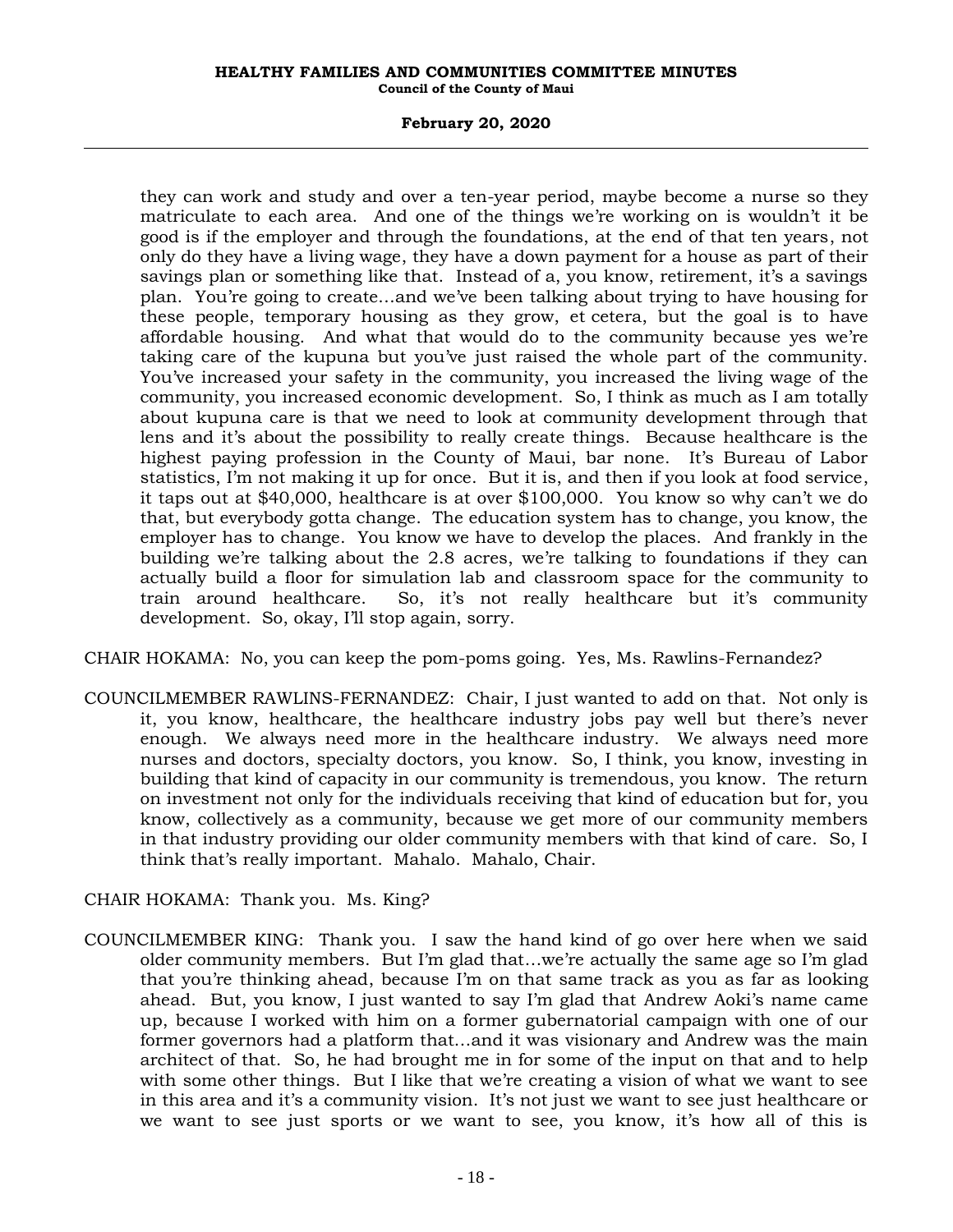they can work and study and over a ten-year period, maybe become a nurse so they matriculate to each area. And one of the things we're working on is wouldn't it be good is if the employer and through the foundations, at the end of that ten years, not only do they have a living wage, they have a down payment for a house as part of their savings plan or something like that. Instead of a, you know, retirement, it's a savings plan. You're going to create...and we've been talking about trying to have housing for these people, temporary housing as they grow, et cetera, but the goal is to have affordable housing. And what that would do to the community because yes we're taking care of the kupuna but you've just raised the whole part of the community. You've increased your safety in the community, you increased the living wage of the community, you increased economic development. So, I think as much as I am totally about kupuna care is that we need to look at community development through that lens and it's about the possibility to really create things. Because healthcare is the highest paying profession in the County of Maui, bar none. It's Bureau of Labor statistics, I'm not making it up for once. But it is, and then if you look at food service, it taps out at $40,000, healthcare is at over $100,000. You know so why can't we do that, but everybody gotta change. The education system has to change, you know, the employer has to change. You know we have to develop the places. And frankly in the building we're talking about the 2.8 acres, we're talking to foundations if they can actually build a floor for simulation lab and classroom space for the community to train around healthcare. So, it's not really healthcare but it's community development. So, okay, I'll stop again, sorry.

CHAIR HOKAMA: No, you can keep the pom-poms going. Yes, Ms. Rawlins-Fernandez?

COUNCILMEMBER RAWLINS-FERNANDEZ: Chair, I just wanted to add on that. Not only is it, you know, healthcare, the healthcare industry jobs pay well but there's never enough. We always need more in the healthcare industry. We always need more nurses and doctors, specialty doctors, you know. So, I think, you know, investing in building that kind of capacity in our community is tremendous, you know. The return on investment not only for the individuals receiving that kind of education but for, you know, collectively as a community, because we get more of our community members in that industry providing our older community members with that kind of care. So, I think that's really important. Mahalo. Mahalo, Chair.

CHAIR HOKAMA: Thank you. Ms. King?

COUNCILMEMBER KING: Thank you. I saw the hand kind of go over here when we said older community members. But I'm glad that...we're actually the same age so I'm glad that you're thinking ahead, because I'm on that same track as you as far as looking ahead. But, you know, I just wanted to say I'm glad that Andrew Aoki's name came up, because I worked with him on a former gubernatorial campaign with one of our former governors had a platform that...and it was visionary and Andrew was the main architect of that. So, he had brought me in for some of the input on that and to help with some other things. But I like that we're creating a vision of what we want to see in this area and it's a community vision. It's not just we want to see just healthcare or we want to see just sports or we want to see, you know, it's how all of this is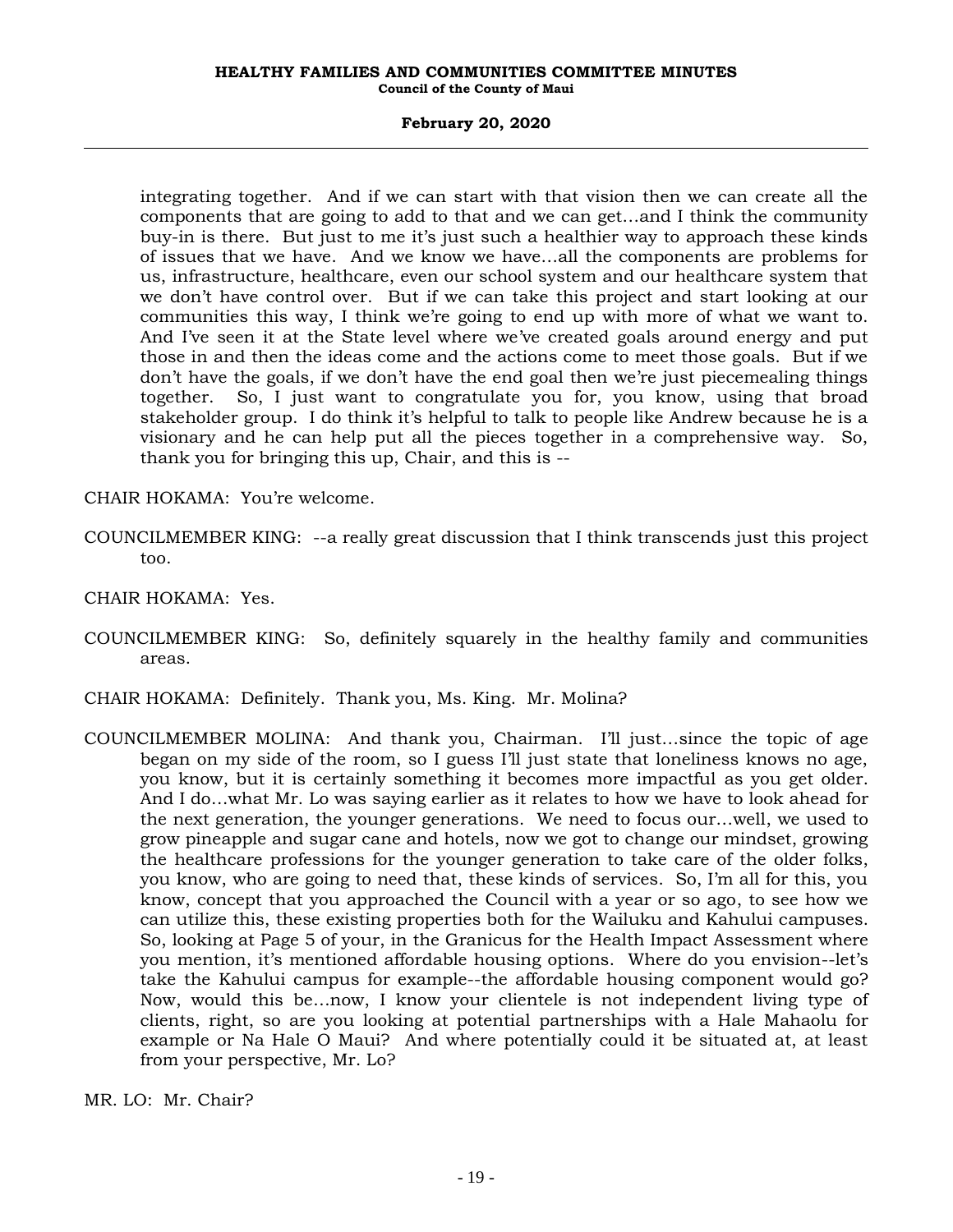integrating together. And if we can start with that vision then we can create all the components that are going to add to that and we can get…and I think the community buy-in is there. But just to me it's just such a healthier way to approach these kinds of issues that we have. And we know we have…all the components are problems for us, infrastructure, healthcare, even our school system and our healthcare system that we don't have control over. But if we can take this project and start looking at our communities this way, I think we're going to end up with more of what we want to. And I've seen it at the State level where we've created goals around energy and put those in and then the ideas come and the actions come to meet those goals. But if we don't have the goals, if we don't have the end goal then we're just piecemealing things together. So, I just want to congratulate you for, you know, using that broad stakeholder group. I do think it's helpful to talk to people like Andrew because he is a visionary and he can help put all the pieces together in a comprehensive way. So, thank you for bringing this up, Chair, and this is --

CHAIR HOKAMA: You're welcome.

COUNCILMEMBER KING: --a really great discussion that I think transcends just this project too.

CHAIR HOKAMA: Yes.

COUNCILMEMBER KING: So, definitely squarely in the healthy family and communities areas.

CHAIR HOKAMA: Definitely. Thank you, Ms. King. Mr. Molina?

COUNCILMEMBER MOLINA: And thank you, Chairman. I'll just…since the topic of age began on my side of the room, so I guess I'll just state that loneliness knows no age, you know, but it is certainly something it becomes more impactful as you get older. And I do…what Mr. Lo was saying earlier as it relates to how we have to look ahead for the next generation, the younger generations. We need to focus our…well, we used to grow pineapple and sugar cane and hotels, now we got to change our mindset, growing the healthcare professions for the younger generation to take care of the older folks, you know, who are going to need that, these kinds of services. So, I'm all for this, you know, concept that you approached the Council with a year or so ago, to see how we can utilize this, these existing properties both for the Wailuku and Kahului campuses. So, looking at Page 5 of your, in the Granicus for the Health Impact Assessment where you mention, it's mentioned affordable housing options. Where do you envision--let's take the Kahului campus for example--the affordable housing component would go? Now, would this be…now, I know your clientele is not independent living type of clients, right, so are you looking at potential partnerships with a Hale Mahaolu for example or Na Hale O Maui? And where potentially could it be situated at, at least from your perspective, Mr. Lo?

MR. LO: Mr. Chair?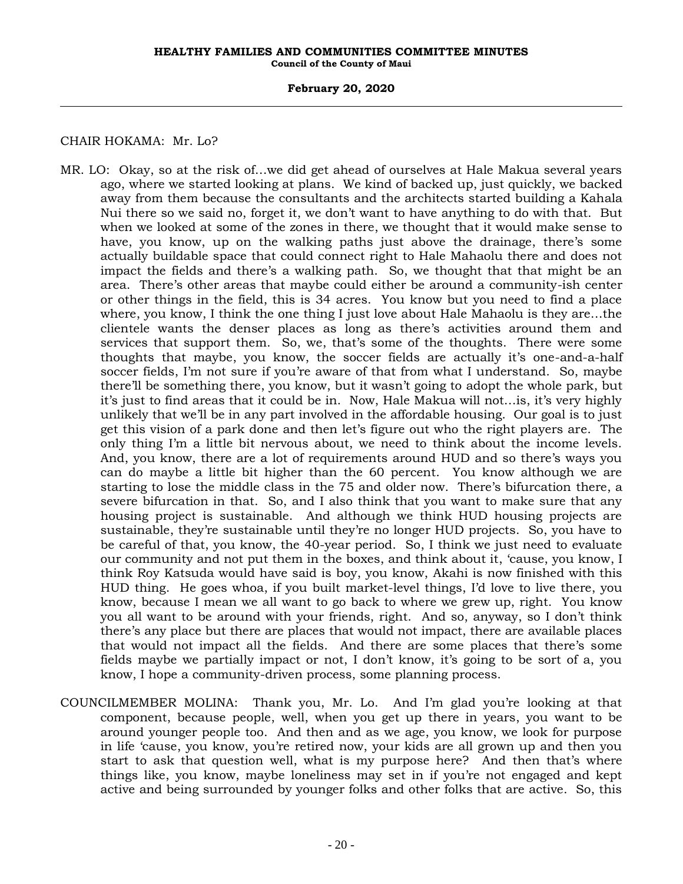CHAIR HOKAMA: Mr. Lo?

MR. LO: Okay, so at the risk of…we did get ahead of ourselves at Hale Makua several years ago, where we started looking at plans. We kind of backed up, just quickly, we backed away from them because the consultants and the architects started building a Kahala Nui there so we said no, forget it, we don't want to have anything to do with that. But when we looked at some of the zones in there, we thought that it would make sense to have, you know, up on the walking paths just above the drainage, there's some actually buildable space that could connect right to Hale Mahaolu there and does not impact the fields and there's a walking path. So, we thought that that might be an area. There's other areas that maybe could either be around a community-ish center or other things in the field, this is 34 acres. You know but you need to find a place where, you know, I think the one thing I just love about Hale Mahaolu is they are…the clientele wants the denser places as long as there's activities around them and services that support them. So, we, that's some of the thoughts. There were some thoughts that maybe, you know, the soccer fields are actually it's one-and-a-half soccer fields, I'm not sure if you're aware of that from what I understand. So, maybe there'll be something there, you know, but it wasn't going to adopt the whole park, but it's just to find areas that it could be in. Now, Hale Makua will not…is, it's very highly unlikely that we'll be in any part involved in the affordable housing. Our goal is to just get this vision of a park done and then let's figure out who the right players are. The only thing I'm a little bit nervous about, we need to think about the income levels. And, you know, there are a lot of requirements around HUD and so there's ways you can do maybe a little bit higher than the 60 percent. You know although we are starting to lose the middle class in the 75 and older now. There's bifurcation there, a severe bifurcation in that. So, and I also think that you want to make sure that any housing project is sustainable. And although we think HUD housing projects are sustainable, they're sustainable until they're no longer HUD projects. So, you have to be careful of that, you know, the 40-year period. So, I think we just need to evaluate our community and not put them in the boxes, and think about it, 'cause, you know, I think Roy Katsuda would have said is boy, you know, Akahi is now finished with this HUD thing. He goes whoa, if you built market-level things, I'd love to live there, you know, because I mean we all want to go back to where we grew up, right. You know you all want to be around with your friends, right. And so, anyway, so I don't think there's any place but there are places that would not impact, there are available places that would not impact all the fields. And there are some places that there's some fields maybe we partially impact or not, I don't know, it's going to be sort of a, you know, I hope a community-driven process, some planning process.

COUNCILMEMBER MOLINA: Thank you, Mr. Lo. And I'm glad you're looking at that component, because people, well, when you get up there in years, you want to be around younger people too. And then and as we age, you know, we look for purpose in life 'cause, you know, you're retired now, your kids are all grown up and then you start to ask that question well, what is my purpose here? And then that's where things like, you know, maybe loneliness may set in if you're not engaged and kept active and being surrounded by younger folks and other folks that are active. So, this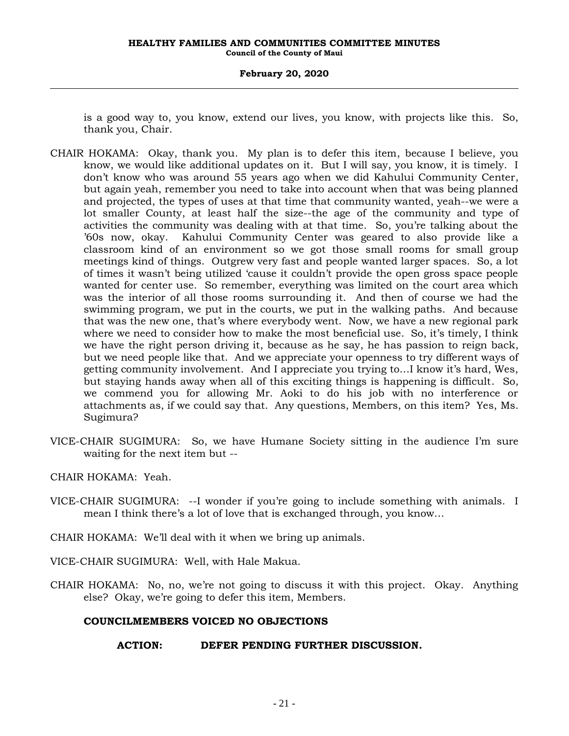is a good way to, you know, extend our lives, you know, with projects like this. So, thank you, Chair.

CHAIR HOKAMA: Okay, thank you. My plan is to defer this item, because I believe, you know, we would like additional updates on it. But I will say, you know, it is timely. I don't know who was around 55 years ago when we did Kahului Community Center, but again yeah, remember you need to take into account when that was being planned and projected, the types of uses at that time that community wanted, yeah--we were a lot smaller County, at least half the size--the age of the community and type of activities the community was dealing with at that time. So, you're talking about the '60s now, okay. Kahului Community Center was geared to also provide like a classroom kind of an environment so we got those small rooms for small group meetings kind of things. Outgrew very fast and people wanted larger spaces. So, a lot of times it wasn't being utilized 'cause it couldn't provide the open gross space people wanted for center use. So remember, everything was limited on the court area which was the interior of all those rooms surrounding it. And then of course we had the swimming program, we put in the courts, we put in the walking paths. And because that was the new one, that's where everybody went. Now, we have a new regional park where we need to consider how to make the most beneficial use. So, it's timely, I think we have the right person driving it, because as he say, he has passion to reign back, but we need people like that. And we appreciate your openness to try different ways of getting community involvement. And I appreciate you trying to...I know it's hard, Wes, but staying hands away when all of this exciting things is happening is difficult. So, we commend you for allowing Mr. Aoki to do his job with no interference or attachments as, if we could say that. Any questions, Members, on this item? Yes, Ms. Sugimura?

VICE-CHAIR SUGIMURA: So, we have Humane Society sitting in the audience I'm sure waiting for the next item but --

CHAIR HOKAMA: Yeah.

VICE-CHAIR SUGIMURA: --I wonder if you're going to include something with animals. I mean I think there's a lot of love that is exchanged through, you know...

CHAIR HOKAMA: We'll deal with it when we bring up animals.

VICE-CHAIR SUGIMURA: Well, with Hale Makua.

CHAIR HOKAMA: No, no, we're not going to discuss it with this project. Okay. Anything else? Okay, we're going to defer this item, Members.

**COUNCILMEMBERS VOICED NO OBJECTIONS**

**ACTION: DEFER PENDING FURTHER DISCUSSION.**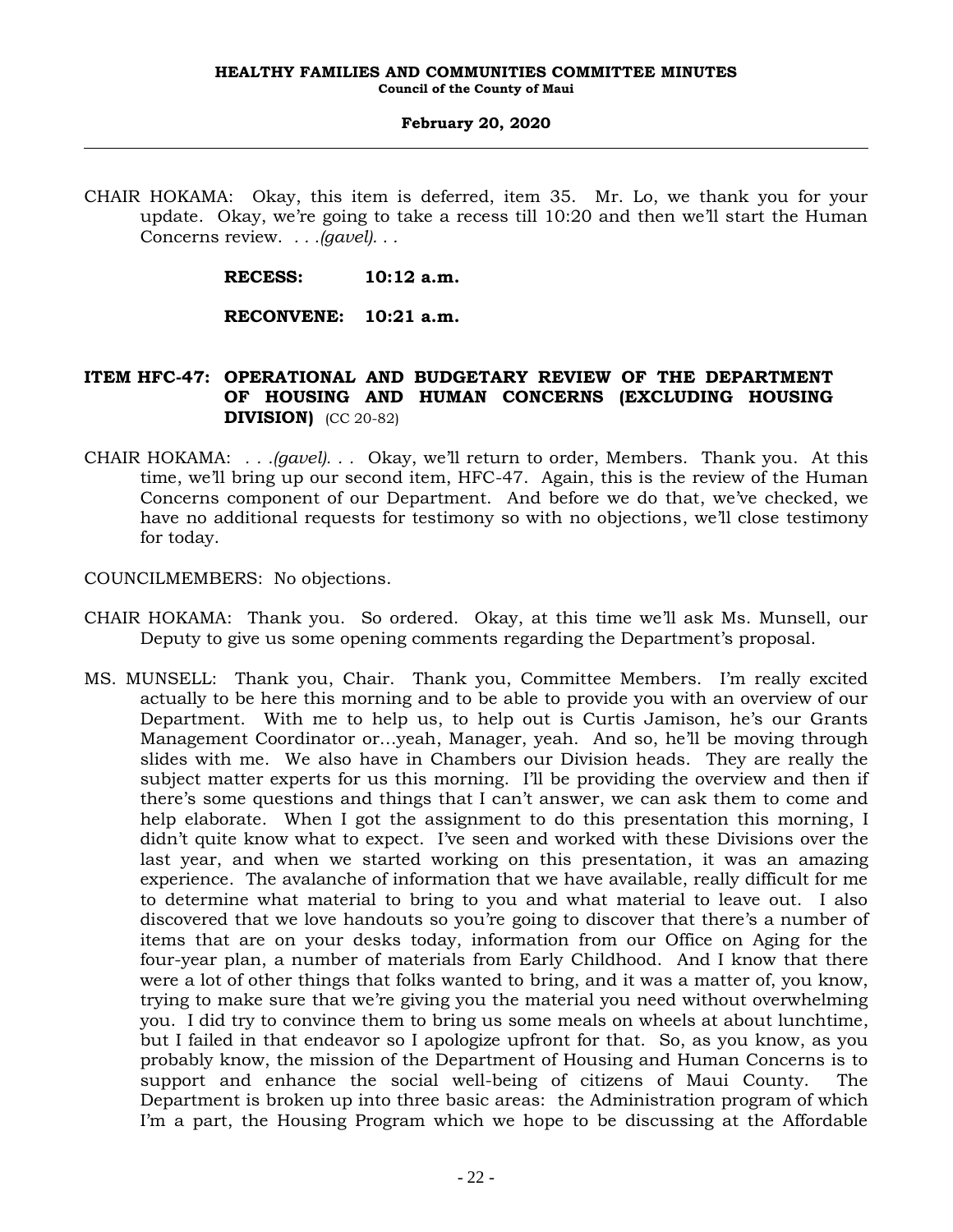CHAIR HOKAMA: Okay, this item is deferred, item 35. Mr. Lo, we thank you for your update. Okay, we're going to take a recess till 10:20 and then we'll start the Human Concerns review. *. . .(gavel). . .*

**RECESS: 10:12 a.m.**

**RECONVENE: 10:21 a.m.**

**ITEM HFC-47: OPERATIONAL AND BUDGETARY REVIEW OF THE DEPARTMENT OF HOUSING AND HUMAN CONCERNS (EXCLUDING HOUSING DIVISION)** (CC 20-82)

CHAIR HOKAMA: *. . .(gavel). . .* Okay, we'll return to order, Members. Thank you. At this time, we'll bring up our second item, HFC-47. Again, this is the review of the Human Concerns component of our Department. And before we do that, we've checked, we have no additional requests for testimony so with no objections, we'll close testimony for today.

COUNCILMEMBERS: No objections.

CHAIR HOKAMA: Thank you. So ordered. Okay, at this time we'll ask Ms. Munsell, our Deputy to give us some opening comments regarding the Department's proposal.

MS. MUNSELL: Thank you, Chair. Thank you, Committee Members. I'm really excited actually to be here this morning and to be able to provide you with an overview of our Department. With me to help us, to help out is Curtis Jamison, he's our Grants Management Coordinator or…yeah, Manager, yeah. And so, he'll be moving through slides with me. We also have in Chambers our Division heads. They are really the subject matter experts for us this morning. I'll be providing the overview and then if there's some questions and things that I can't answer, we can ask them to come and help elaborate. When I got the assignment to do this presentation this morning, I didn't quite know what to expect. I've seen and worked with these Divisions over the last year, and when we started working on this presentation, it was an amazing experience. The avalanche of information that we have available, really difficult for me to determine what material to bring to you and what material to leave out. I also discovered that we love handouts so you're going to discover that there's a number of items that are on your desks today, information from our Office on Aging for the four-year plan, a number of materials from Early Childhood. And I know that there were a lot of other things that folks wanted to bring, and it was a matter of, you know, trying to make sure that we're giving you the material you need without overwhelming you. I did try to convince them to bring us some meals on wheels at about lunchtime, but I failed in that endeavor so I apologize upfront for that. So, as you know, as you probably know, the mission of the Department of Housing and Human Concerns is to support and enhance the social well-being of citizens of Maui County. The Department is broken up into three basic areas: the Administration program of which I'm a part, the Housing Program which we hope to be discussing at the Affordable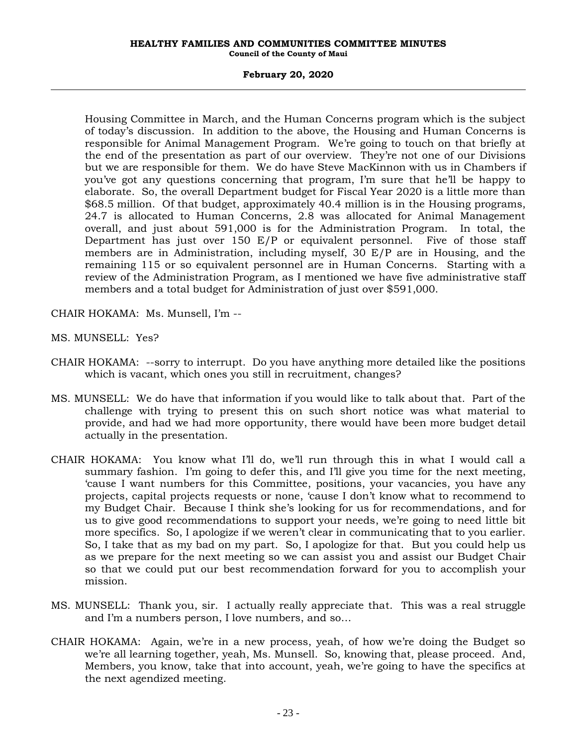Housing Committee in March, and the Human Concerns program which is the subject of today's discussion. In addition to the above, the Housing and Human Concerns is responsible for Animal Management Program. We're going to touch on that briefly at the end of the presentation as part of our overview. They're not one of our Divisions but we are responsible for them. We do have Steve MacKinnon with us in Chambers if you've got any questions concerning that program, I'm sure that he'll be happy to elaborate. So, the overall Department budget for Fiscal Year 2020 is a little more than $68.5 million. Of that budget, approximately 40.4 million is in the Housing programs, 24.7 is allocated to Human Concerns, 2.8 was allocated for Animal Management overall, and just about 591,000 is for the Administration Program. In total, the Department has just over 150 E/P or equivalent personnel. Five of those staff members are in Administration, including myself, 30 E/P are in Housing, and the remaining 115 or so equivalent personnel are in Human Concerns. Starting with a review of the Administration Program, as I mentioned we have five administrative staff members and a total budget for Administration of just over $591,000.

CHAIR HOKAMA: Ms. Munsell, I'm --

MS. MUNSELL: Yes?

CHAIR HOKAMA: --sorry to interrupt. Do you have anything more detailed like the positions which is vacant, which ones you still in recruitment, changes?

MS. MUNSELL: We do have that information if you would like to talk about that. Part of the challenge with trying to present this on such short notice was what material to provide, and had we had more opportunity, there would have been more budget detail actually in the presentation.

CHAIR HOKAMA: You know what I'll do, we'll run through this in what I would call a summary fashion. I'm going to defer this, and I'll give you time for the next meeting, 'cause I want numbers for this Committee, positions, your vacancies, you have any projects, capital projects requests or none, 'cause I don't know what to recommend to my Budget Chair. Because I think she's looking for us for recommendations, and for us to give good recommendations to support your needs, we're going to need little bit more specifics. So, I apologize if we weren't clear in communicating that to you earlier. So, I take that as my bad on my part. So, I apologize for that. But you could help us as we prepare for the next meeting so we can assist you and assist our Budget Chair so that we could put our best recommendation forward for you to accomplish your mission.

MS. MUNSELL: Thank you, sir. I actually really appreciate that. This was a real struggle and I'm a numbers person, I love numbers, and so...

CHAIR HOKAMA: Again, we're in a new process, yeah, of how we're doing the Budget so we're all learning together, yeah, Ms. Munsell. So, knowing that, please proceed. And, Members, you know, take that into account, yeah, we're going to have the specifics at the next agendized meeting.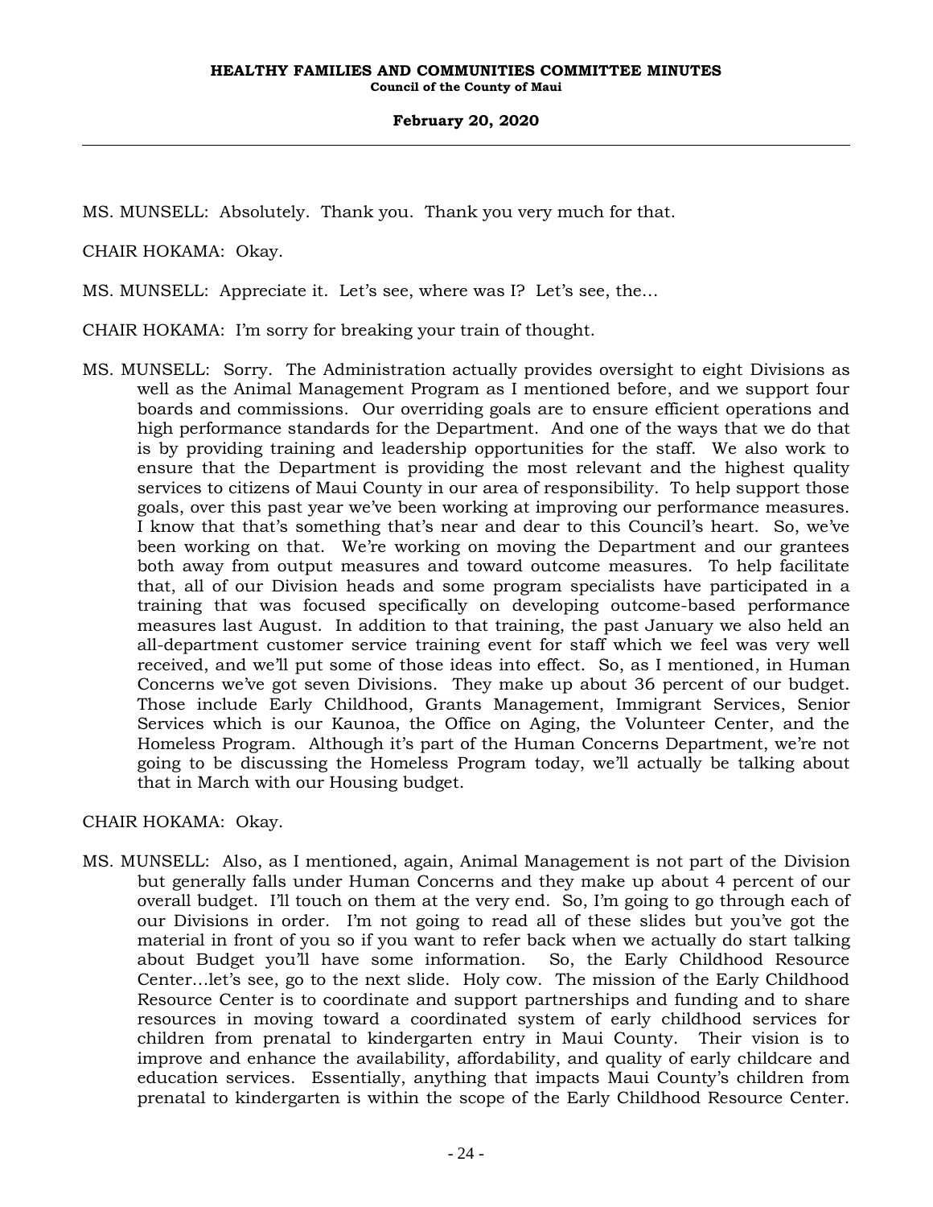MS. MUNSELL: Absolutely. Thank you. Thank you very much for that.

CHAIR HOKAMA: Okay.

MS. MUNSELL: Appreciate it. Let's see, where was I? Let's see, the…

CHAIR HOKAMA: I'm sorry for breaking your train of thought.

MS. MUNSELL: Sorry. The Administration actually provides oversight to eight Divisions as well as the Animal Management Program as I mentioned before, and we support four boards and commissions. Our overriding goals are to ensure efficient operations and high performance standards for the Department. And one of the ways that we do that is by providing training and leadership opportunities for the staff. We also work to ensure that the Department is providing the most relevant and the highest quality services to citizens of Maui County in our area of responsibility. To help support those goals, over this past year we've been working at improving our performance measures. I know that that's something that's near and dear to this Council's heart. So, we've been working on that. We're working on moving the Department and our grantees both away from output measures and toward outcome measures. To help facilitate that, all of our Division heads and some program specialists have participated in a training that was focused specifically on developing outcome-based performance measures last August. In addition to that training, the past January we also held an all-department customer service training event for staff which we feel was very well received, and we'll put some of those ideas into effect. So, as I mentioned, in Human Concerns we've got seven Divisions. They make up about 36 percent of our budget. Those include Early Childhood, Grants Management, Immigrant Services, Senior Services which is our Kaunoa, the Office on Aging, the Volunteer Center, and the Homeless Program. Although it's part of the Human Concerns Department, we're not going to be discussing the Homeless Program today, we'll actually be talking about that in March with our Housing budget.

CHAIR HOKAMA: Okay.

MS. MUNSELL: Also, as I mentioned, again, Animal Management is not part of the Division but generally falls under Human Concerns and they make up about 4 percent of our overall budget. I'll touch on them at the very end. So, I'm going to go through each of our Divisions in order. I'm not going to read all of these slides but you've got the material in front of you so if you want to refer back when we actually do start talking about Budget you'll have some information. So, the Early Childhood Resource Center…let's see, go to the next slide. Holy cow. The mission of the Early Childhood Resource Center is to coordinate and support partnerships and funding and to share resources in moving toward a coordinated system of early childhood services for children from prenatal to kindergarten entry in Maui County. Their vision is to improve and enhance the availability, affordability, and quality of early childcare and education services. Essentially, anything that impacts Maui County's children from prenatal to kindergarten is within the scope of the Early Childhood Resource Center.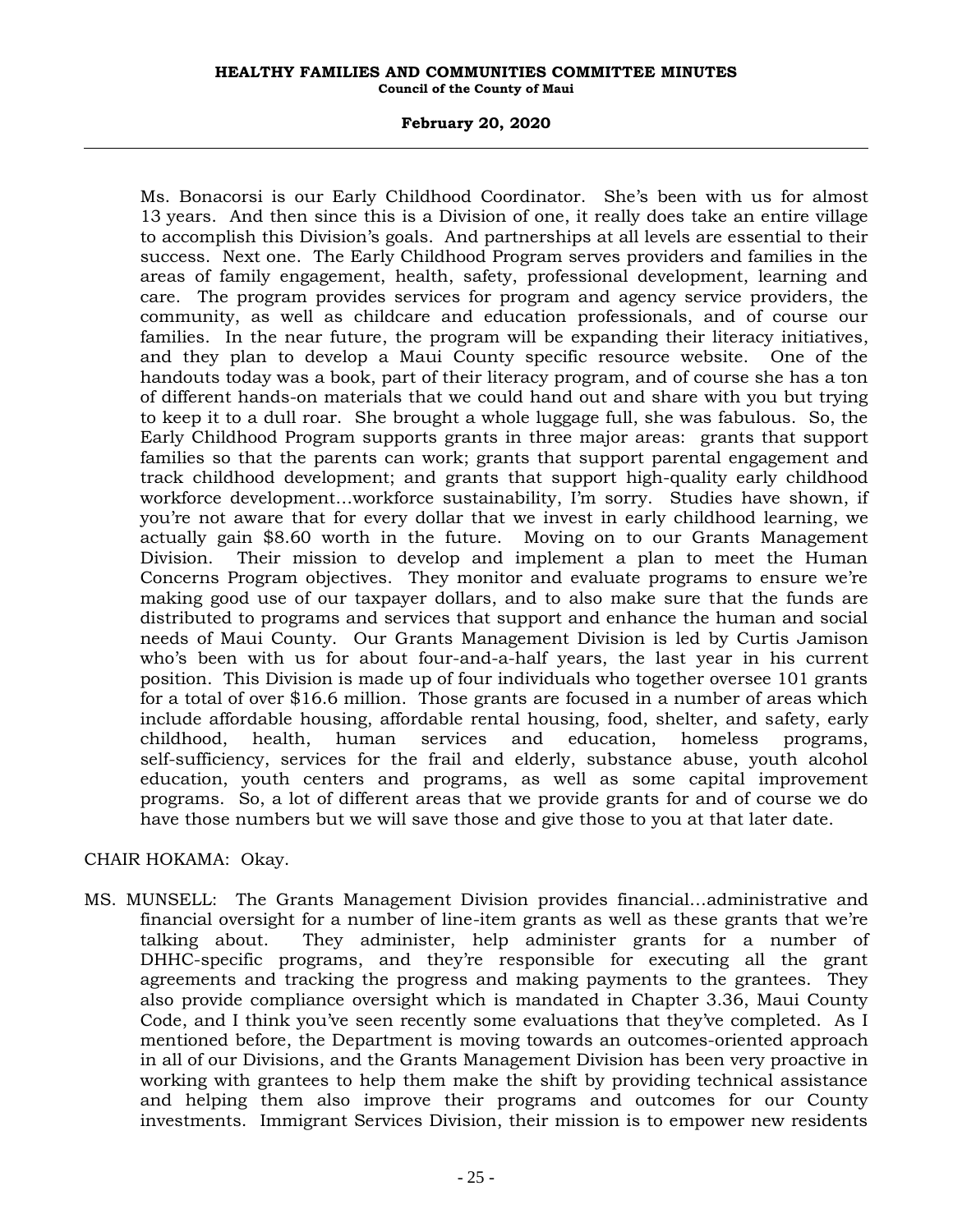Ms. Bonacorsi is our Early Childhood Coordinator. She's been with us for almost 13 years. And then since this is a Division of one, it really does take an entire village to accomplish this Division's goals. And partnerships at all levels are essential to their success. Next one. The Early Childhood Program serves providers and families in the areas of family engagement, health, safety, professional development, learning and care. The program provides services for program and agency service providers, the community, as well as childcare and education professionals, and of course our families. In the near future, the program will be expanding their literacy initiatives, and they plan to develop a Maui County specific resource website. One of the handouts today was a book, part of their literacy program, and of course she has a ton of different hands-on materials that we could hand out and share with you but trying to keep it to a dull roar. She brought a whole luggage full, she was fabulous. So, the Early Childhood Program supports grants in three major areas: grants that support families so that the parents can work; grants that support parental engagement and track childhood development; and grants that support high-quality early childhood workforce development...workforce sustainability, I'm sorry. Studies have shown, if you're not aware that for every dollar that we invest in early childhood learning, we actually gain $8.60 worth in the future. Moving on to our Grants Management Division. Their mission to develop and implement a plan to meet the Human Concerns Program objectives. They monitor and evaluate programs to ensure we're making good use of our taxpayer dollars, and to also make sure that the funds are distributed to programs and services that support and enhance the human and social needs of Maui County. Our Grants Management Division is led by Curtis Jamison who's been with us for about four-and-a-half years, the last year in his current position. This Division is made up of four individuals who together oversee 101 grants for a total of over $16.6 million. Those grants are focused in a number of areas which include affordable housing, affordable rental housing, food, shelter, and safety, early childhood, health, human services and education, homeless programs, self-sufficiency, services for the frail and elderly, substance abuse, youth alcohol education, youth centers and programs, as well as some capital improvement programs. So, a lot of different areas that we provide grants for and of course we do have those numbers but we will save those and give those to you at that later date.

CHAIR HOKAMA: Okay.

MS. MUNSELL: The Grants Management Division provides financial...administrative and financial oversight for a number of line-item grants as well as these grants that we're talking about. They administer, help administer grants for a number of DHHC-specific programs, and they're responsible for executing all the grant agreements and tracking the progress and making payments to the grantees. They also provide compliance oversight which is mandated in Chapter 3.36, Maui County Code, and I think you've seen recently some evaluations that they've completed. As I mentioned before, the Department is moving towards an outcomes-oriented approach in all of our Divisions, and the Grants Management Division has been very proactive in working with grantees to help them make the shift by providing technical assistance and helping them also improve their programs and outcomes for our County investments. Immigrant Services Division, their mission is to empower new residents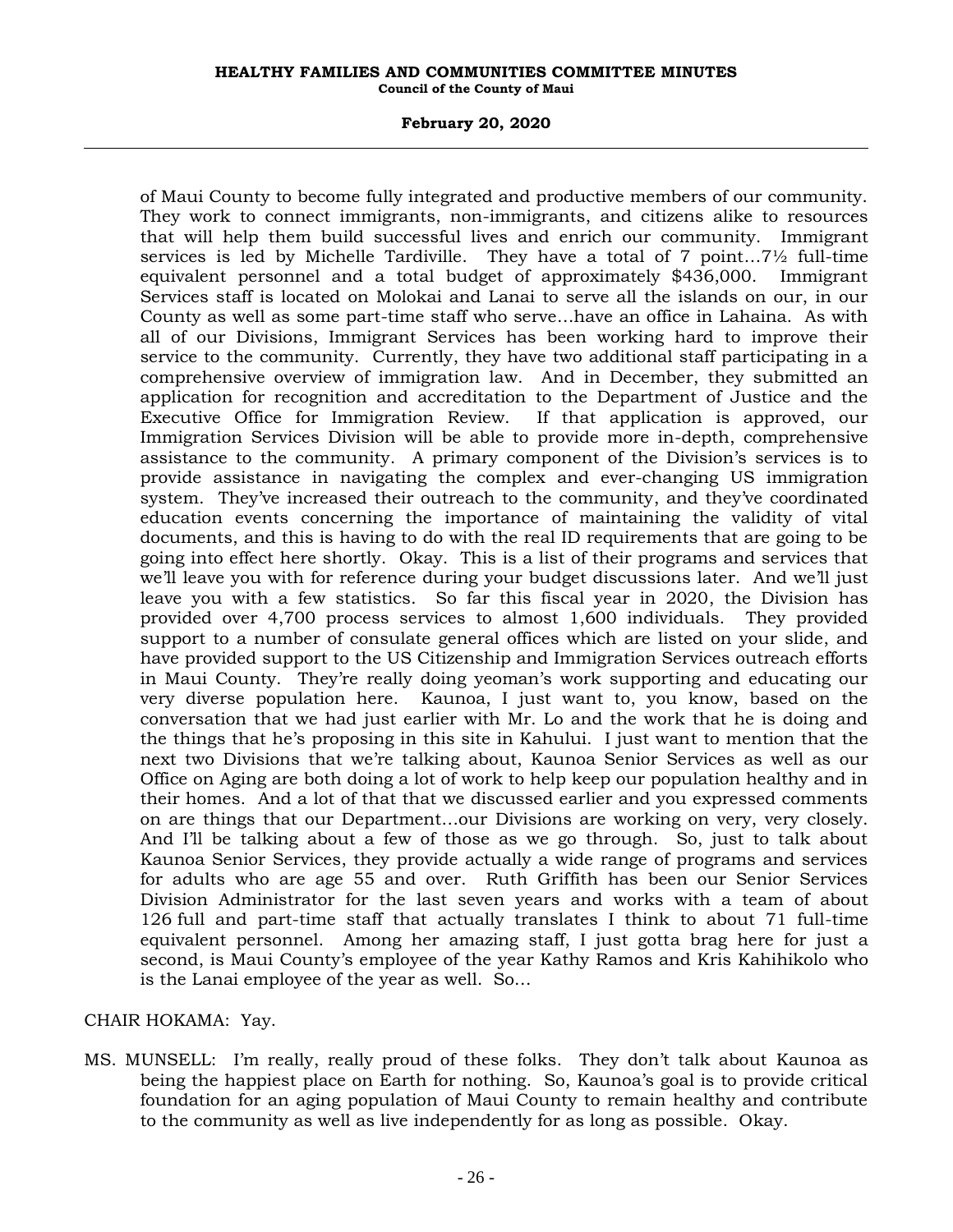of Maui County to become fully integrated and productive members of our community. They work to connect immigrants, non-immigrants, and citizens alike to resources that will help them build successful lives and enrich our community. Immigrant services is led by Michelle Tardiville. They have a total of 7 point…7½ full-time equivalent personnel and a total budget of approximately $436,000. Immigrant Services staff is located on Molokai and Lanai to serve all the islands on our, in our County as well as some part-time staff who serve…have an office in Lahaina. As with all of our Divisions, Immigrant Services has been working hard to improve their service to the community. Currently, they have two additional staff participating in a comprehensive overview of immigration law. And in December, they submitted an application for recognition and accreditation to the Department of Justice and the Executive Office for Immigration Review. If that application is approved, our Immigration Services Division will be able to provide more in-depth, comprehensive assistance to the community. A primary component of the Division's services is to provide assistance in navigating the complex and ever-changing US immigration system. They've increased their outreach to the community, and they've coordinated education events concerning the importance of maintaining the validity of vital documents, and this is having to do with the real ID requirements that are going to be going into effect here shortly. Okay. This is a list of their programs and services that we'll leave you with for reference during your budget discussions later. And we'll just leave you with a few statistics. So far this fiscal year in 2020, the Division has provided over 4,700 process services to almost 1,600 individuals. They provided support to a number of consulate general offices which are listed on your slide, and have provided support to the US Citizenship and Immigration Services outreach efforts in Maui County. They're really doing yeoman's work supporting and educating our very diverse population here. Kaunoa, I just want to, you know, based on the conversation that we had just earlier with Mr. Lo and the work that he is doing and the things that he's proposing in this site in Kahului. I just want to mention that the next two Divisions that we're talking about, Kaunoa Senior Services as well as our Office on Aging are both doing a lot of work to help keep our population healthy and in their homes. And a lot of that that we discussed earlier and you expressed comments on are things that our Department…our Divisions are working on very, very closely. And I'll be talking about a few of those as we go through. So, just to talk about Kaunoa Senior Services, they provide actually a wide range of programs and services for adults who are age 55 and over. Ruth Griffith has been our Senior Services Division Administrator for the last seven years and works with a team of about 126 full and part-time staff that actually translates I think to about 71 full-time equivalent personnel. Among her amazing staff, I just gotta brag here for just a second, is Maui County's employee of the year Kathy Ramos and Kris Kahihikolo who is the Lanai employee of the year as well. So…

CHAIR HOKAMA: Yay.

MS. MUNSELL: I'm really, really proud of these folks. They don't talk about Kaunoa as being the happiest place on Earth for nothing. So, Kaunoa's goal is to provide critical foundation for an aging population of Maui County to remain healthy and contribute to the community as well as live independently for as long as possible. Okay.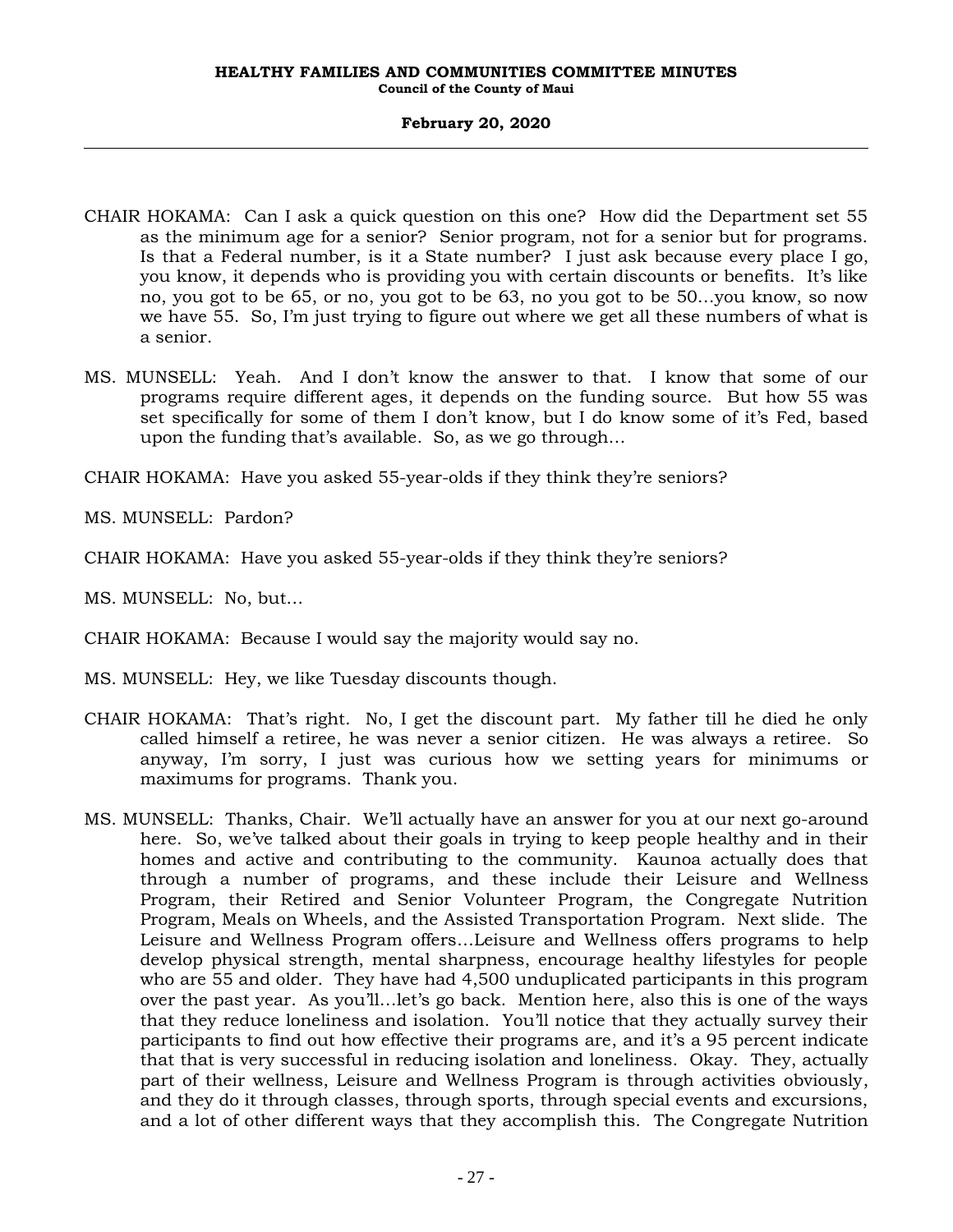CHAIR HOKAMA: Can I ask a quick question on this one? How did the Department set 55 as the minimum age for a senior? Senior program, not for a senior but for programs. Is that a Federal number, is it a State number? I just ask because every place I go, you know, it depends who is providing you with certain discounts or benefits. It's like no, you got to be 65, or no, you got to be 63, no you got to be 50…you know, so now we have 55. So, I'm just trying to figure out where we get all these numbers of what is a senior.

MS. MUNSELL: Yeah. And I don't know the answer to that. I know that some of our programs require different ages, it depends on the funding source. But how 55 was set specifically for some of them I don't know, but I do know some of it's Fed, based upon the funding that's available. So, as we go through…

CHAIR HOKAMA: Have you asked 55-year-olds if they think they're seniors?

MS. MUNSELL: Pardon?

CHAIR HOKAMA: Have you asked 55-year-olds if they think they're seniors?

MS. MUNSELL: No, but…

CHAIR HOKAMA: Because I would say the majority would say no.

MS. MUNSELL: Hey, we like Tuesday discounts though.

CHAIR HOKAMA: That's right. No, I get the discount part. My father till he died he only called himself a retiree, he was never a senior citizen. He was always a retiree. So anyway, I'm sorry, I just was curious how we setting years for minimums or maximums for programs. Thank you.

MS. MUNSELL: Thanks, Chair. We'll actually have an answer for you at our next go-around here. So, we've talked about their goals in trying to keep people healthy and in their homes and active and contributing to the community. Kaunoa actually does that through a number of programs, and these include their Leisure and Wellness Program, their Retired and Senior Volunteer Program, the Congregate Nutrition Program, Meals on Wheels, and the Assisted Transportation Program. Next slide. The Leisure and Wellness Program offers…Leisure and Wellness offers programs to help develop physical strength, mental sharpness, encourage healthy lifestyles for people who are 55 and older. They have had 4,500 unduplicated participants in this program over the past year. As you'll…let's go back. Mention here, also this is one of the ways that they reduce loneliness and isolation. You'll notice that they actually survey their participants to find out how effective their programs are, and it's a 95 percent indicate that that is very successful in reducing isolation and loneliness. Okay. They, actually part of their wellness, Leisure and Wellness Program is through activities obviously, and they do it through classes, through sports, through special events and excursions, and a lot of other different ways that they accomplish this. The Congregate Nutrition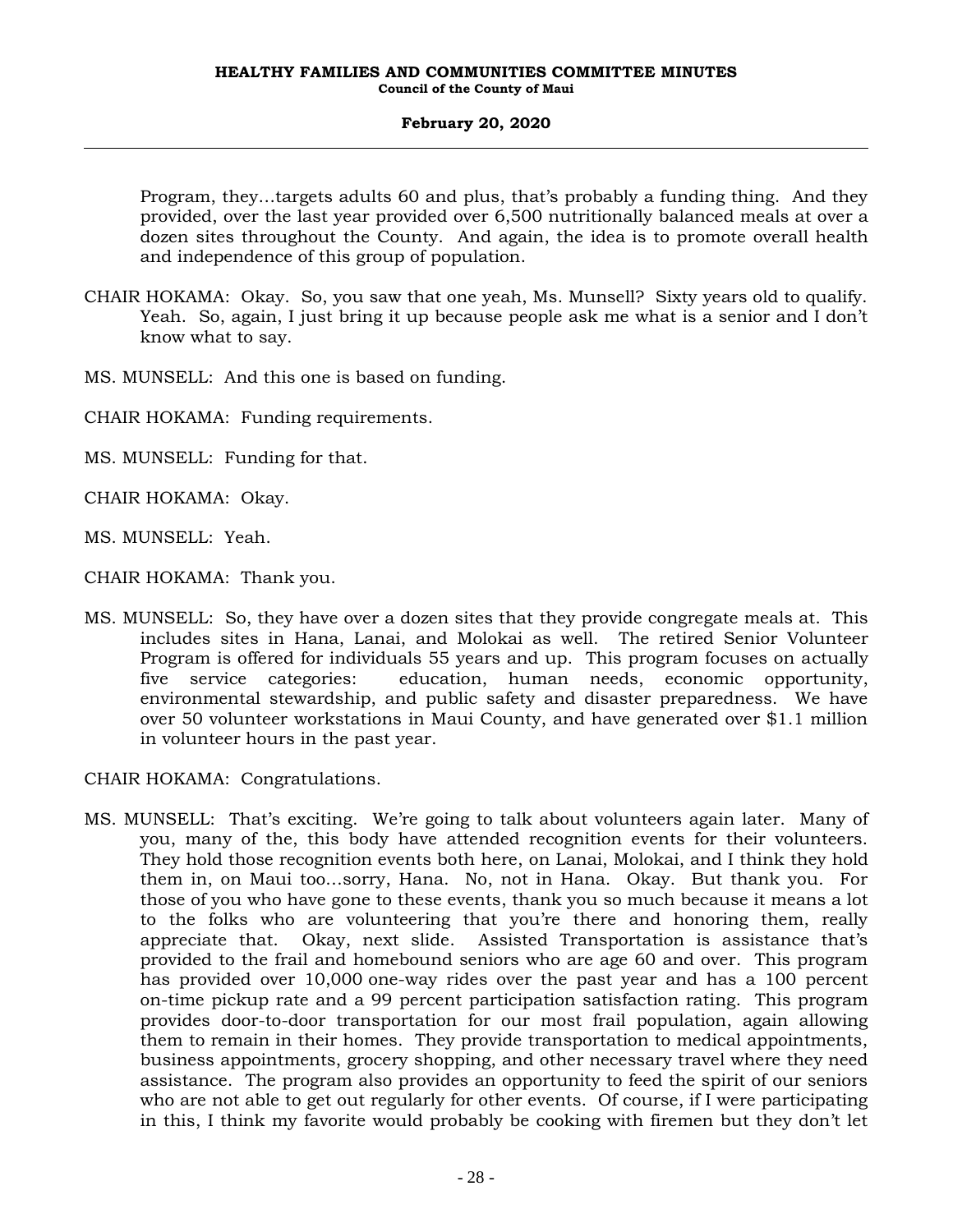Program, they...targets adults 60 and plus, that's probably a funding thing. And they provided, over the last year provided over 6,500 nutritionally balanced meals at over a dozen sites throughout the County. And again, the idea is to promote overall health and independence of this group of population.

CHAIR HOKAMA: Okay. So, you saw that one yeah, Ms. Munsell? Sixty years old to qualify. Yeah. So, again, I just bring it up because people ask me what is a senior and I don't know what to say.

MS. MUNSELL: And this one is based on funding.

CHAIR HOKAMA: Funding requirements.

MS. MUNSELL: Funding for that.

CHAIR HOKAMA: Okay.

MS. MUNSELL: Yeah.

CHAIR HOKAMA: Thank you.

MS. MUNSELL: So, they have over a dozen sites that they provide congregate meals at. This includes sites in Hana, Lanai, and Molokai as well. The retired Senior Volunteer Program is offered for individuals 55 years and up. This program focuses on actually five service categories: education, human needs, economic opportunity, environmental stewardship, and public safety and disaster preparedness. We have over 50 volunteer workstations in Maui County, and have generated over $1.1 million in volunteer hours in the past year.

CHAIR HOKAMA: Congratulations.

MS. MUNSELL: That's exciting. We're going to talk about volunteers again later. Many of you, many of the, this body have attended recognition events for their volunteers. They hold those recognition events both here, on Lanai, Molokai, and I think they hold them in, on Maui too...sorry, Hana. No, not in Hana. Okay. But thank you. For those of you who have gone to these events, thank you so much because it means a lot to the folks who are volunteering that you're there and honoring them, really appreciate that. Okay, next slide. Assisted Transportation is assistance that's provided to the frail and homebound seniors who are age 60 and over. This program has provided over 10,000 one-way rides over the past year and has a 100 percent on-time pickup rate and a 99 percent participation satisfaction rating. This program provides door-to-door transportation for our most frail population, again allowing them to remain in their homes. They provide transportation to medical appointments, business appointments, grocery shopping, and other necessary travel where they need assistance. The program also provides an opportunity to feed the spirit of our seniors who are not able to get out regularly for other events. Of course, if I were participating in this, I think my favorite would probably be cooking with firemen but they don't let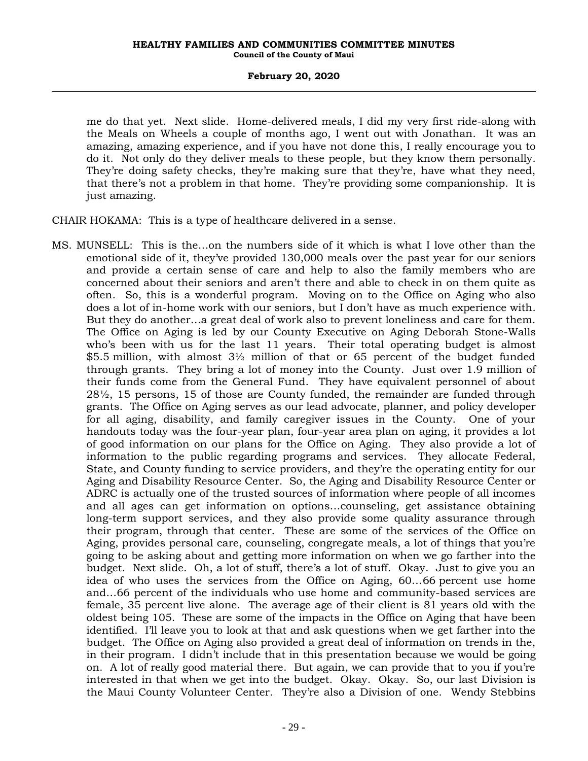me do that yet. Next slide. Home-delivered meals, I did my very first ride-along with the Meals on Wheels a couple of months ago, I went out with Jonathan. It was an amazing, amazing experience, and if you have not done this, I really encourage you to do it. Not only do they deliver meals to these people, but they know them personally. They're doing safety checks, they're making sure that they're, have what they need, that there's not a problem in that home. They're providing some companionship. It is just amazing.

CHAIR HOKAMA: This is a type of healthcare delivered in a sense.

MS. MUNSELL: This is the...on the numbers side of it which is what I love other than the emotional side of it, they've provided 130,000 meals over the past year for our seniors and provide a certain sense of care and help to also the family members who are concerned about their seniors and aren't there and able to check in on them quite as often. So, this is a wonderful program. Moving on to the Office on Aging who also does a lot of in-home work with our seniors, but I don't have as much experience with. But they do another...a great deal of work also to prevent loneliness and care for them. The Office on Aging is led by our County Executive on Aging Deborah Stone-Walls who's been with us for the last 11 years. Their total operating budget is almost \$5.5 million, with almost 3½ million of that or 65 percent of the budget funded through grants. They bring a lot of money into the County. Just over 1.9 million of their funds come from the General Fund. They have equivalent personnel of about 28½, 15 persons, 15 of those are County funded, the remainder are funded through grants. The Office on Aging serves as our lead advocate, planner, and policy developer for all aging, disability, and family caregiver issues in the County. One of your handouts today was the four-year plan, four-year area plan on aging, it provides a lot of good information on our plans for the Office on Aging. They also provide a lot of information to the public regarding programs and services. They allocate Federal, State, and County funding to service providers, and they're the operating entity for our Aging and Disability Resource Center. So, the Aging and Disability Resource Center or ADRC is actually one of the trusted sources of information where people of all incomes and all ages can get information on options...counseling, get assistance obtaining long-term support services, and they also provide some quality assurance through their program, through that center. These are some of the services of the Office on Aging, provides personal care, counseling, congregate meals, a lot of things that you're going to be asking about and getting more information on when we go farther into the budget. Next slide. Oh, a lot of stuff, there's a lot of stuff. Okay. Just to give you an idea of who uses the services from the Office on Aging, 60...66 percent use home and...66 percent of the individuals who use home and community-based services are female, 35 percent live alone. The average age of their client is 81 years old with the oldest being 105. These are some of the impacts in the Office on Aging that have been identified. I'll leave you to look at that and ask questions when we get farther into the budget. The Office on Aging also provided a great deal of information on trends in the, in their program. I didn't include that in this presentation because we would be going on. A lot of really good material there. But again, we can provide that to you if you're interested in that when we get into the budget. Okay. Okay. So, our last Division is the Maui County Volunteer Center. They're also a Division of one. Wendy Stebbins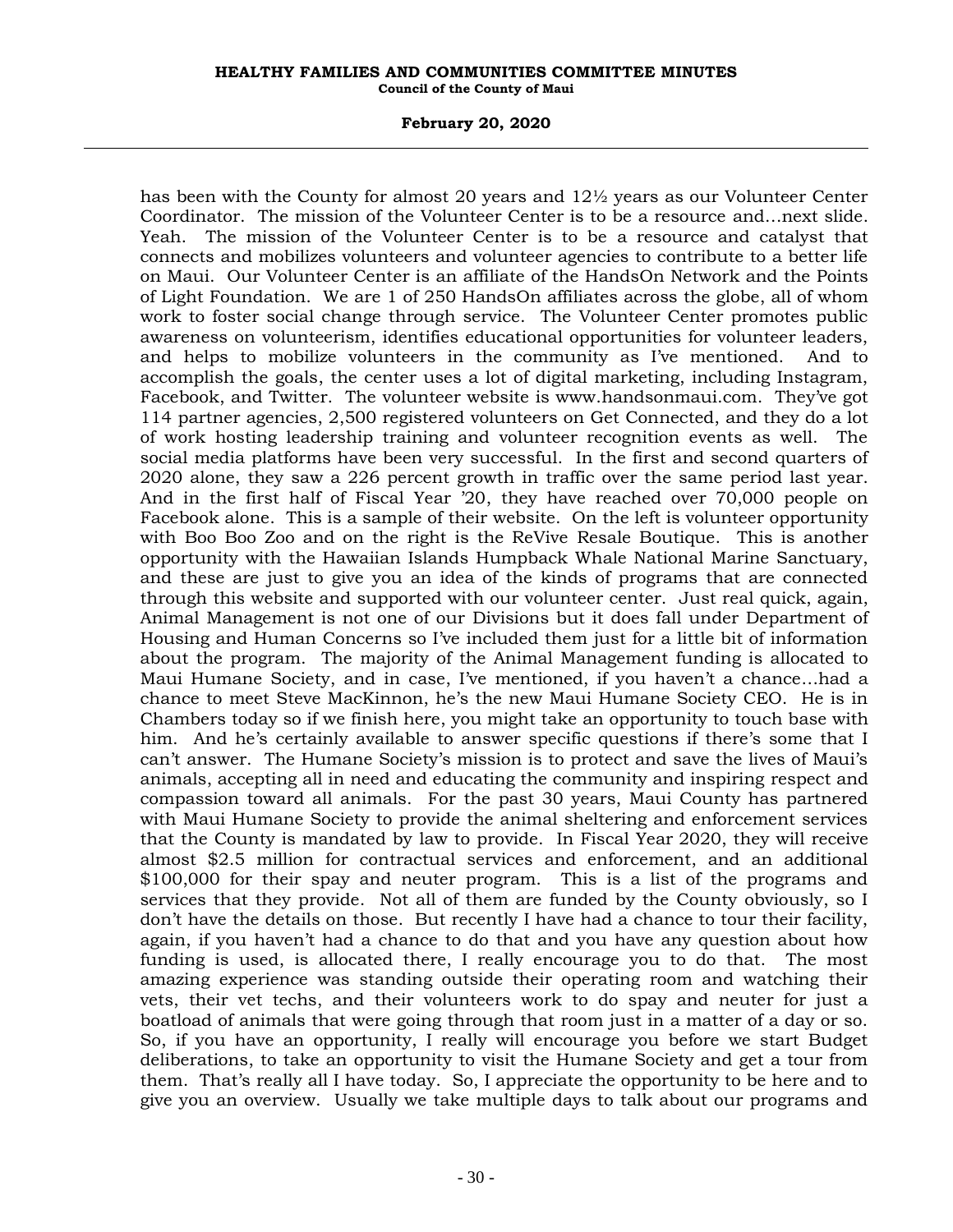has been with the County for almost 20 years and 12½ years as our Volunteer Center Coordinator. The mission of the Volunteer Center is to be a resource and...next slide. Yeah. The mission of the Volunteer Center is to be a resource and catalyst that connects and mobilizes volunteers and volunteer agencies to contribute to a better life on Maui. Our Volunteer Center is an affiliate of the HandsOn Network and the Points of Light Foundation. We are 1 of 250 HandsOn affiliates across the globe, all of whom work to foster social change through service. The Volunteer Center promotes public awareness on volunteerism, identifies educational opportunities for volunteer leaders, and helps to mobilize volunteers in the community as I've mentioned. And to accomplish the goals, the center uses a lot of digital marketing, including Instagram, Facebook, and Twitter. The volunteer website is www.handsonmaui.com. They've got 114 partner agencies, 2,500 registered volunteers on Get Connected, and they do a lot of work hosting leadership training and volunteer recognition events as well. The social media platforms have been very successful. In the first and second quarters of 2020 alone, they saw a 226 percent growth in traffic over the same period last year. And in the first half of Fiscal Year '20, they have reached over 70,000 people on Facebook alone. This is a sample of their website. On the left is volunteer opportunity with Boo Boo Zoo and on the right is the ReVive Resale Boutique. This is another opportunity with the Hawaiian Islands Humpback Whale National Marine Sanctuary, and these are just to give you an idea of the kinds of programs that are connected through this website and supported with our volunteer center. Just real quick, again, Animal Management is not one of our Divisions but it does fall under Department of Housing and Human Concerns so I've included them just for a little bit of information about the program. The majority of the Animal Management funding is allocated to Maui Humane Society, and in case, I've mentioned, if you haven't a chance...had a chance to meet Steve MacKinnon, he's the new Maui Humane Society CEO. He is in Chambers today so if we finish here, you might take an opportunity to touch base with him. And he's certainly available to answer specific questions if there's some that I can't answer. The Humane Society's mission is to protect and save the lives of Maui's animals, accepting all in need and educating the community and inspiring respect and compassion toward all animals. For the past 30 years, Maui County has partnered with Maui Humane Society to provide the animal sheltering and enforcement services that the County is mandated by law to provide. In Fiscal Year 2020, they will receive almost $2.5 million for contractual services and enforcement, and an additional $100,000 for their spay and neuter program. This is a list of the programs and services that they provide. Not all of them are funded by the County obviously, so I don't have the details on those. But recently I have had a chance to tour their facility, again, if you haven't had a chance to do that and you have any question about how funding is used, is allocated there, I really encourage you to do that. The most amazing experience was standing outside their operating room and watching their vets, their vet techs, and their volunteers work to do spay and neuter for just a boatload of animals that were going through that room just in a matter of a day or so. So, if you have an opportunity, I really will encourage you before we start Budget deliberations, to take an opportunity to visit the Humane Society and get a tour from them. That's really all I have today. So, I appreciate the opportunity to be here and to give you an overview. Usually we take multiple days to talk about our programs and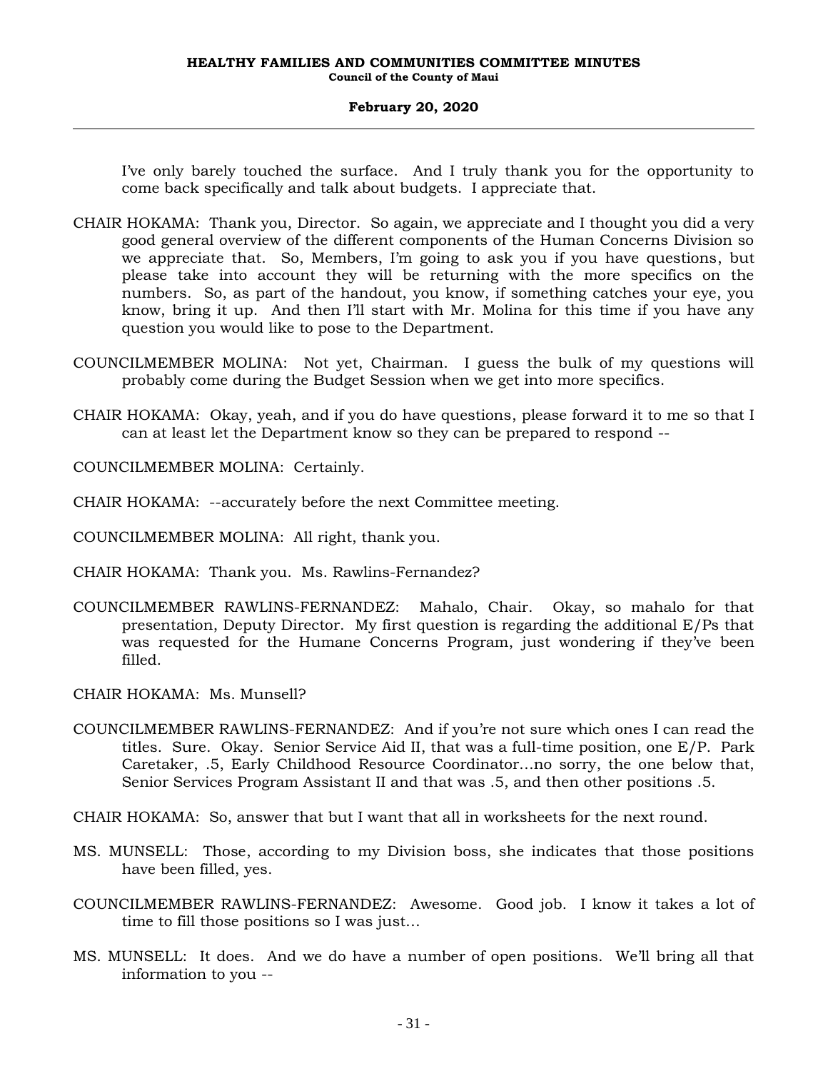I've only barely touched the surface. And I truly thank you for the opportunity to come back specifically and talk about budgets. I appreciate that.

CHAIR HOKAMA: Thank you, Director. So again, we appreciate and I thought you did a very good general overview of the different components of the Human Concerns Division so we appreciate that. So, Members, I'm going to ask you if you have questions, but please take into account they will be returning with the more specifics on the numbers. So, as part of the handout, you know, if something catches your eye, you know, bring it up. And then I'll start with Mr. Molina for this time if you have any question you would like to pose to the Department.

COUNCILMEMBER MOLINA: Not yet, Chairman. I guess the bulk of my questions will probably come during the Budget Session when we get into more specifics.

CHAIR HOKAMA: Okay, yeah, and if you do have questions, please forward it to me so that I can at least let the Department know so they can be prepared to respond --

COUNCILMEMBER MOLINA: Certainly.

CHAIR HOKAMA: --accurately before the next Committee meeting.

COUNCILMEMBER MOLINA: All right, thank you.

CHAIR HOKAMA: Thank you. Ms. Rawlins-Fernandez?

COUNCILMEMBER RAWLINS-FERNANDEZ: Mahalo, Chair. Okay, so mahalo for that presentation, Deputy Director. My first question is regarding the additional E/Ps that was requested for the Humane Concerns Program, just wondering if they've been filled.

CHAIR HOKAMA: Ms. Munsell?

COUNCILMEMBER RAWLINS-FERNANDEZ: And if you're not sure which ones I can read the titles. Sure. Okay. Senior Service Aid II, that was a full-time position, one E/P. Park Caretaker, .5, Early Childhood Resource Coordinator...no sorry, the one below that, Senior Services Program Assistant II and that was .5, and then other positions .5.

CHAIR HOKAMA: So, answer that but I want that all in worksheets for the next round.

MS. MUNSELL: Those, according to my Division boss, she indicates that those positions have been filled, yes.

COUNCILMEMBER RAWLINS-FERNANDEZ: Awesome. Good job. I know it takes a lot of time to fill those positions so I was just...

MS. MUNSELL: It does. And we do have a number of open positions. We'll bring all that information to you --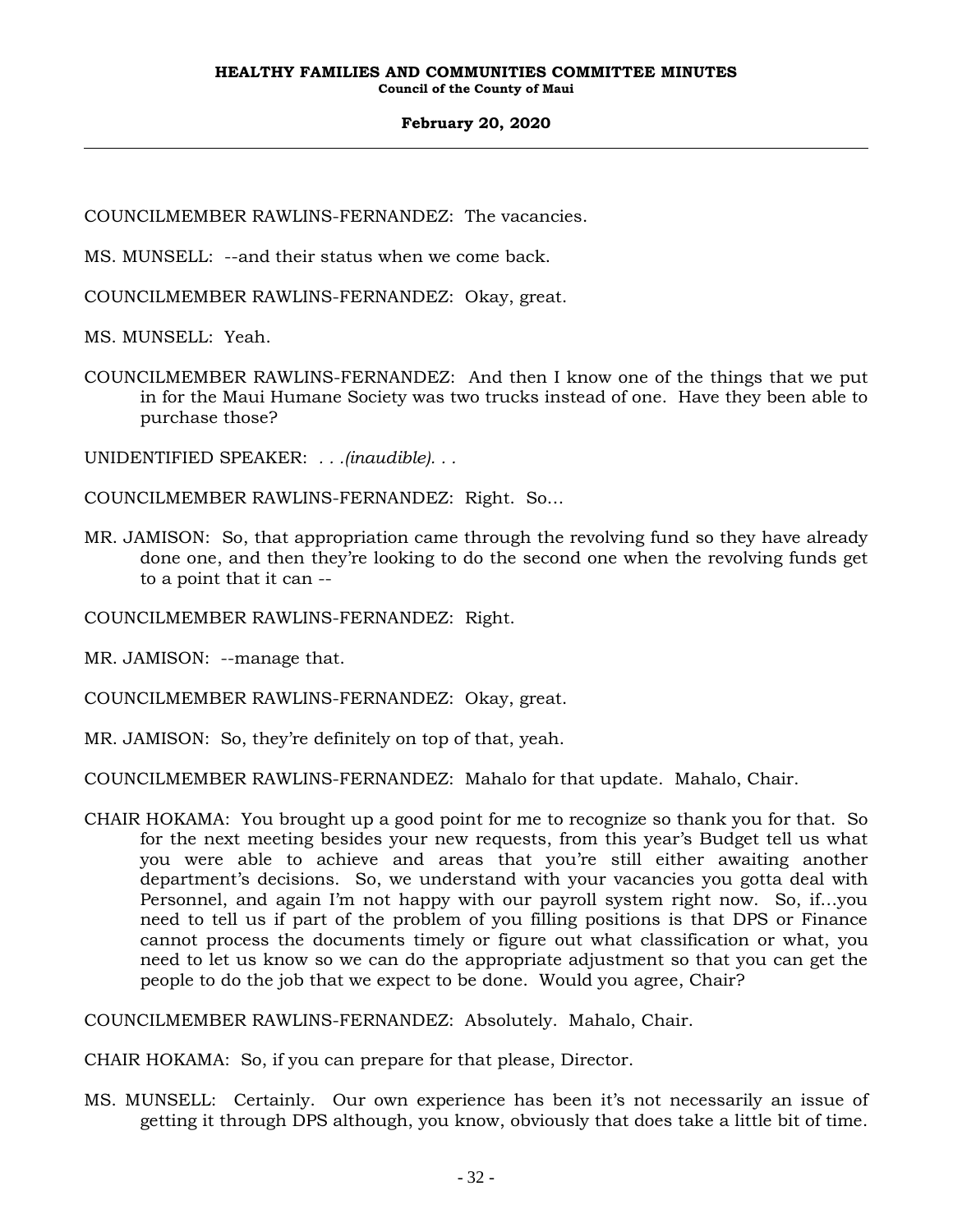COUNCILMEMBER RAWLINS-FERNANDEZ: The vacancies.

MS. MUNSELL: --and their status when we come back.

COUNCILMEMBER RAWLINS-FERNANDEZ: Okay, great.

MS. MUNSELL: Yeah.

COUNCILMEMBER RAWLINS-FERNANDEZ: And then I know one of the things that we put in for the Maui Humane Society was two trucks instead of one. Have they been able to purchase those?

UNIDENTIFIED SPEAKER: *. . .(inaudible). . .*

COUNCILMEMBER RAWLINS-FERNANDEZ: Right. So...

MR. JAMISON: So, that appropriation came through the revolving fund so they have already done one, and then they're looking to do the second one when the revolving funds get to a point that it can --

COUNCILMEMBER RAWLINS-FERNANDEZ: Right.

MR. JAMISON: --manage that.

COUNCILMEMBER RAWLINS-FERNANDEZ: Okay, great.

MR. JAMISON: So, they're definitely on top of that, yeah.

COUNCILMEMBER RAWLINS-FERNANDEZ: Mahalo for that update. Mahalo, Chair.

CHAIR HOKAMA: You brought up a good point for me to recognize so thank you for that. So for the next meeting besides your new requests, from this year's Budget tell us what you were able to achieve and areas that you're still either awaiting another department's decisions. So, we understand with your vacancies you gotta deal with Personnel, and again I'm not happy with our payroll system right now. So, if...you need to tell us if part of the problem of you filling positions is that DPS or Finance cannot process the documents timely or figure out what classification or what, you need to let us know so we can do the appropriate adjustment so that you can get the people to do the job that we expect to be done. Would you agree, Chair?

COUNCILMEMBER RAWLINS-FERNANDEZ: Absolutely. Mahalo, Chair.

CHAIR HOKAMA: So, if you can prepare for that please, Director.

MS. MUNSELL: Certainly. Our own experience has been it's not necessarily an issue of getting it through DPS although, you know, obviously that does take a little bit of time.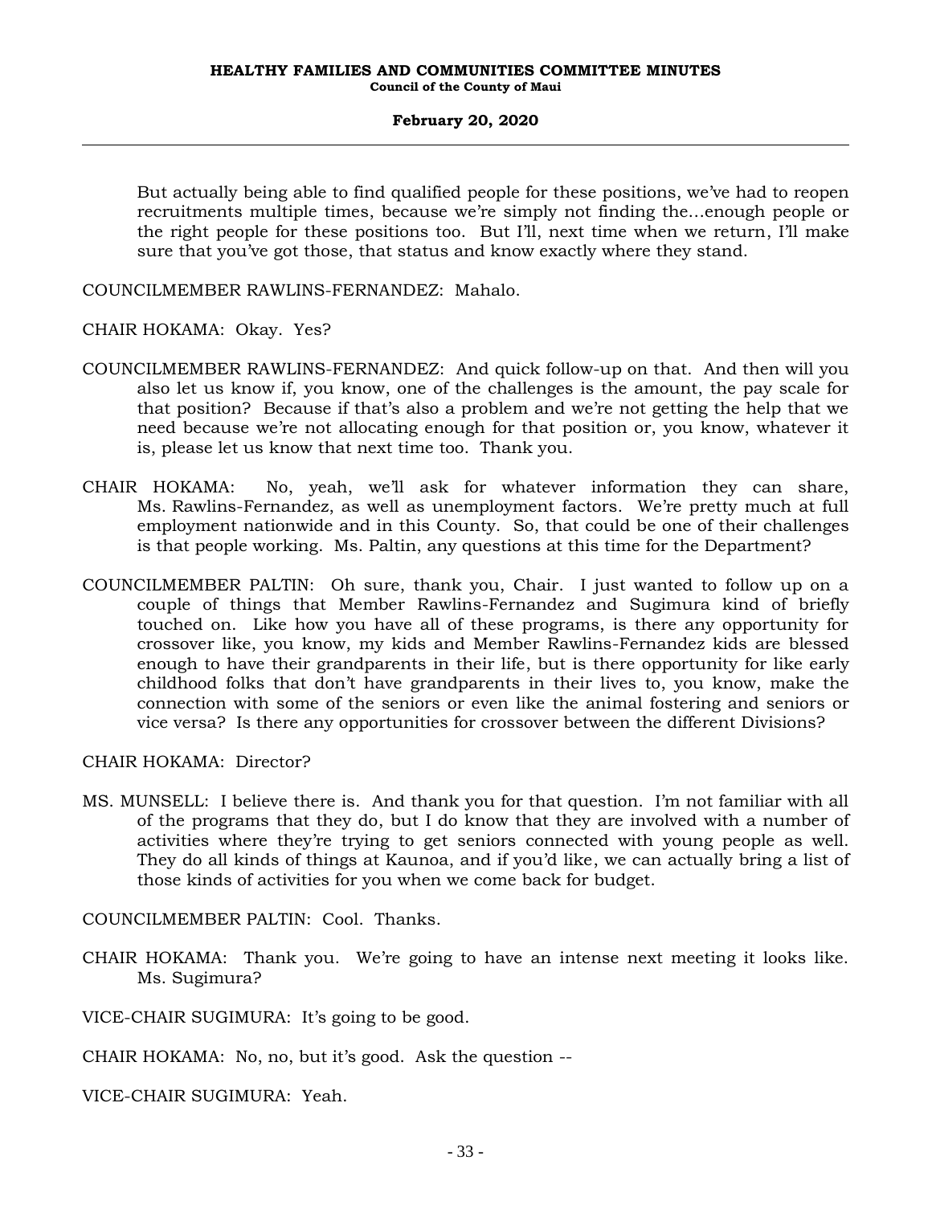But actually being able to find qualified people for these positions, we've had to reopen recruitments multiple times, because we're simply not finding the...enough people or the right people for these positions too. But I'll, next time when we return, I'll make sure that you've got those, that status and know exactly where they stand.

COUNCILMEMBER RAWLINS-FERNANDEZ: Mahalo.

CHAIR HOKAMA: Okay. Yes?

COUNCILMEMBER RAWLINS-FERNANDEZ: And quick follow-up on that. And then will you also let us know if, you know, one of the challenges is the amount, the pay scale for that position? Because if that's also a problem and we're not getting the help that we need because we're not allocating enough for that position or, you know, whatever it is, please let us know that next time too. Thank you.

CHAIR HOKAMA: No, yeah, we'll ask for whatever information they can share, Ms. Rawlins-Fernandez, as well as unemployment factors. We're pretty much at full employment nationwide and in this County. So, that could be one of their challenges is that people working. Ms. Paltin, any questions at this time for the Department?

COUNCILMEMBER PALTIN: Oh sure, thank you, Chair. I just wanted to follow up on a couple of things that Member Rawlins-Fernandez and Sugimura kind of briefly touched on. Like how you have all of these programs, is there any opportunity for crossover like, you know, my kids and Member Rawlins-Fernandez kids are blessed enough to have their grandparents in their life, but is there opportunity for like early childhood folks that don't have grandparents in their lives to, you know, make the connection with some of the seniors or even like the animal fostering and seniors or vice versa? Is there any opportunities for crossover between the different Divisions?

CHAIR HOKAMA: Director?

MS. MUNSELL: I believe there is. And thank you for that question. I'm not familiar with all of the programs that they do, but I do know that they are involved with a number of activities where they're trying to get seniors connected with young people as well. They do all kinds of things at Kaunoa, and if you'd like, we can actually bring a list of those kinds of activities for you when we come back for budget.

COUNCILMEMBER PALTIN: Cool. Thanks.

CHAIR HOKAMA: Thank you. We're going to have an intense next meeting it looks like. Ms. Sugimura?

VICE-CHAIR SUGIMURA: It's going to be good.

CHAIR HOKAMA: No, no, but it's good. Ask the question --

VICE-CHAIR SUGIMURA: Yeah.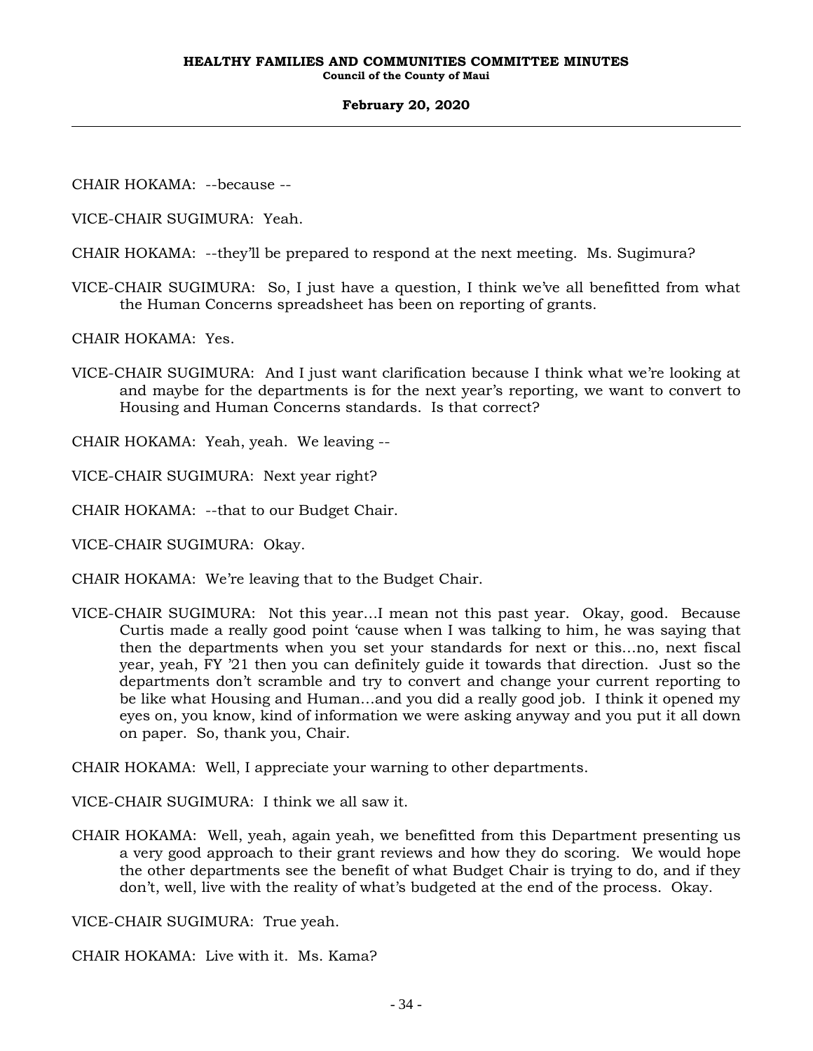CHAIR HOKAMA: --because --

VICE-CHAIR SUGIMURA: Yeah.

CHAIR HOKAMA: --they'll be prepared to respond at the next meeting. Ms. Sugimura?

VICE-CHAIR SUGIMURA: So, I just have a question, I think we've all benefitted from what the Human Concerns spreadsheet has been on reporting of grants.

CHAIR HOKAMA: Yes.

VICE-CHAIR SUGIMURA: And I just want clarification because I think what we're looking at and maybe for the departments is for the next year's reporting, we want to convert to Housing and Human Concerns standards. Is that correct?

CHAIR HOKAMA: Yeah, yeah. We leaving --

VICE-CHAIR SUGIMURA: Next year right?

CHAIR HOKAMA: --that to our Budget Chair.

VICE-CHAIR SUGIMURA: Okay.

CHAIR HOKAMA: We're leaving that to the Budget Chair.

VICE-CHAIR SUGIMURA: Not this year...I mean not this past year. Okay, good. Because Curtis made a really good point 'cause when I was talking to him, he was saying that then the departments when you set your standards for next or this...no, next fiscal year, yeah, FY '21 then you can definitely guide it towards that direction. Just so the departments don't scramble and try to convert and change your current reporting to be like what Housing and Human...and you did a really good job. I think it opened my eyes on, you know, kind of information we were asking anyway and you put it all down on paper. So, thank you, Chair.

CHAIR HOKAMA: Well, I appreciate your warning to other departments.

VICE-CHAIR SUGIMURA: I think we all saw it.

CHAIR HOKAMA: Well, yeah, again yeah, we benefitted from this Department presenting us a very good approach to their grant reviews and how they do scoring. We would hope the other departments see the benefit of what Budget Chair is trying to do, and if they don't, well, live with the reality of what's budgeted at the end of the process. Okay.

VICE-CHAIR SUGIMURA: True yeah.

CHAIR HOKAMA: Live with it. Ms. Kama?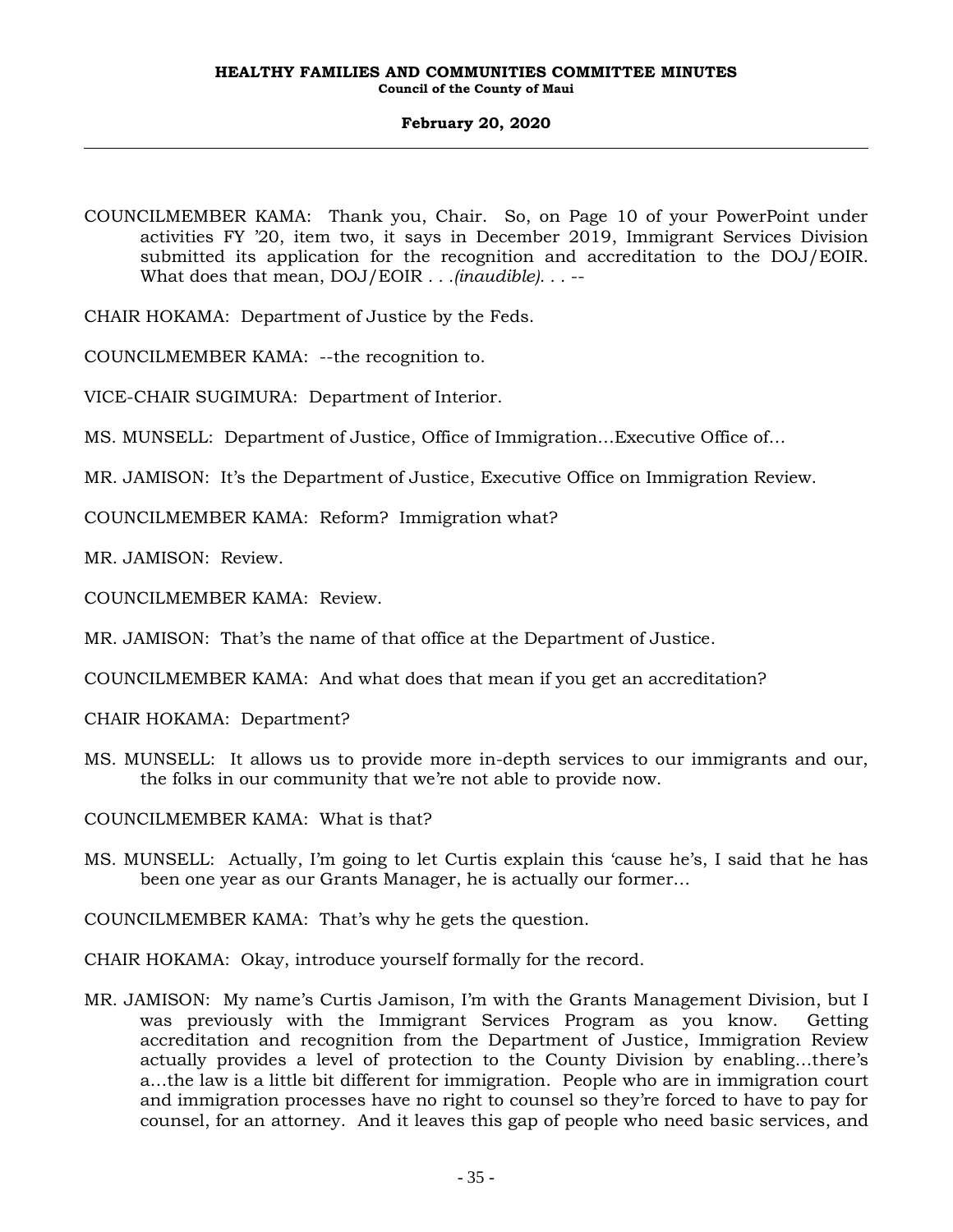COUNCILMEMBER KAMA: Thank you, Chair. So, on Page 10 of your PowerPoint under activities FY '20, item two, it says in December 2019, Immigrant Services Division submitted its application for the recognition and accreditation to the DOJ/EOIR. What does that mean, DOJ/EOIR *. . .(inaudible). . .* --

CHAIR HOKAMA: Department of Justice by the Feds.

COUNCILMEMBER KAMA: --the recognition to.

VICE-CHAIR SUGIMURA: Department of Interior.

MS. MUNSELL: Department of Justice, Office of Immigration…Executive Office of…

MR. JAMISON: It's the Department of Justice, Executive Office on Immigration Review.

COUNCILMEMBER KAMA: Reform? Immigration what?

MR. JAMISON: Review.

COUNCILMEMBER KAMA: Review.

MR. JAMISON: That's the name of that office at the Department of Justice.

COUNCILMEMBER KAMA: And what does that mean if you get an accreditation?

CHAIR HOKAMA: Department?

MS. MUNSELL: It allows us to provide more in-depth services to our immigrants and our, the folks in our community that we're not able to provide now.

COUNCILMEMBER KAMA: What is that?

MS. MUNSELL: Actually, I'm going to let Curtis explain this 'cause he's, I said that he has been one year as our Grants Manager, he is actually our former…

COUNCILMEMBER KAMA: That's why he gets the question.

CHAIR HOKAMA: Okay, introduce yourself formally for the record.

MR. JAMISON: My name's Curtis Jamison, I'm with the Grants Management Division, but I was previously with the Immigrant Services Program as you know. Getting accreditation and recognition from the Department of Justice, Immigration Review actually provides a level of protection to the County Division by enabling…there's a…the law is a little bit different for immigration. People who are in immigration court and immigration processes have no right to counsel so they're forced to have to pay for counsel, for an attorney. And it leaves this gap of people who need basic services, and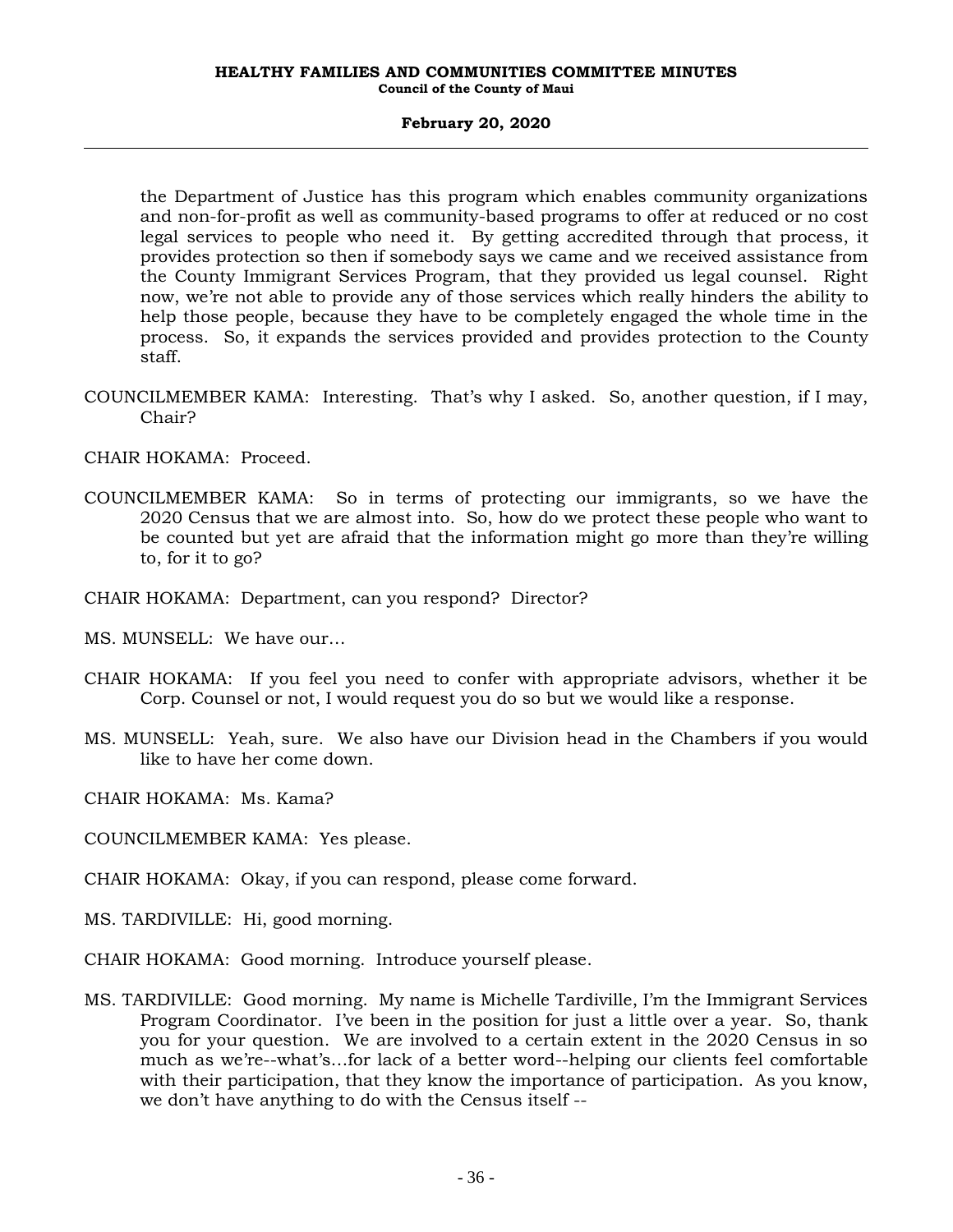the Department of Justice has this program which enables community organizations and non-for-profit as well as community-based programs to offer at reduced or no cost legal services to people who need it. By getting accredited through that process, it provides protection so then if somebody says we came and we received assistance from the County Immigrant Services Program, that they provided us legal counsel. Right now, we're not able to provide any of those services which really hinders the ability to help those people, because they have to be completely engaged the whole time in the process. So, it expands the services provided and provides protection to the County staff.

COUNCILMEMBER KAMA: Interesting. That's why I asked. So, another question, if I may, Chair?

CHAIR HOKAMA: Proceed.

COUNCILMEMBER KAMA: So in terms of protecting our immigrants, so we have the 2020 Census that we are almost into. So, how do we protect these people who want to be counted but yet are afraid that the information might go more than they're willing to, for it to go?

CHAIR HOKAMA: Department, can you respond? Director?

MS. MUNSELL: We have our…

CHAIR HOKAMA: If you feel you need to confer with appropriate advisors, whether it be Corp. Counsel or not, I would request you do so but we would like a response.

MS. MUNSELL: Yeah, sure. We also have our Division head in the Chambers if you would like to have her come down.

CHAIR HOKAMA: Ms. Kama?

COUNCILMEMBER KAMA: Yes please.

CHAIR HOKAMA: Okay, if you can respond, please come forward.

MS. TARDIVILLE: Hi, good morning.

CHAIR HOKAMA: Good morning. Introduce yourself please.

MS. TARDIVILLE: Good morning. My name is Michelle Tardiville, I'm the Immigrant Services Program Coordinator. I've been in the position for just a little over a year. So, thank you for your question. We are involved to a certain extent in the 2020 Census in so much as we're--what's…for lack of a better word--helping our clients feel comfortable with their participation, that they know the importance of participation. As you know, we don't have anything to do with the Census itself --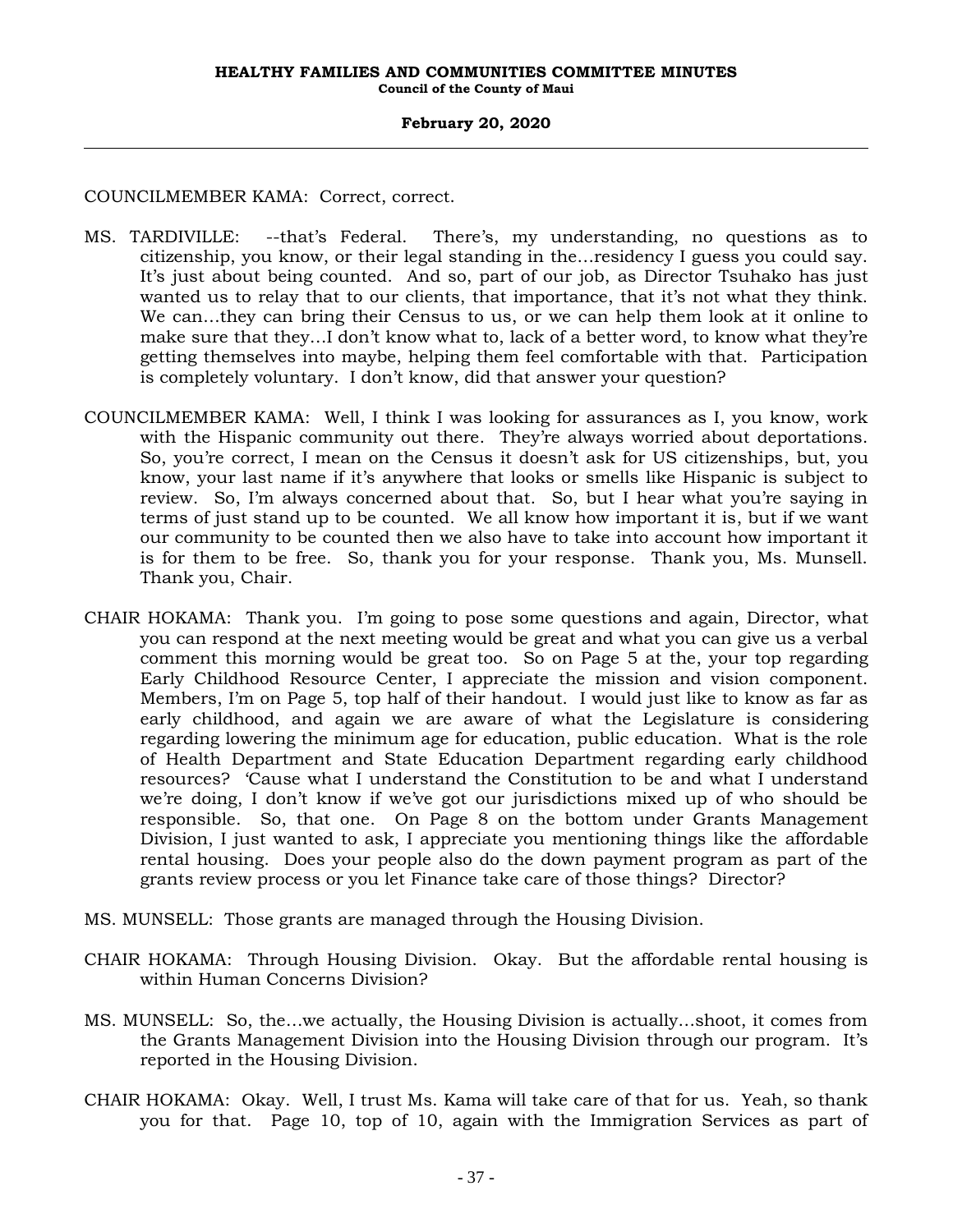COUNCILMEMBER KAMA: Correct, correct.

MS. TARDIVILLE: --that's Federal. There's, my understanding, no questions as to citizenship, you know, or their legal standing in the...residency I guess you could say. It's just about being counted. And so, part of our job, as Director Tsuhako has just wanted us to relay that to our clients, that importance, that it's not what they think. We can...they can bring their Census to us, or we can help them look at it online to make sure that they...I don't know what to, lack of a better word, to know what they're getting themselves into maybe, helping them feel comfortable with that. Participation is completely voluntary. I don't know, did that answer your question?

COUNCILMEMBER KAMA: Well, I think I was looking for assurances as I, you know, work with the Hispanic community out there. They're always worried about deportations. So, you're correct, I mean on the Census it doesn't ask for US citizenships, but, you know, your last name if it's anywhere that looks or smells like Hispanic is subject to review. So, I'm always concerned about that. So, but I hear what you're saying in terms of just stand up to be counted. We all know how important it is, but if we want our community to be counted then we also have to take into account how important it is for them to be free. So, thank you for your response. Thank you, Ms. Munsell. Thank you, Chair.

CHAIR HOKAMA: Thank you. I'm going to pose some questions and again, Director, what you can respond at the next meeting would be great and what you can give us a verbal comment this morning would be great too. So on Page 5 at the, your top regarding Early Childhood Resource Center, I appreciate the mission and vision component. Members, I'm on Page 5, top half of their handout. I would just like to know as far as early childhood, and again we are aware of what the Legislature is considering regarding lowering the minimum age for education, public education. What is the role of Health Department and State Education Department regarding early childhood resources? 'Cause what I understand the Constitution to be and what I understand we're doing, I don't know if we've got our jurisdictions mixed up of who should be responsible. So, that one. On Page 8 on the bottom under Grants Management Division, I just wanted to ask, I appreciate you mentioning things like the affordable rental housing. Does your people also do the down payment program as part of the grants review process or you let Finance take care of those things? Director?

MS. MUNSELL: Those grants are managed through the Housing Division.

CHAIR HOKAMA: Through Housing Division. Okay. But the affordable rental housing is within Human Concerns Division?

MS. MUNSELL: So, the...we actually, the Housing Division is actually...shoot, it comes from the Grants Management Division into the Housing Division through our program. It's reported in the Housing Division.

CHAIR HOKAMA: Okay. Well, I trust Ms. Kama will take care of that for us. Yeah, so thank you for that. Page 10, top of 10, again with the Immigration Services as part of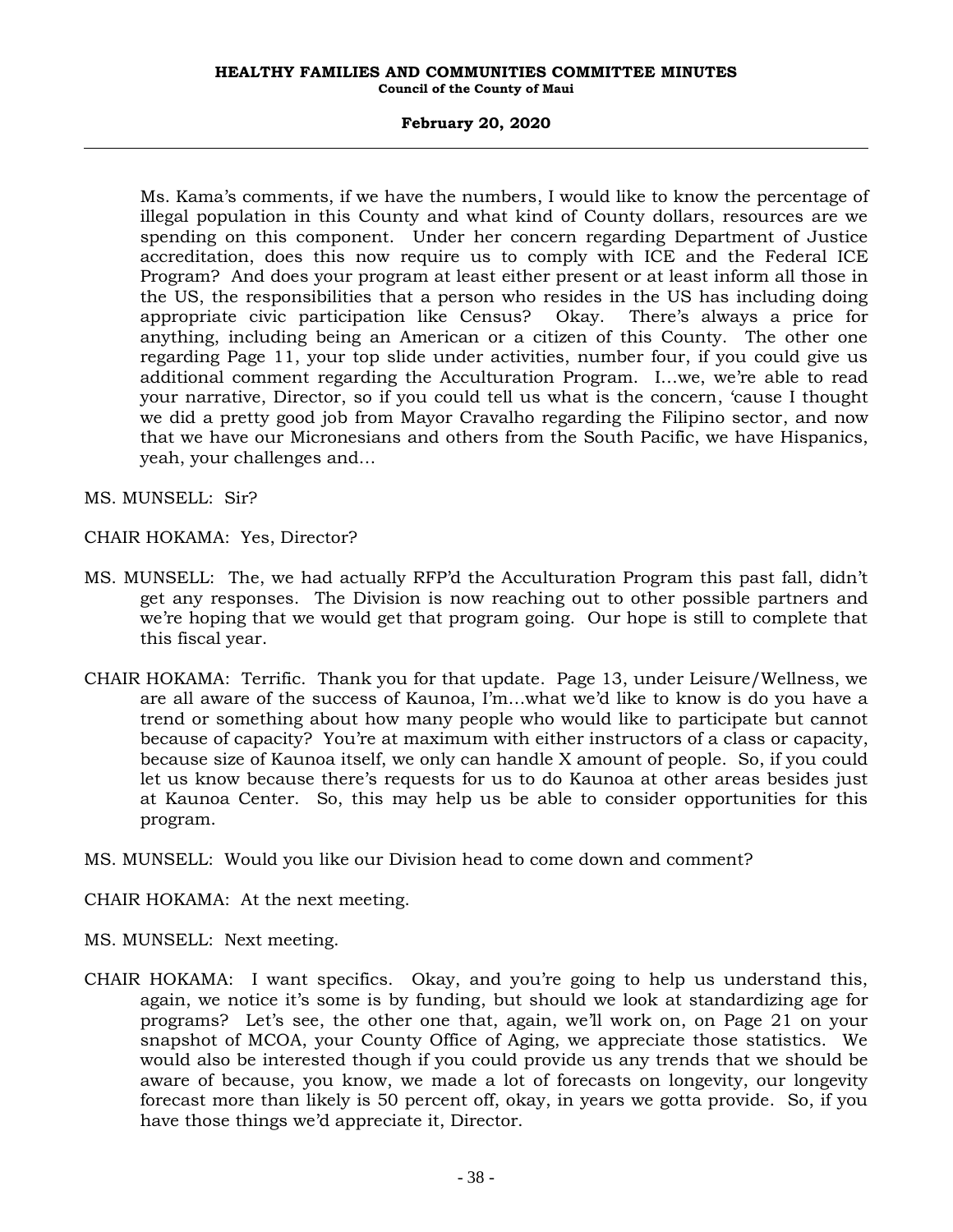Ms. Kama's comments, if we have the numbers, I would like to know the percentage of illegal population in this County and what kind of County dollars, resources are we spending on this component. Under her concern regarding Department of Justice accreditation, does this now require us to comply with ICE and the Federal ICE Program? And does your program at least either present or at least inform all those in the US, the responsibilities that a person who resides in the US has including doing appropriate civic participation like Census? Okay. There's always a price for anything, including being an American or a citizen of this County. The other one regarding Page 11, your top slide under activities, number four, if you could give us additional comment regarding the Acculturation Program. I...we, we're able to read your narrative, Director, so if you could tell us what is the concern, 'cause I thought we did a pretty good job from Mayor Cravalho regarding the Filipino sector, and now that we have our Micronesians and others from the South Pacific, we have Hispanics, yeah, your challenges and...

MS. MUNSELL: Sir?

CHAIR HOKAMA: Yes, Director?

MS. MUNSELL: The, we had actually RFP'd the Acculturation Program this past fall, didn't get any responses. The Division is now reaching out to other possible partners and we're hoping that we would get that program going. Our hope is still to complete that this fiscal year.

CHAIR HOKAMA: Terrific. Thank you for that update. Page 13, under Leisure/Wellness, we are all aware of the success of Kaunoa, I'm...what we'd like to know is do you have a trend or something about how many people who would like to participate but cannot because of capacity? You're at maximum with either instructors of a class or capacity, because size of Kaunoa itself, we only can handle X amount of people. So, if you could let us know because there's requests for us to do Kaunoa at other areas besides just at Kaunoa Center. So, this may help us be able to consider opportunities for this program.

MS. MUNSELL: Would you like our Division head to come down and comment?

CHAIR HOKAMA: At the next meeting.

MS. MUNSELL: Next meeting.

CHAIR HOKAMA: I want specifics. Okay, and you're going to help us understand this, again, we notice it's some is by funding, but should we look at standardizing age for programs? Let's see, the other one that, again, we'll work on, on Page 21 on your snapshot of MCOA, your County Office of Aging, we appreciate those statistics. We would also be interested though if you could provide us any trends that we should be aware of because, you know, we made a lot of forecasts on longevity, our longevity forecast more than likely is 50 percent off, okay, in years we gotta provide. So, if you have those things we'd appreciate it, Director.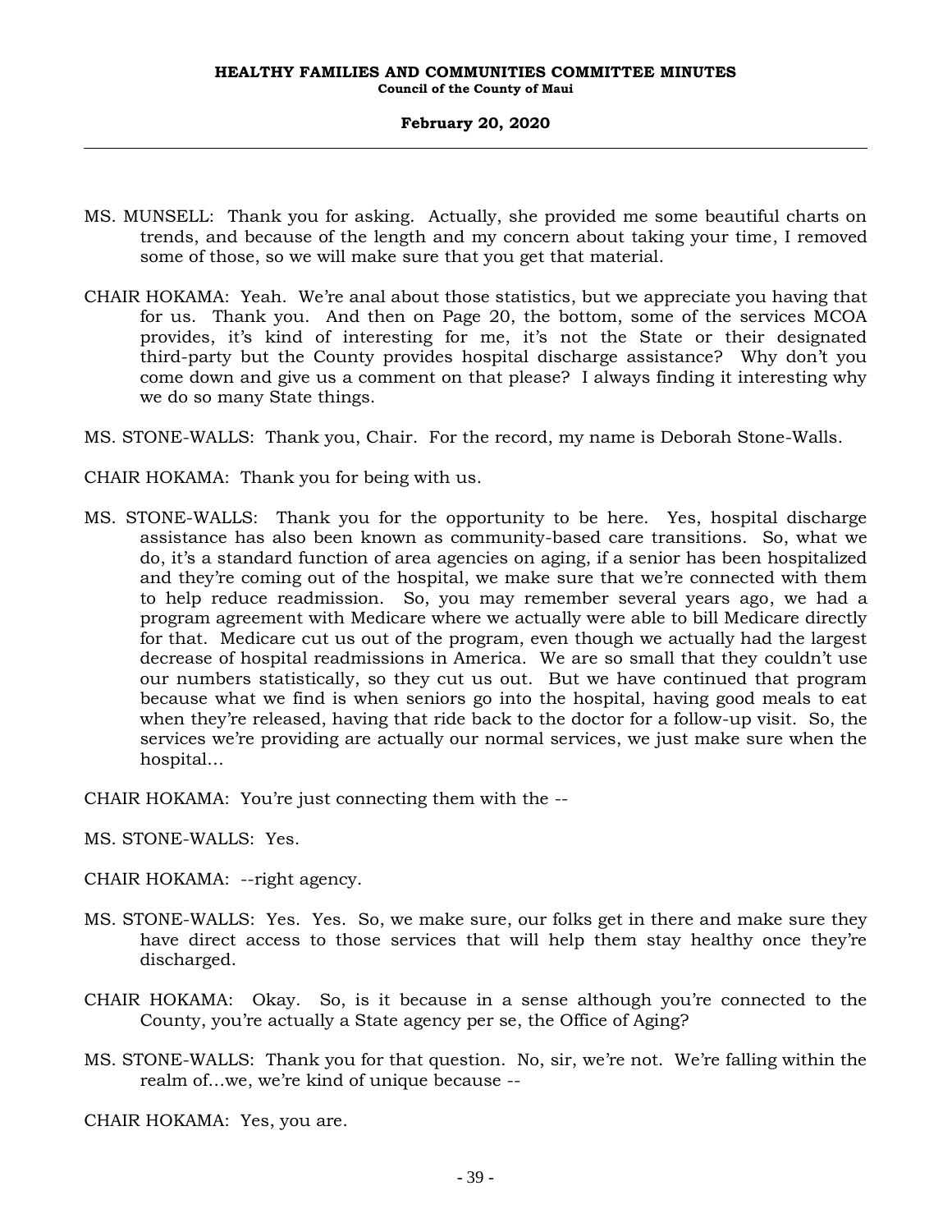MS. MUNSELL: Thank you for asking. Actually, she provided me some beautiful charts on trends, and because of the length and my concern about taking your time, I removed some of those, so we will make sure that you get that material.

CHAIR HOKAMA: Yeah. We're anal about those statistics, but we appreciate you having that for us. Thank you. And then on Page 20, the bottom, some of the services MCOA provides, it's kind of interesting for me, it's not the State or their designated third-party but the County provides hospital discharge assistance? Why don't you come down and give us a comment on that please? I always finding it interesting why we do so many State things.

MS. STONE-WALLS: Thank you, Chair. For the record, my name is Deborah Stone-Walls.

CHAIR HOKAMA: Thank you for being with us.

MS. STONE-WALLS: Thank you for the opportunity to be here. Yes, hospital discharge assistance has also been known as community-based care transitions. So, what we do, it's a standard function of area agencies on aging, if a senior has been hospitalized and they're coming out of the hospital, we make sure that we're connected with them to help reduce readmission. So, you may remember several years ago, we had a program agreement with Medicare where we actually were able to bill Medicare directly for that. Medicare cut us out of the program, even though we actually had the largest decrease of hospital readmissions in America. We are so small that they couldn't use our numbers statistically, so they cut us out. But we have continued that program because what we find is when seniors go into the hospital, having good meals to eat when they're released, having that ride back to the doctor for a follow-up visit. So, the services we're providing are actually our normal services, we just make sure when the hospital...

CHAIR HOKAMA: You're just connecting them with the --

MS. STONE-WALLS: Yes.

CHAIR HOKAMA: --right agency.

MS. STONE-WALLS: Yes. Yes. So, we make sure, our folks get in there and make sure they have direct access to those services that will help them stay healthy once they're discharged.

CHAIR HOKAMA: Okay. So, is it because in a sense although you're connected to the County, you're actually a State agency per se, the Office of Aging?

MS. STONE-WALLS: Thank you for that question. No, sir, we're not. We're falling within the realm of...we, we're kind of unique because --

CHAIR HOKAMA: Yes, you are.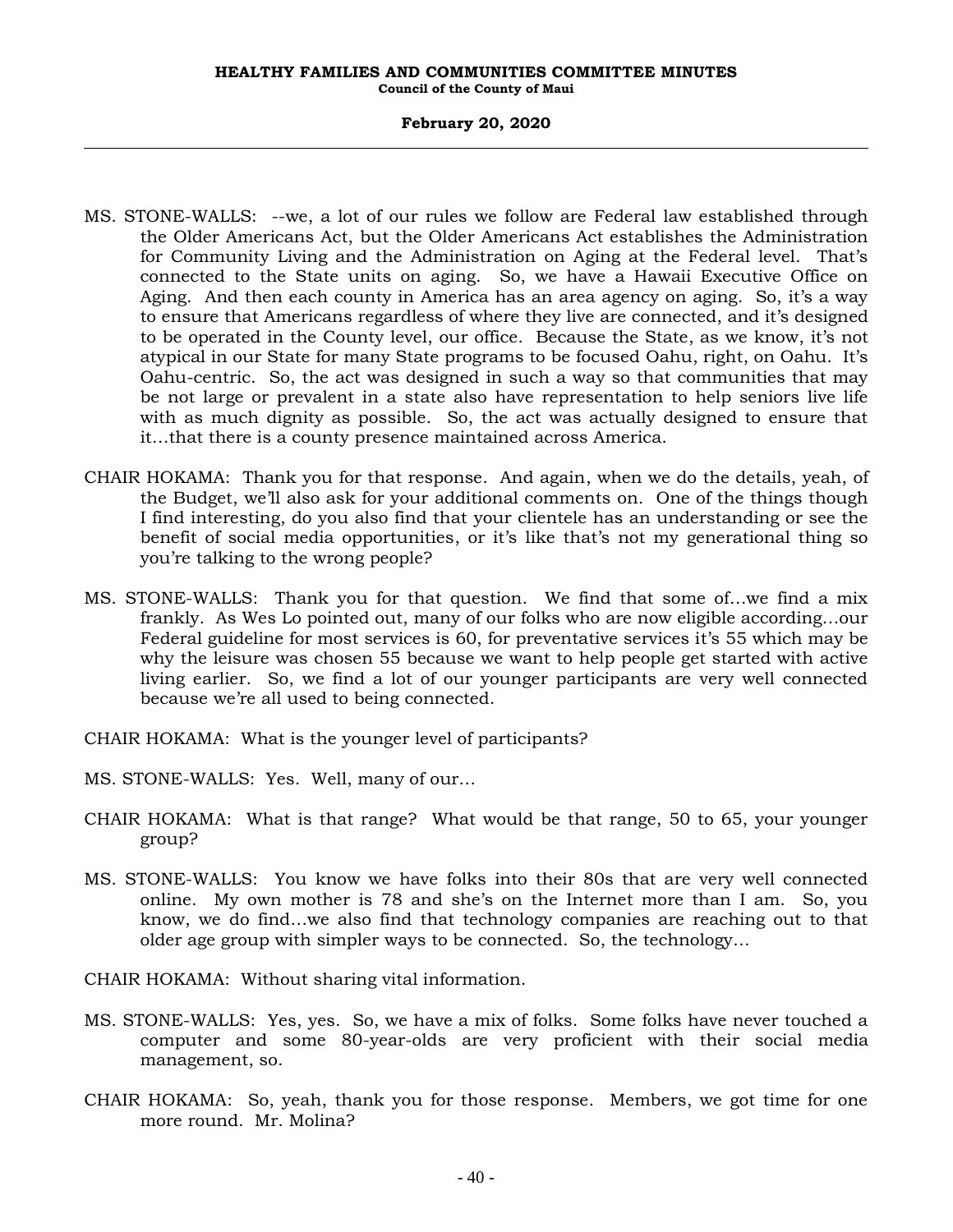MS. STONE-WALLS: --we, a lot of our rules we follow are Federal law established through the Older Americans Act, but the Older Americans Act establishes the Administration for Community Living and the Administration on Aging at the Federal level. That's connected to the State units on aging. So, we have a Hawaii Executive Office on Aging. And then each county in America has an area agency on aging. So, it's a way to ensure that Americans regardless of where they live are connected, and it's designed to be operated in the County level, our office. Because the State, as we know, it's not atypical in our State for many State programs to be focused Oahu, right, on Oahu. It's Oahu-centric. So, the act was designed in such a way so that communities that may be not large or prevalent in a state also have representation to help seniors live life with as much dignity as possible. So, the act was actually designed to ensure that it…that there is a county presence maintained across America.

CHAIR HOKAMA: Thank you for that response. And again, when we do the details, yeah, of the Budget, we'll also ask for your additional comments on. One of the things though I find interesting, do you also find that your clientele has an understanding or see the benefit of social media opportunities, or it's like that's not my generational thing so you're talking to the wrong people?

MS. STONE-WALLS: Thank you for that question. We find that some of…we find a mix frankly. As Wes Lo pointed out, many of our folks who are now eligible according…our Federal guideline for most services is 60, for preventative services it's 55 which may be why the leisure was chosen 55 because we want to help people get started with active living earlier. So, we find a lot of our younger participants are very well connected because we're all used to being connected.

CHAIR HOKAMA: What is the younger level of participants?

MS. STONE-WALLS: Yes. Well, many of our…

CHAIR HOKAMA: What is that range? What would be that range, 50 to 65, your younger group?

MS. STONE-WALLS: You know we have folks into their 80s that are very well connected online. My own mother is 78 and she's on the Internet more than I am. So, you know, we do find…we also find that technology companies are reaching out to that older age group with simpler ways to be connected. So, the technology…

CHAIR HOKAMA: Without sharing vital information.

MS. STONE-WALLS: Yes, yes. So, we have a mix of folks. Some folks have never touched a computer and some 80-year-olds are very proficient with their social media management, so.

CHAIR HOKAMA: So, yeah, thank you for those response. Members, we got time for one more round. Mr. Molina?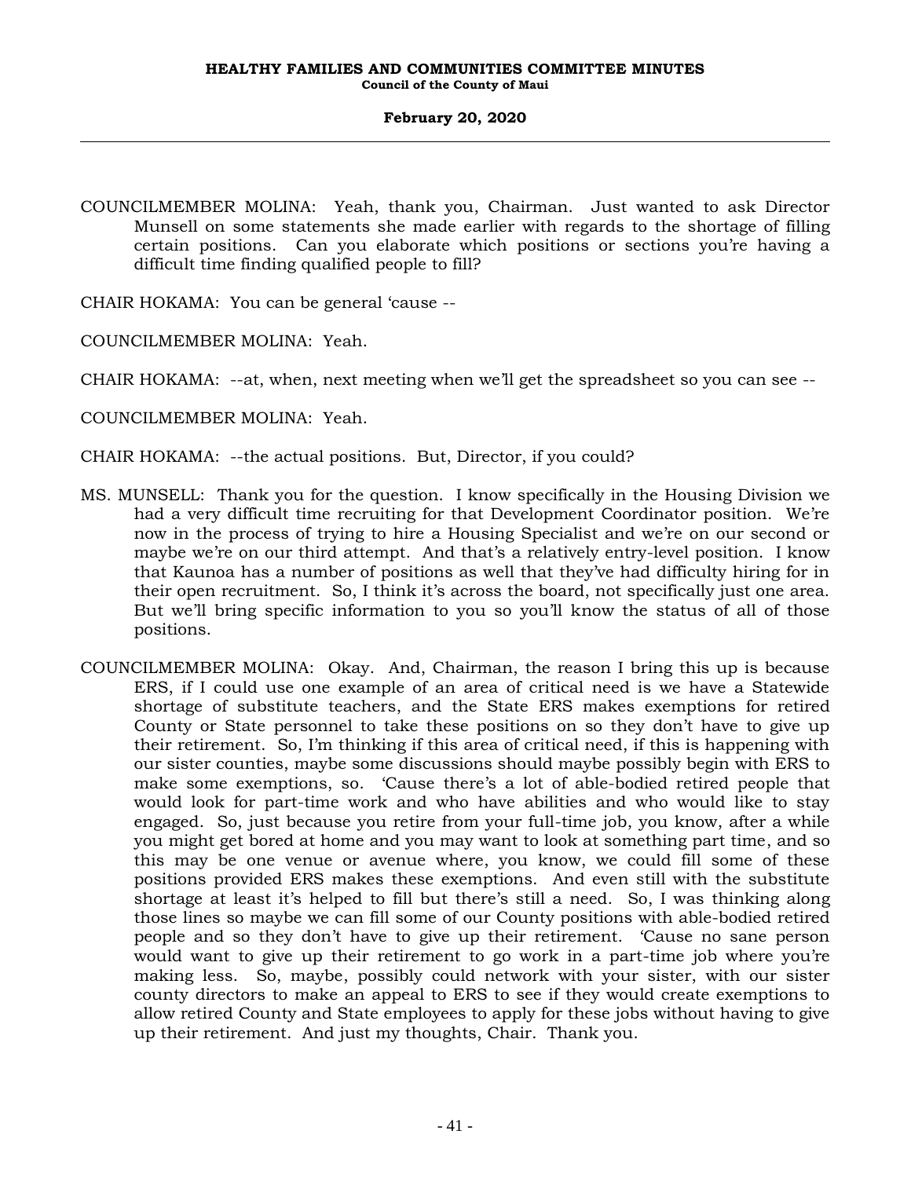COUNCILMEMBER MOLINA: Yeah, thank you, Chairman. Just wanted to ask Director Munsell on some statements she made earlier with regards to the shortage of filling certain positions. Can you elaborate which positions or sections you're having a difficult time finding qualified people to fill?

CHAIR HOKAMA: You can be general 'cause --

COUNCILMEMBER MOLINA: Yeah.

CHAIR HOKAMA: --at, when, next meeting when we'll get the spreadsheet so you can see --

COUNCILMEMBER MOLINA: Yeah.

CHAIR HOKAMA: --the actual positions. But, Director, if you could?

MS. MUNSELL: Thank you for the question. I know specifically in the Housing Division we had a very difficult time recruiting for that Development Coordinator position. We're now in the process of trying to hire a Housing Specialist and we're on our second or maybe we're on our third attempt. And that's a relatively entry-level position. I know that Kaunoa has a number of positions as well that they've had difficulty hiring for in their open recruitment. So, I think it's across the board, not specifically just one area. But we'll bring specific information to you so you'll know the status of all of those positions.

COUNCILMEMBER MOLINA: Okay. And, Chairman, the reason I bring this up is because ERS, if I could use one example of an area of critical need is we have a Statewide shortage of substitute teachers, and the State ERS makes exemptions for retired County or State personnel to take these positions on so they don't have to give up their retirement. So, I'm thinking if this area of critical need, if this is happening with our sister counties, maybe some discussions should maybe possibly begin with ERS to make some exemptions, so. 'Cause there's a lot of able-bodied retired people that would look for part-time work and who have abilities and who would like to stay engaged. So, just because you retire from your full-time job, you know, after a while you might get bored at home and you may want to look at something part time, and so this may be one venue or avenue where, you know, we could fill some of these positions provided ERS makes these exemptions. And even still with the substitute shortage at least it's helped to fill but there's still a need. So, I was thinking along those lines so maybe we can fill some of our County positions with able-bodied retired people and so they don't have to give up their retirement. 'Cause no sane person would want to give up their retirement to go work in a part-time job where you're making less. So, maybe, possibly could network with your sister, with our sister county directors to make an appeal to ERS to see if they would create exemptions to allow retired County and State employees to apply for these jobs without having to give up their retirement. And just my thoughts, Chair. Thank you.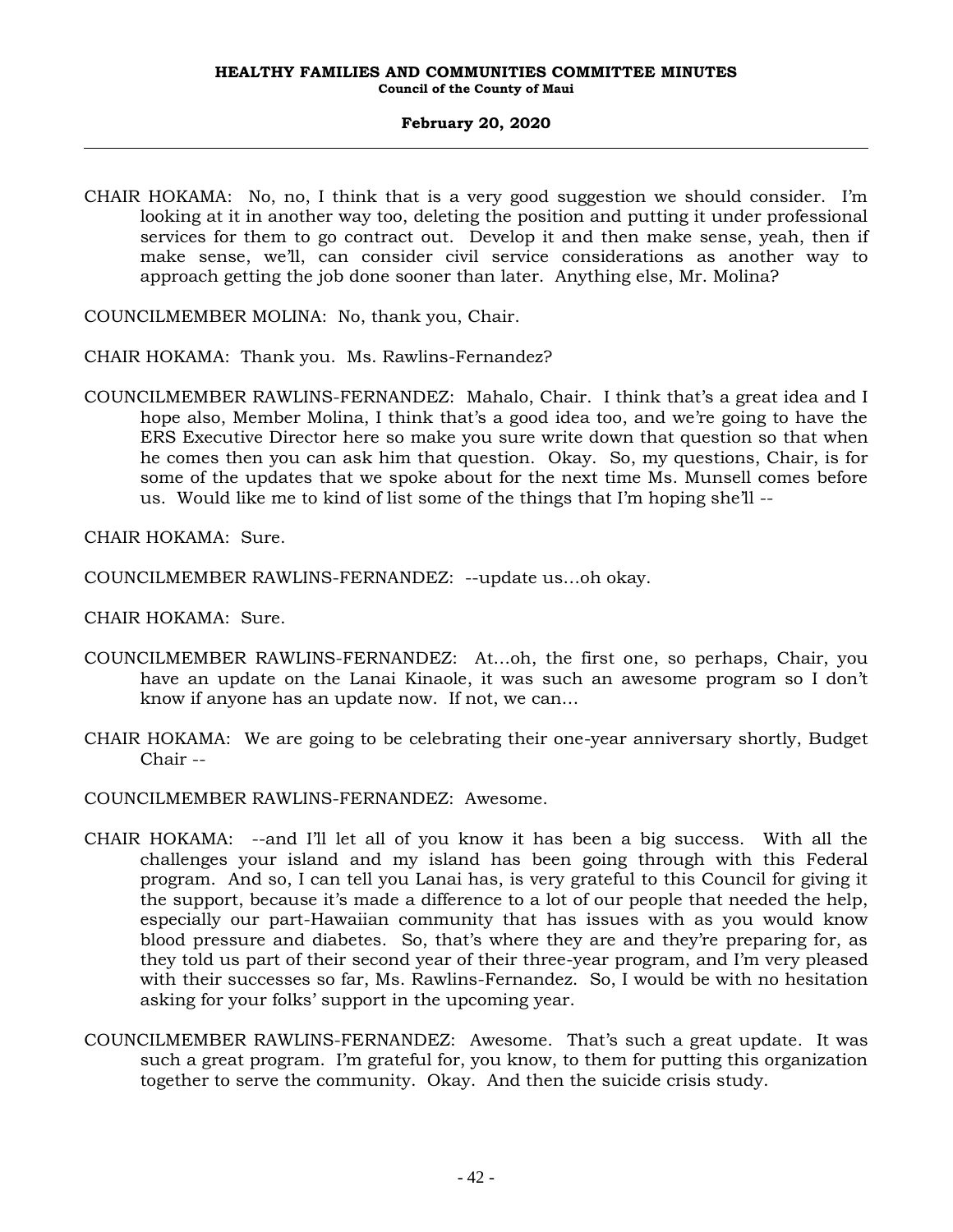CHAIR HOKAMA: No, no, I think that is a very good suggestion we should consider. I'm looking at it in another way too, deleting the position and putting it under professional services for them to go contract out. Develop it and then make sense, yeah, then if make sense, we'll, can consider civil service considerations as another way to approach getting the job done sooner than later. Anything else, Mr. Molina?

COUNCILMEMBER MOLINA: No, thank you, Chair.

CHAIR HOKAMA: Thank you. Ms. Rawlins-Fernandez?

COUNCILMEMBER RAWLINS-FERNANDEZ: Mahalo, Chair. I think that's a great idea and I hope also, Member Molina, I think that's a good idea too, and we're going to have the ERS Executive Director here so make you sure write down that question so that when he comes then you can ask him that question. Okay. So, my questions, Chair, is for some of the updates that we spoke about for the next time Ms. Munsell comes before us. Would like me to kind of list some of the things that I'm hoping she'll --

CHAIR HOKAMA: Sure.

COUNCILMEMBER RAWLINS-FERNANDEZ: --update us...oh okay.

CHAIR HOKAMA: Sure.

COUNCILMEMBER RAWLINS-FERNANDEZ: At...oh, the first one, so perhaps, Chair, you have an update on the Lanai Kinaole, it was such an awesome program so I don't know if anyone has an update now. If not, we can...

CHAIR HOKAMA: We are going to be celebrating their one-year anniversary shortly, Budget Chair --

COUNCILMEMBER RAWLINS-FERNANDEZ: Awesome.

CHAIR HOKAMA: --and I'll let all of you know it has been a big success. With all the challenges your island and my island has been going through with this Federal program. And so, I can tell you Lanai has, is very grateful to this Council for giving it the support, because it's made a difference to a lot of our people that needed the help, especially our part-Hawaiian community that has issues with as you would know blood pressure and diabetes. So, that's where they are and they're preparing for, as they told us part of their second year of their three-year program, and I'm very pleased with their successes so far, Ms. Rawlins-Fernandez. So, I would be with no hesitation asking for your folks' support in the upcoming year.

COUNCILMEMBER RAWLINS-FERNANDEZ: Awesome. That's such a great update. It was such a great program. I'm grateful for, you know, to them for putting this organization together to serve the community. Okay. And then the suicide crisis study.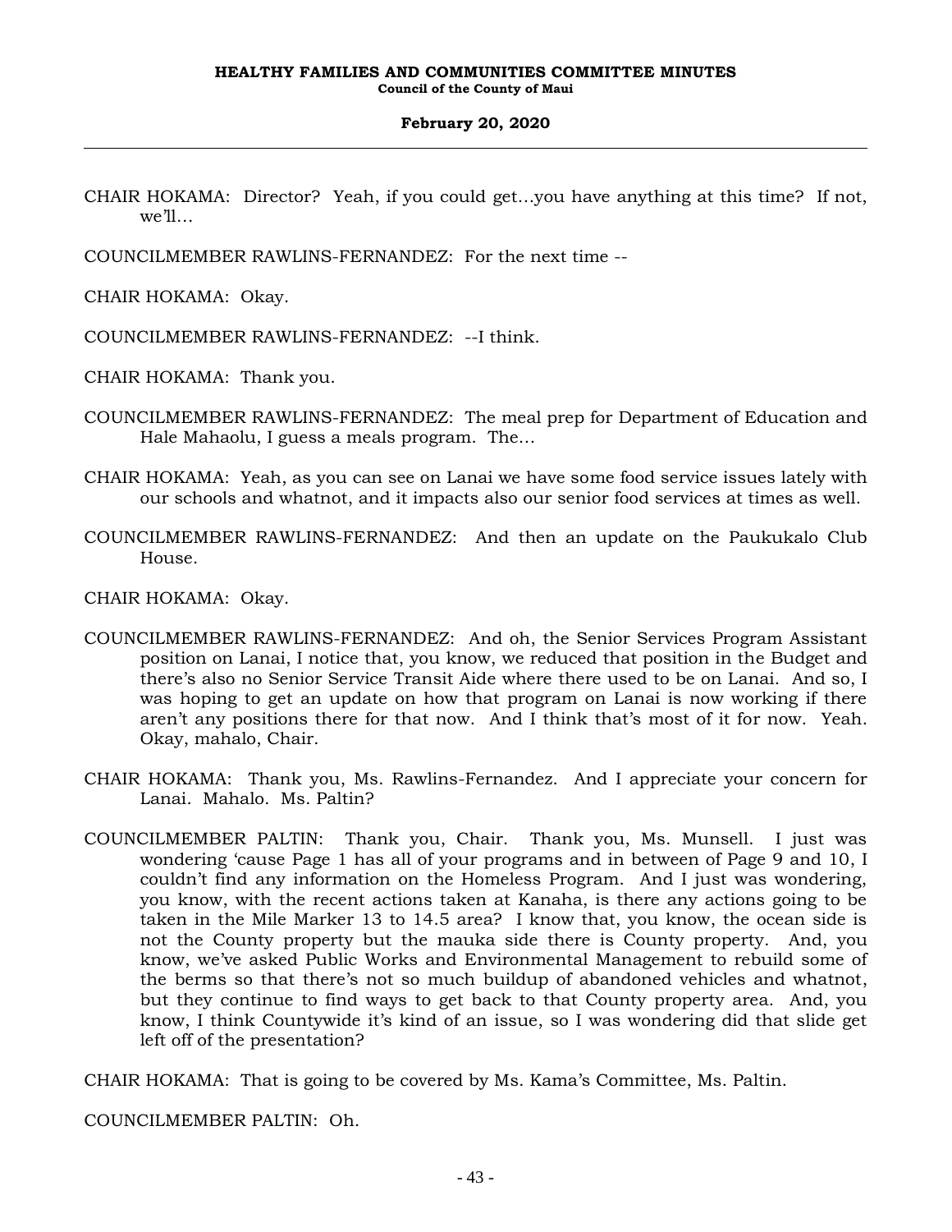CHAIR HOKAMA: Director? Yeah, if you could get…you have anything at this time? If not, we'll…

COUNCILMEMBER RAWLINS-FERNANDEZ: For the next time --

CHAIR HOKAMA: Okay.

COUNCILMEMBER RAWLINS-FERNANDEZ: --I think.

CHAIR HOKAMA: Thank you.

COUNCILMEMBER RAWLINS-FERNANDEZ: The meal prep for Department of Education and Hale Mahaolu, I guess a meals program. The…

CHAIR HOKAMA: Yeah, as you can see on Lanai we have some food service issues lately with our schools and whatnot, and it impacts also our senior food services at times as well.

COUNCILMEMBER RAWLINS-FERNANDEZ: And then an update on the Paukukalo Club House.

CHAIR HOKAMA: Okay.

COUNCILMEMBER RAWLINS-FERNANDEZ: And oh, the Senior Services Program Assistant position on Lanai, I notice that, you know, we reduced that position in the Budget and there's also no Senior Service Transit Aide where there used to be on Lanai. And so, I was hoping to get an update on how that program on Lanai is now working if there aren't any positions there for that now. And I think that's most of it for now. Yeah. Okay, mahalo, Chair.

CHAIR HOKAMA: Thank you, Ms. Rawlins-Fernandez. And I appreciate your concern for Lanai. Mahalo. Ms. Paltin?

COUNCILMEMBER PALTIN: Thank you, Chair. Thank you, Ms. Munsell. I just was wondering 'cause Page 1 has all of your programs and in between of Page 9 and 10, I couldn't find any information on the Homeless Program. And I just was wondering, you know, with the recent actions taken at Kanaha, is there any actions going to be taken in the Mile Marker 13 to 14.5 area? I know that, you know, the ocean side is not the County property but the mauka side there is County property. And, you know, we've asked Public Works and Environmental Management to rebuild some of the berms so that there's not so much buildup of abandoned vehicles and whatnot, but they continue to find ways to get back to that County property area. And, you know, I think Countywide it's kind of an issue, so I was wondering did that slide get left off of the presentation?

CHAIR HOKAMA: That is going to be covered by Ms. Kama's Committee, Ms. Paltin.

COUNCILMEMBER PALTIN: Oh.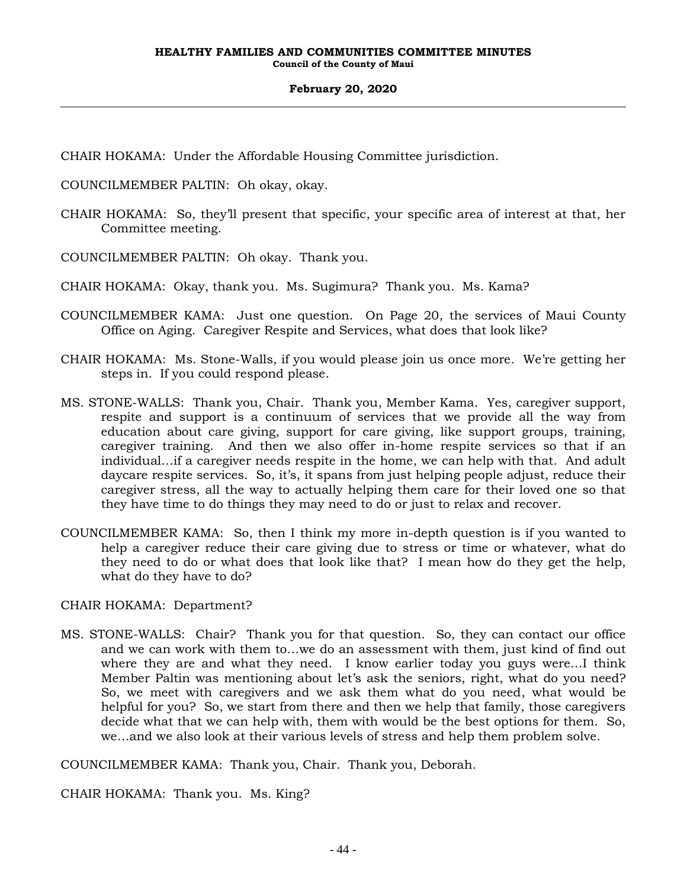CHAIR HOKAMA: Under the Affordable Housing Committee jurisdiction.

COUNCILMEMBER PALTIN: Oh okay, okay.

CHAIR HOKAMA: So, they'll present that specific, your specific area of interest at that, her Committee meeting.

COUNCILMEMBER PALTIN: Oh okay. Thank you.

CHAIR HOKAMA: Okay, thank you. Ms. Sugimura? Thank you. Ms. Kama?

COUNCILMEMBER KAMA: Just one question. On Page 20, the services of Maui County Office on Aging. Caregiver Respite and Services, what does that look like?

CHAIR HOKAMA: Ms. Stone-Walls, if you would please join us once more. We're getting her steps in. If you could respond please.

MS. STONE-WALLS: Thank you, Chair. Thank you, Member Kama. Yes, caregiver support, respite and support is a continuum of services that we provide all the way from education about care giving, support for care giving, like support groups, training, caregiver training. And then we also offer in-home respite services so that if an individual...if a caregiver needs respite in the home, we can help with that. And adult daycare respite services. So, it's, it spans from just helping people adjust, reduce their caregiver stress, all the way to actually helping them care for their loved one so that they have time to do things they may need to do or just to relax and recover.

COUNCILMEMBER KAMA: So, then I think my more in-depth question is if you wanted to help a caregiver reduce their care giving due to stress or time or whatever, what do they need to do or what does that look like that? I mean how do they get the help, what do they have to do?

CHAIR HOKAMA: Department?

MS. STONE-WALLS: Chair? Thank you for that question. So, they can contact our office and we can work with them to...we do an assessment with them, just kind of find out where they are and what they need. I know earlier today you guys were...I think Member Paltin was mentioning about let's ask the seniors, right, what do you need? So, we meet with caregivers and we ask them what do you need, what would be helpful for you? So, we start from there and then we help that family, those caregivers decide what that we can help with, them with would be the best options for them. So, we...and we also look at their various levels of stress and help them problem solve.

COUNCILMEMBER KAMA: Thank you, Chair. Thank you, Deborah.

CHAIR HOKAMA: Thank you. Ms. King?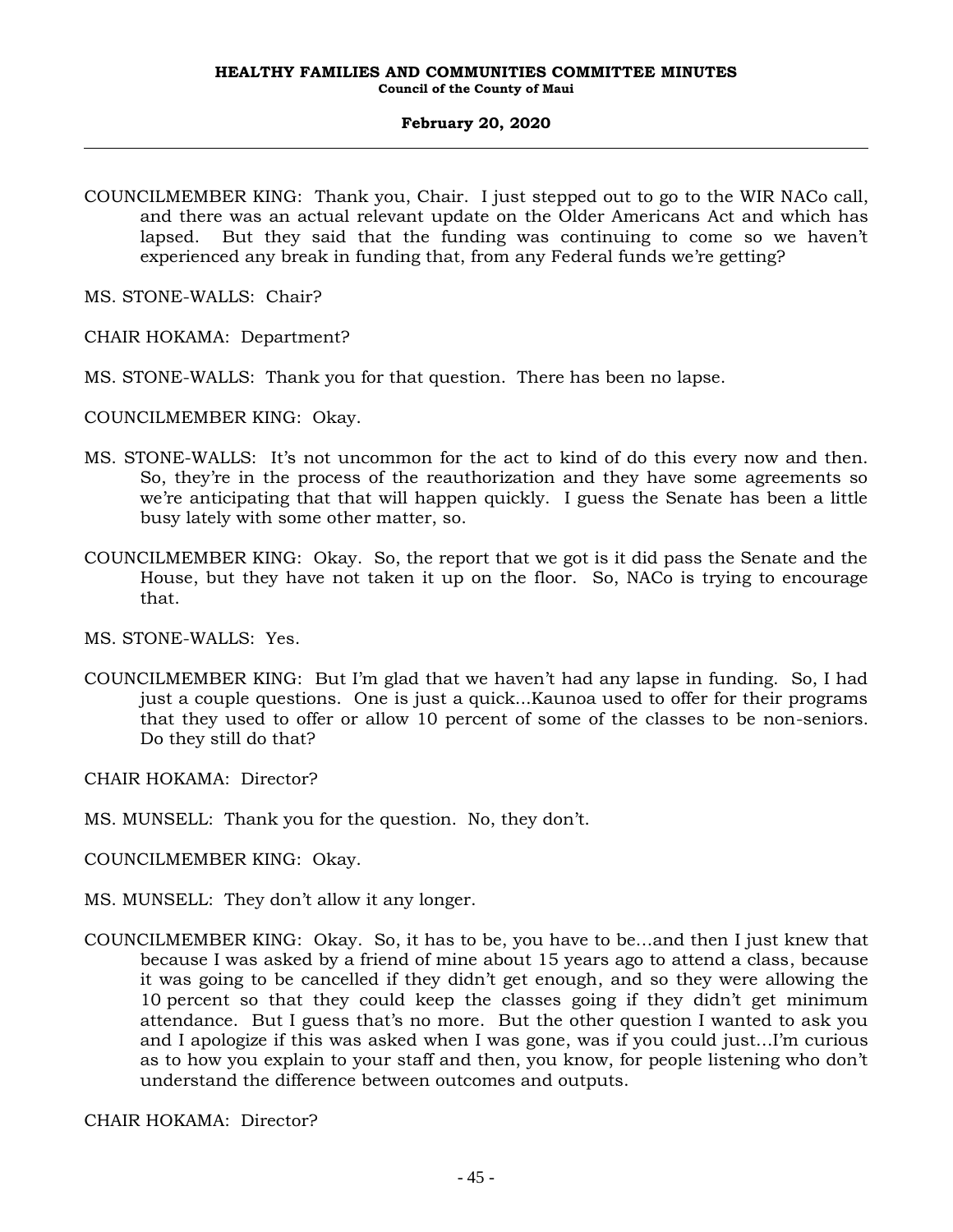COUNCILMEMBER KING: Thank you, Chair. I just stepped out to go to the WIR NACo call, and there was an actual relevant update on the Older Americans Act and which has lapsed. But they said that the funding was continuing to come so we haven't experienced any break in funding that, from any Federal funds we're getting?

MS. STONE-WALLS: Chair?

CHAIR HOKAMA: Department?

MS. STONE-WALLS: Thank you for that question. There has been no lapse.

COUNCILMEMBER KING: Okay.

MS. STONE-WALLS: It's not uncommon for the act to kind of do this every now and then. So, they're in the process of the reauthorization and they have some agreements so we're anticipating that that will happen quickly. I guess the Senate has been a little busy lately with some other matter, so.

COUNCILMEMBER KING: Okay. So, the report that we got is it did pass the Senate and the House, but they have not taken it up on the floor. So, NACo is trying to encourage that.

MS. STONE-WALLS: Yes.

COUNCILMEMBER KING: But I'm glad that we haven't had any lapse in funding. So, I had just a couple questions. One is just a quick...Kaunoa used to offer for their programs that they used to offer or allow 10 percent of some of the classes to be non-seniors. Do they still do that?

CHAIR HOKAMA: Director?

MS. MUNSELL: Thank you for the question. No, they don't.

COUNCILMEMBER KING: Okay.

MS. MUNSELL: They don't allow it any longer.

COUNCILMEMBER KING: Okay. So, it has to be, you have to be...and then I just knew that because I was asked by a friend of mine about 15 years ago to attend a class, because it was going to be cancelled if they didn't get enough, and so they were allowing the 10 percent so that they could keep the classes going if they didn't get minimum attendance. But I guess that's no more. But the other question I wanted to ask you and I apologize if this was asked when I was gone, was if you could just...I'm curious as to how you explain to your staff and then, you know, for people listening who don't understand the difference between outcomes and outputs.

CHAIR HOKAMA: Director?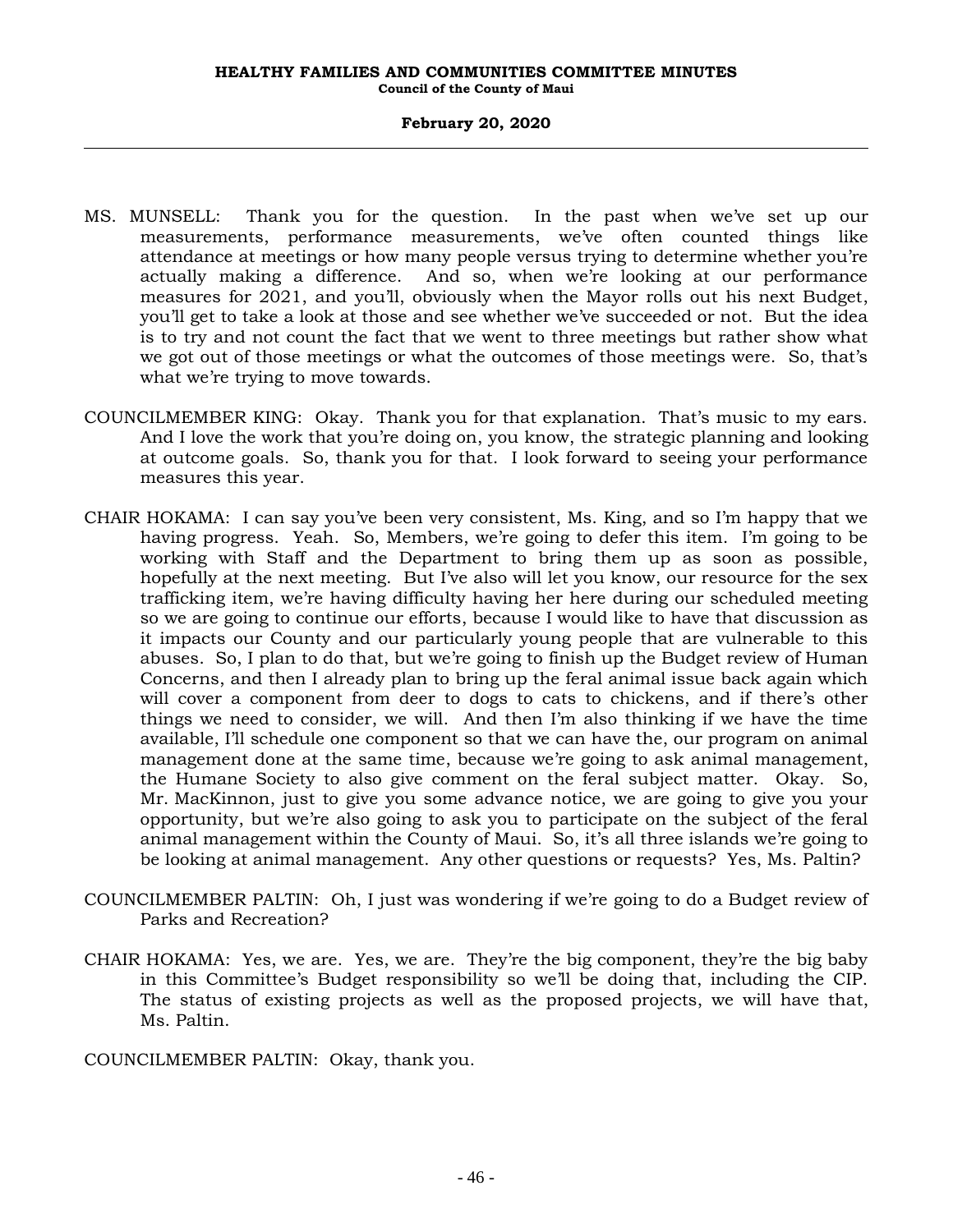MS. MUNSELL: Thank you for the question. In the past when we've set up our measurements, performance measurements, we've often counted things like attendance at meetings or how many people versus trying to determine whether you're actually making a difference. And so, when we're looking at our performance measures for 2021, and you'll, obviously when the Mayor rolls out his next Budget, you'll get to take a look at those and see whether we've succeeded or not. But the idea is to try and not count the fact that we went to three meetings but rather show what we got out of those meetings or what the outcomes of those meetings were. So, that's what we're trying to move towards.

COUNCILMEMBER KING: Okay. Thank you for that explanation. That's music to my ears. And I love the work that you're doing on, you know, the strategic planning and looking at outcome goals. So, thank you for that. I look forward to seeing your performance measures this year.

CHAIR HOKAMA: I can say you've been very consistent, Ms. King, and so I'm happy that we having progress. Yeah. So, Members, we're going to defer this item. I'm going to be working with Staff and the Department to bring them up as soon as possible, hopefully at the next meeting. But I've also will let you know, our resource for the sex trafficking item, we're having difficulty having her here during our scheduled meeting so we are going to continue our efforts, because I would like to have that discussion as it impacts our County and our particularly young people that are vulnerable to this abuses. So, I plan to do that, but we're going to finish up the Budget review of Human Concerns, and then I already plan to bring up the feral animal issue back again which will cover a component from deer to dogs to cats to chickens, and if there's other things we need to consider, we will. And then I'm also thinking if we have the time available, I'll schedule one component so that we can have the, our program on animal management done at the same time, because we're going to ask animal management, the Humane Society to also give comment on the feral subject matter. Okay. So, Mr. MacKinnon, just to give you some advance notice, we are going to give you your opportunity, but we're also going to ask you to participate on the subject of the feral animal management within the County of Maui. So, it's all three islands we're going to be looking at animal management. Any other questions or requests? Yes, Ms. Paltin?

COUNCILMEMBER PALTIN: Oh, I just was wondering if we're going to do a Budget review of Parks and Recreation?

CHAIR HOKAMA: Yes, we are. Yes, we are. They're the big component, they're the big baby in this Committee's Budget responsibility so we'll be doing that, including the CIP. The status of existing projects as well as the proposed projects, we will have that, Ms. Paltin.

COUNCILMEMBER PALTIN: Okay, thank you.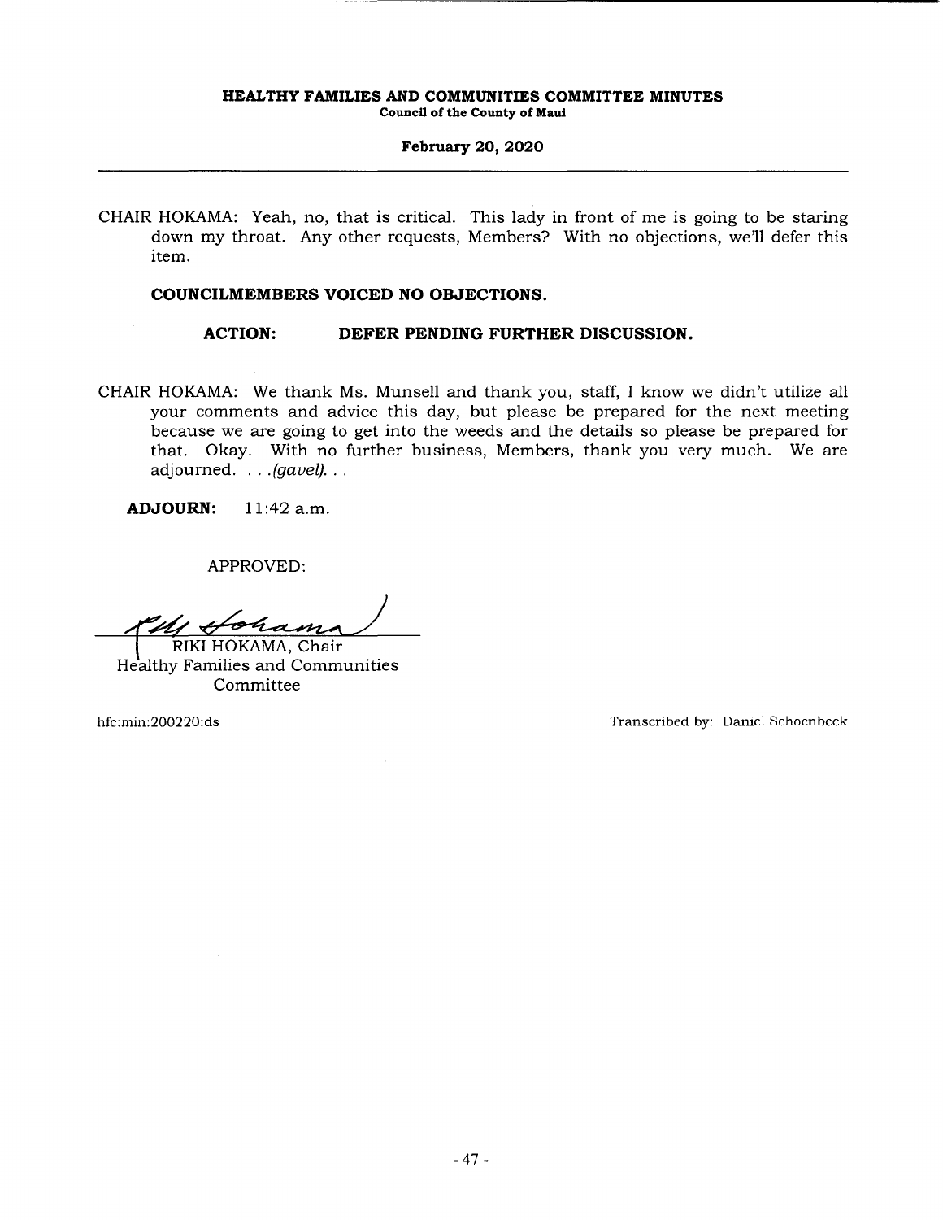CHAIR HOKAMA: Yeah, no, that is critical. This lady in front of me is going to be staring down my throat. Any other requests, Members? With no objections, we'll defer this item.

**COUNCILMEMBERS VOICED NO OBJECTIONS.**

**ACTION: DEFER PENDING FURTHER DISCUSSION.**

CHAIR HOKAMA: We thank Ms. Munsell and thank you, staff, I know we didn't utilize all your comments and advice this day, but please be prepared for the next meeting because we are going to get into the weeds and the details so please be prepared for that. Okay. With no further business, Members, thank you very much. We are adjourned. . . .*(gavel)*. . .

**ADJOURN:** 11:42 a.m.

APPROVED:

RIKI HOKAMA, Chair
Healthy Families and Communities Committee

hfc:min:200220:ds

Transcribed by: Daniel Schoenbeck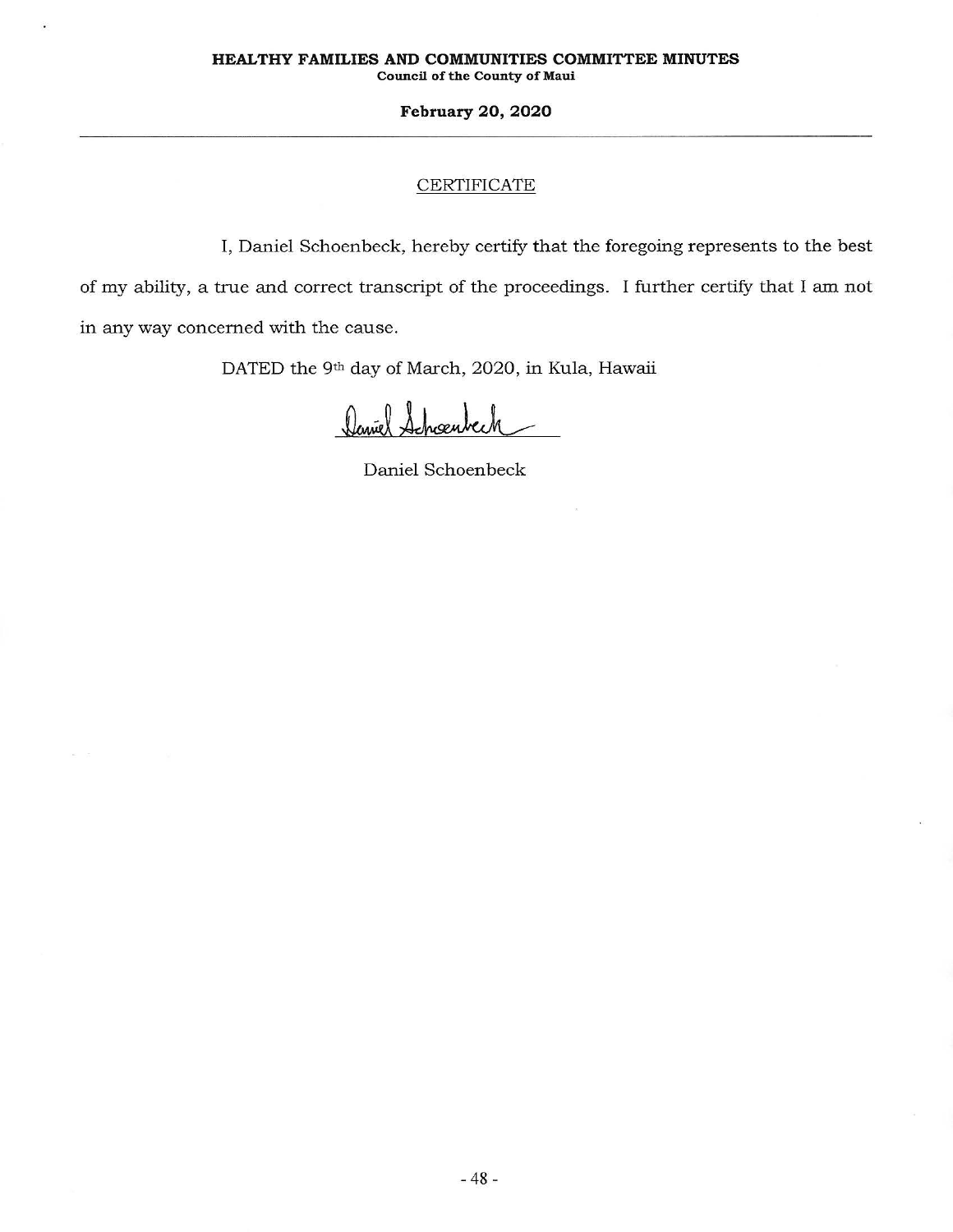## CERTIFICATE

I, Daniel Schoenbeck, hereby certify that the foregoing represents to the best of my ability, a true and correct transcript of the proceedings. I further certify that I am not in any way concerned with the cause.

DATED the 9th day of March, 2020, in Kula, Hawaii

Daniel Schoenbeck

Daniel Schoenbeck